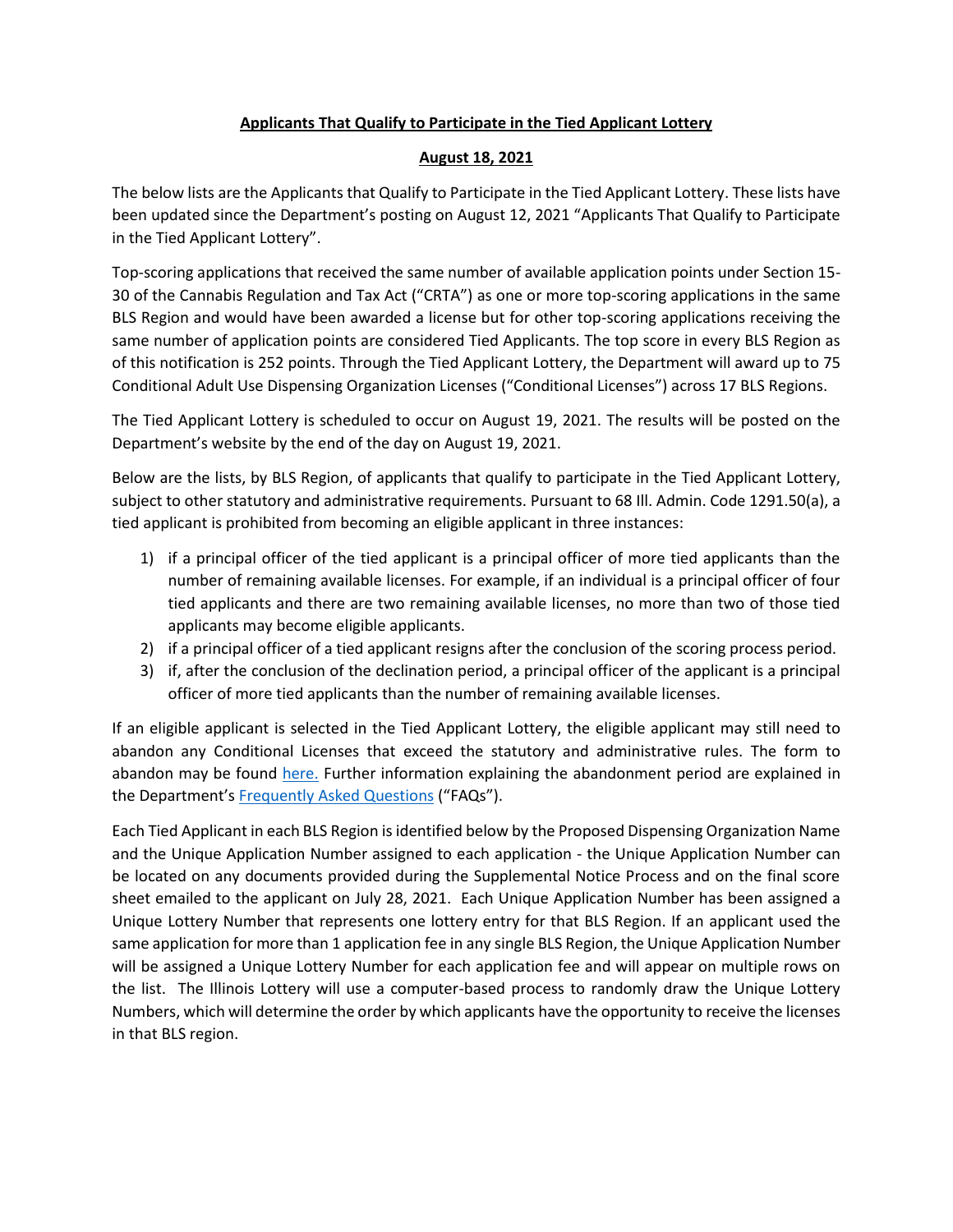## **Applicants That Qualify to Participate in the Tied Applicant Lottery**

**August 18, 2021**

The below lists are the Applicants that Qualify to Participate in the Tied Applicant Lottery. These lists have been updated since the Department's posting on August 12, 2021 "Applicants That Qualify to Participate in the Tied Applicant Lottery".

Top-scoring applications that received the same number of available application points under Section 15-30 of the Cannabis Regulation and Tax Act ("CRTA") as one or more top-scoring applications in the same BLS Region and would have been awarded a license but for other top-scoring applications receiving the same number of application points are considered Tied Applicants. The top score in every BLS Region as of this notification is 252 points. Through the Tied Applicant Lottery, the Department will award up to 75 Conditional Adult Use Dispensing Organization Licenses ("Conditional Licenses") across 17 BLS Regions.

The Tied Applicant Lottery is scheduled to occur on August 19, 2021. The results will be posted on the Department's website by the end of the day on August 19, 2021.

Below are the lists, by BLS Region, of applicants that qualify to participate in the Tied Applicant Lottery, subject to other statutory and administrative requirements. Pursuant to 68 Ill. Admin. Code 1291.50(a), a tied applicant is prohibited from becoming an eligible applicant in three instances:

1) if a principal officer of the tied applicant is a principal officer of more tied applicants than the number of remaining available licenses. For example, if an individual is a principal officer of four tied applicants and there are two remaining available licenses, no more than two of those tied applicants may become eligible applicants.
2) if a principal officer of a tied applicant resigns after the conclusion of the scoring process period.
3) if, after the conclusion of the declination period, a principal officer of the applicant is a principal officer of more tied applicants than the number of remaining available licenses.

If an eligible applicant is selected in the Tied Applicant Lottery, the eligible applicant may still need to abandon any Conditional Licenses that exceed the statutory and administrative rules. The form to abandon may be found here. Further information explaining the abandonment period are explained in the Department's Frequently Asked Questions ("FAQs").

Each Tied Applicant in each BLS Region is identified below by the Proposed Dispensing Organization Name and the Unique Application Number assigned to each application - the Unique Application Number can be located on any documents provided during the Supplemental Notice Process and on the final score sheet emailed to the applicant on July 28, 2021. Each Unique Application Number has been assigned a Unique Lottery Number that represents one lottery entry for that BLS Region. If an applicant used the same application for more than 1 application fee in any single BLS Region, the Unique Application Number will be assigned a Unique Lottery Number for each application fee and will appear on multiple rows on the list. The Illinois Lottery will use a computer-based process to randomly draw the Unique Lottery Numbers, which will determine the order by which applicants have the opportunity to receive the licenses in that BLS region.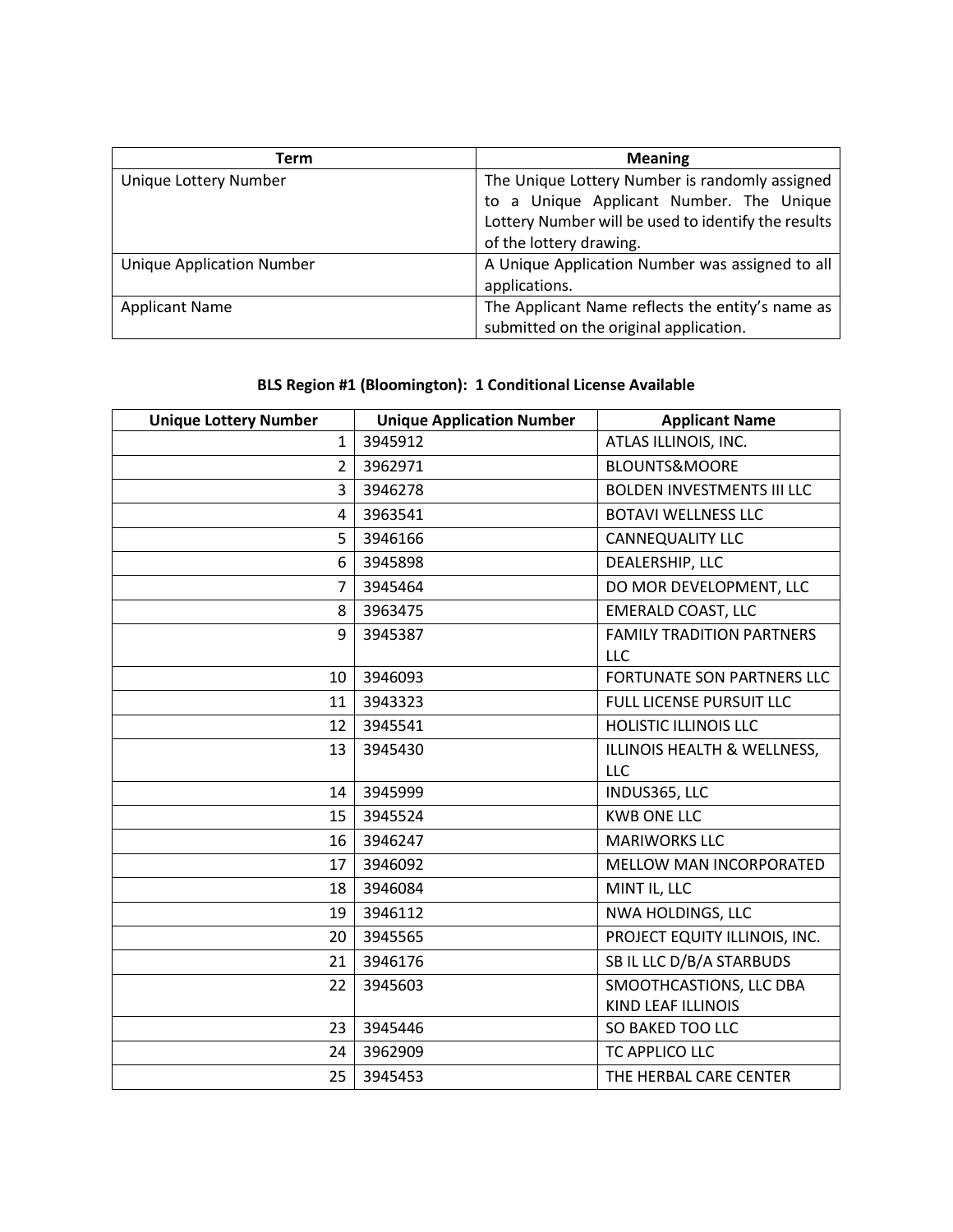| Term | Meaning |
|---|---|
| Unique Lottery Number | The Unique Lottery Number is randomly assigned to a Unique Applicant Number. The Unique Lottery Number will be used to identify the results of the lottery drawing. |
| Unique Application Number | A Unique Application Number was assigned to all applications. |
| Applicant Name | The Applicant Name reflects the entity's name as submitted on the original application. |

**BLS Region #1 (Bloomington): 1 Conditional License Available**

| Unique Lottery Number | Unique Application Number | Applicant Name |
|---|---|---|
| 1 | 3945912 | ATLAS ILLINOIS, INC. |
| 2 | 3962971 | BLOUNTS&MOORE |
| 3 | 3946278 | BOLDEN INVESTMENTS III LLC |
| 4 | 3963541 | BOTAVI WELLNESS LLC |
| 5 | 3946166 | CANNEQUALITY LLC |
| 6 | 3945898 | DEALERSHIP, LLC |
| 7 | 3945464 | DO MOR DEVELOPMENT, LLC |
| 8 | 3963475 | EMERALD COAST, LLC |
| 9 | 3945387 | FAMILY TRADITION PARTNERS LLC |
| 10 | 3946093 | FORTUNATE SON PARTNERS LLC |
| 11 | 3943323 | FULL LICENSE PURSUIT LLC |
| 12 | 3945541 | HOLISTIC ILLINOIS LLC |
| 13 | 3945430 | ILLINOIS HEALTH & WELLNESS, LLC |
| 14 | 3945999 | INDUS365, LLC |
| 15 | 3945524 | KWB ONE LLC |
| 16 | 3946247 | MARIWORKS LLC |
| 17 | 3946092 | MELLOW MAN INCORPORATED |
| 18 | 3946084 | MINT IL, LLC |
| 19 | 3946112 | NWA HOLDINGS, LLC |
| 20 | 3945565 | PROJECT EQUITY ILLINOIS, INC. |
| 21 | 3946176 | SB IL LLC D/B/A STARBUDS |
| 22 | 3945603 | SMOOTHCASTIONS, LLC DBA KIND LEAF ILLINOIS |
| 23 | 3945446 | SO BAKED TOO LLC |
| 24 | 3962909 | TC APPLICO LLC |
| 25 | 3945453 | THE HERBAL CARE CENTER |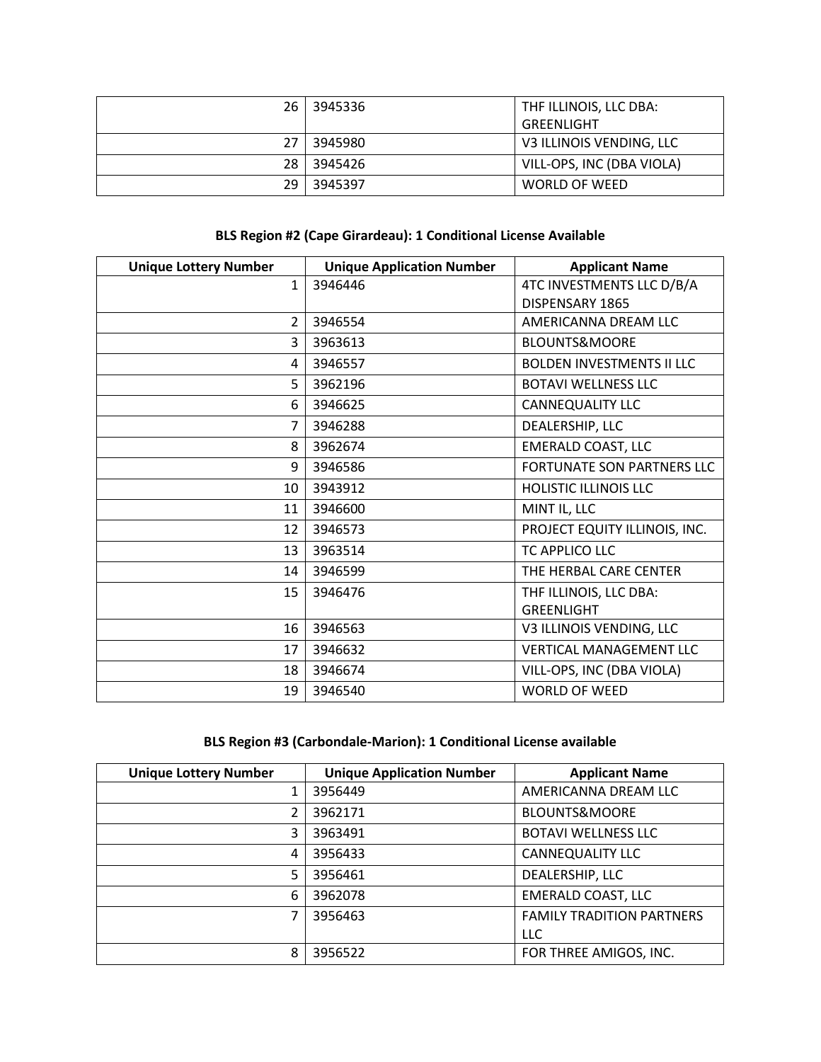| | | |
|---|---|---|
| 26 | 3945336 | THF ILLINOIS, LLC DBA: GREENLIGHT |
| 27 | 3945980 | V3 ILLINOIS VENDING, LLC |
| 28 | 3945426 | VILL-OPS, INC (DBA VIOLA) |
| 29 | 3945397 | WORLD OF WEED |

**BLS Region #2 (Cape Girardeau): 1 Conditional License Available**

| Unique Lottery Number | Unique Application Number | Applicant Name |
|---|---|---|
| 1 | 3946446 | 4TC INVESTMENTS LLC D/B/A DISPENSARY 1865 |
| 2 | 3946554 | AMERICANNA DREAM LLC |
| 3 | 3963613 | BLOUNTS&MOORE |
| 4 | 3946557 | BOLDEN INVESTMENTS II LLC |
| 5 | 3962196 | BOTAVI WELLNESS LLC |
| 6 | 3946625 | CANNEQUALITY LLC |
| 7 | 3946288 | DEALERSHIP, LLC |
| 8 | 3962674 | EMERALD COAST, LLC |
| 9 | 3946586 | FORTUNATE SON PARTNERS LLC |
| 10 | 3943912 | HOLISTIC ILLINOIS LLC |
| 11 | 3946600 | MINT IL, LLC |
| 12 | 3946573 | PROJECT EQUITY ILLINOIS, INC. |
| 13 | 3963514 | TC APPLICO LLC |
| 14 | 3946599 | THE HERBAL CARE CENTER |
| 15 | 3946476 | THF ILLINOIS, LLC DBA: GREENLIGHT |
| 16 | 3946563 | V3 ILLINOIS VENDING, LLC |
| 17 | 3946632 | VERTICAL MANAGEMENT LLC |
| 18 | 3946674 | VILL-OPS, INC (DBA VIOLA) |
| 19 | 3946540 | WORLD OF WEED |

**BLS Region #3 (Carbondale-Marion): 1 Conditional License available**

| Unique Lottery Number | Unique Application Number | Applicant Name |
|---|---|---|
| 1 | 3956449 | AMERICANNA DREAM LLC |
| 2 | 3962171 | BLOUNTS&MOORE |
| 3 | 3963491 | BOTAVI WELLNESS LLC |
| 4 | 3956433 | CANNEQUALITY LLC |
| 5 | 3956461 | DEALERSHIP, LLC |
| 6 | 3962078 | EMERALD COAST, LLC |
| 7 | 3956463 | FAMILY TRADITION PARTNERS LLC |
| 8 | 3956522 | FOR THREE AMIGOS, INC. |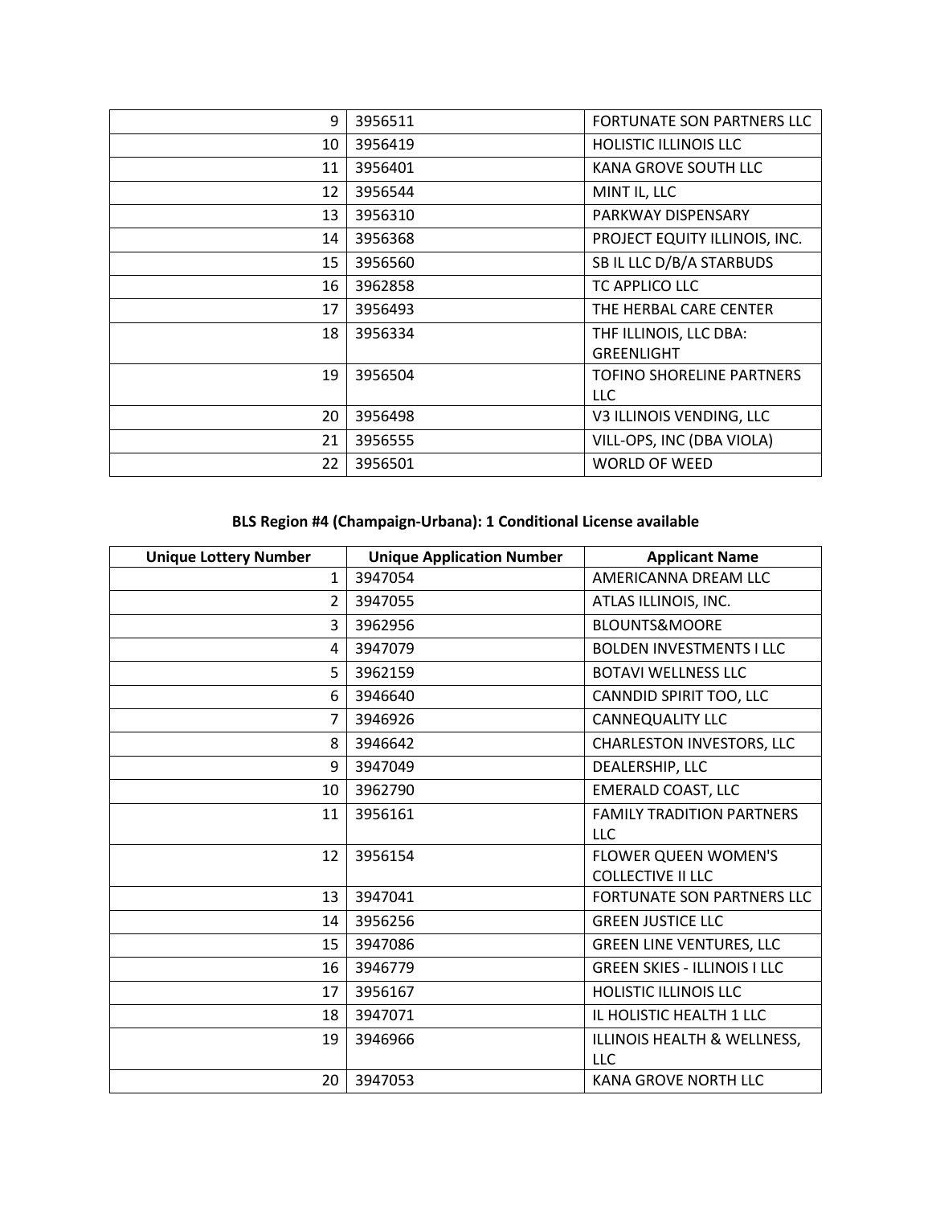| | | |
|---|---|---|
| 9 | 3956511 | FORTUNATE SON PARTNERS LLC |
| 10 | 3956419 | HOLISTIC ILLINOIS LLC |
| 11 | 3956401 | KANA GROVE SOUTH LLC |
| 12 | 3956544 | MINT IL, LLC |
| 13 | 3956310 | PARKWAY DISPENSARY |
| 14 | 3956368 | PROJECT EQUITY ILLINOIS, INC. |
| 15 | 3956560 | SB IL LLC D/B/A STARBUDS |
| 16 | 3962858 | TC APPLICO LLC |
| 17 | 3956493 | THE HERBAL CARE CENTER |
| 18 | 3956334 | THF ILLINOIS, LLC DBA: GREENLIGHT |
| 19 | 3956504 | TOFINO SHORELINE PARTNERS LLC |
| 20 | 3956498 | V3 ILLINOIS VENDING, LLC |
| 21 | 3956555 | VILL-OPS, INC (DBA VIOLA) |
| 22 | 3956501 | WORLD OF WEED |

**BLS Region #4 (Champaign-Urbana): 1 Conditional License available**

| Unique Lottery Number | Unique Application Number | Applicant Name |
|---|---|---|
| 1 | 3947054 | AMERICANNA DREAM LLC |
| 2 | 3947055 | ATLAS ILLINOIS, INC. |
| 3 | 3962956 | BLOUNTS&MOORE |
| 4 | 3947079 | BOLDEN INVESTMENTS I LLC |
| 5 | 3962159 | BOTAVI WELLNESS LLC |
| 6 | 3946640 | CANNDID SPIRIT TOO, LLC |
| 7 | 3946926 | CANNEQUALITY LLC |
| 8 | 3946642 | CHARLESTON INVESTORS, LLC |
| 9 | 3947049 | DEALERSHIP, LLC |
| 10 | 3962790 | EMERALD COAST, LLC |
| 11 | 3956161 | FAMILY TRADITION PARTNERS LLC |
| 12 | 3956154 | FLOWER QUEEN WOMEN'S COLLECTIVE II LLC |
| 13 | 3947041 | FORTUNATE SON PARTNERS LLC |
| 14 | 3956256 | GREEN JUSTICE LLC |
| 15 | 3947086 | GREEN LINE VENTURES, LLC |
| 16 | 3946779 | GREEN SKIES - ILLINOIS I LLC |
| 17 | 3956167 | HOLISTIC ILLINOIS LLC |
| 18 | 3947071 | IL HOLISTIC HEALTH 1 LLC |
| 19 | 3946966 | ILLINOIS HEALTH & WELLNESS, LLC |
| 20 | 3947053 | KANA GROVE NORTH LLC |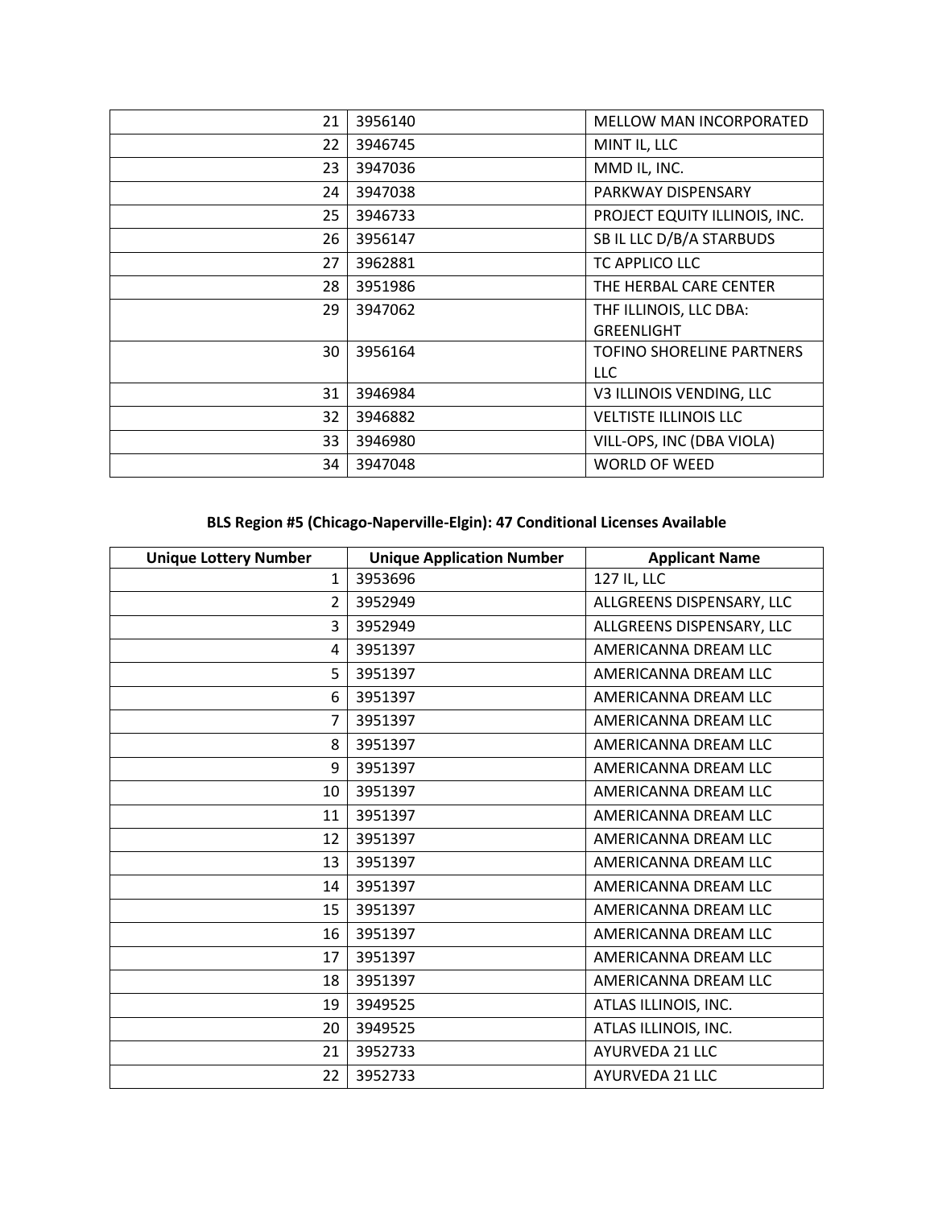| | | |
|---|---|---|
| 21 | 3956140 | MELLOW MAN INCORPORATED |
| 22 | 3946745 | MINT IL, LLC |
| 23 | 3947036 | MMD IL, INC. |
| 24 | 3947038 | PARKWAY DISPENSARY |
| 25 | 3946733 | PROJECT EQUITY ILLINOIS, INC. |
| 26 | 3956147 | SB IL LLC D/B/A STARBUDS |
| 27 | 3962881 | TC APPLICO LLC |
| 28 | 3951986 | THE HERBAL CARE CENTER |
| 29 | 3947062 | THF ILLINOIS, LLC DBA: GREENLIGHT |
| 30 | 3956164 | TOFINO SHORELINE PARTNERS LLC |
| 31 | 3946984 | V3 ILLINOIS VENDING, LLC |
| 32 | 3946882 | VELTISTE ILLINOIS LLC |
| 33 | 3946980 | VILL-OPS, INC (DBA VIOLA) |
| 34 | 3947048 | WORLD OF WEED |

**BLS Region #5 (Chicago-Naperville-Elgin): 47 Conditional Licenses Available**

| Unique Lottery Number | Unique Application Number | Applicant Name |
|---|---|---|
| 1 | 3953696 | 127 IL, LLC |
| 2 | 3952949 | ALLGREENS DISPENSARY, LLC |
| 3 | 3952949 | ALLGREENS DISPENSARY, LLC |
| 4 | 3951397 | AMERICANNA DREAM LLC |
| 5 | 3951397 | AMERICANNA DREAM LLC |
| 6 | 3951397 | AMERICANNA DREAM LLC |
| 7 | 3951397 | AMERICANNA DREAM LLC |
| 8 | 3951397 | AMERICANNA DREAM LLC |
| 9 | 3951397 | AMERICANNA DREAM LLC |
| 10 | 3951397 | AMERICANNA DREAM LLC |
| 11 | 3951397 | AMERICANNA DREAM LLC |
| 12 | 3951397 | AMERICANNA DREAM LLC |
| 13 | 3951397 | AMERICANNA DREAM LLC |
| 14 | 3951397 | AMERICANNA DREAM LLC |
| 15 | 3951397 | AMERICANNA DREAM LLC |
| 16 | 3951397 | AMERICANNA DREAM LLC |
| 17 | 3951397 | AMERICANNA DREAM LLC |
| 18 | 3951397 | AMERICANNA DREAM LLC |
| 19 | 3949525 | ATLAS ILLINOIS, INC. |
| 20 | 3949525 | ATLAS ILLINOIS, INC. |
| 21 | 3952733 | AYURVEDA 21 LLC |
| 22 | 3952733 | AYURVEDA 21 LLC |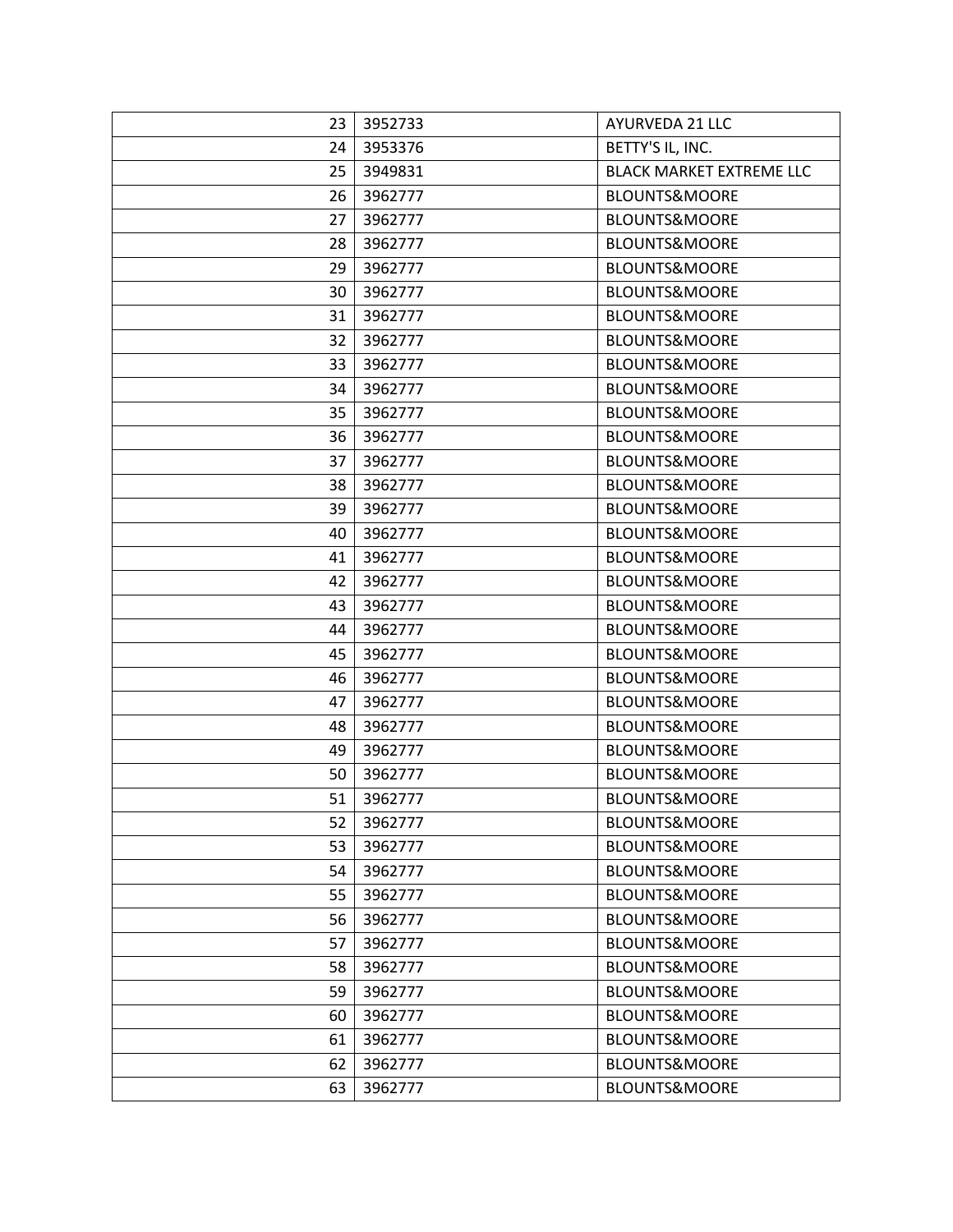| | | |
|---|---|---|
| 23 | 3952733 | AYURVEDA 21 LLC |
| 24 | 3953376 | BETTY'S IL, INC. |
| 25 | 3949831 | BLACK MARKET EXTREME LLC |
| 26 | 3962777 | BLOUNTS&MOORE |
| 27 | 3962777 | BLOUNTS&MOORE |
| 28 | 3962777 | BLOUNTS&MOORE |
| 29 | 3962777 | BLOUNTS&MOORE |
| 30 | 3962777 | BLOUNTS&MOORE |
| 31 | 3962777 | BLOUNTS&MOORE |
| 32 | 3962777 | BLOUNTS&MOORE |
| 33 | 3962777 | BLOUNTS&MOORE |
| 34 | 3962777 | BLOUNTS&MOORE |
| 35 | 3962777 | BLOUNTS&MOORE |
| 36 | 3962777 | BLOUNTS&MOORE |
| 37 | 3962777 | BLOUNTS&MOORE |
| 38 | 3962777 | BLOUNTS&MOORE |
| 39 | 3962777 | BLOUNTS&MOORE |
| 40 | 3962777 | BLOUNTS&MOORE |
| 41 | 3962777 | BLOUNTS&MOORE |
| 42 | 3962777 | BLOUNTS&MOORE |
| 43 | 3962777 | BLOUNTS&MOORE |
| 44 | 3962777 | BLOUNTS&MOORE |
| 45 | 3962777 | BLOUNTS&MOORE |
| 46 | 3962777 | BLOUNTS&MOORE |
| 47 | 3962777 | BLOUNTS&MOORE |
| 48 | 3962777 | BLOUNTS&MOORE |
| 49 | 3962777 | BLOUNTS&MOORE |
| 50 | 3962777 | BLOUNTS&MOORE |
| 51 | 3962777 | BLOUNTS&MOORE |
| 52 | 3962777 | BLOUNTS&MOORE |
| 53 | 3962777 | BLOUNTS&MOORE |
| 54 | 3962777 | BLOUNTS&MOORE |
| 55 | 3962777 | BLOUNTS&MOORE |
| 56 | 3962777 | BLOUNTS&MOORE |
| 57 | 3962777 | BLOUNTS&MOORE |
| 58 | 3962777 | BLOUNTS&MOORE |
| 59 | 3962777 | BLOUNTS&MOORE |
| 60 | 3962777 | BLOUNTS&MOORE |
| 61 | 3962777 | BLOUNTS&MOORE |
| 62 | 3962777 | BLOUNTS&MOORE |
| 63 | 3962777 | BLOUNTS&MOORE |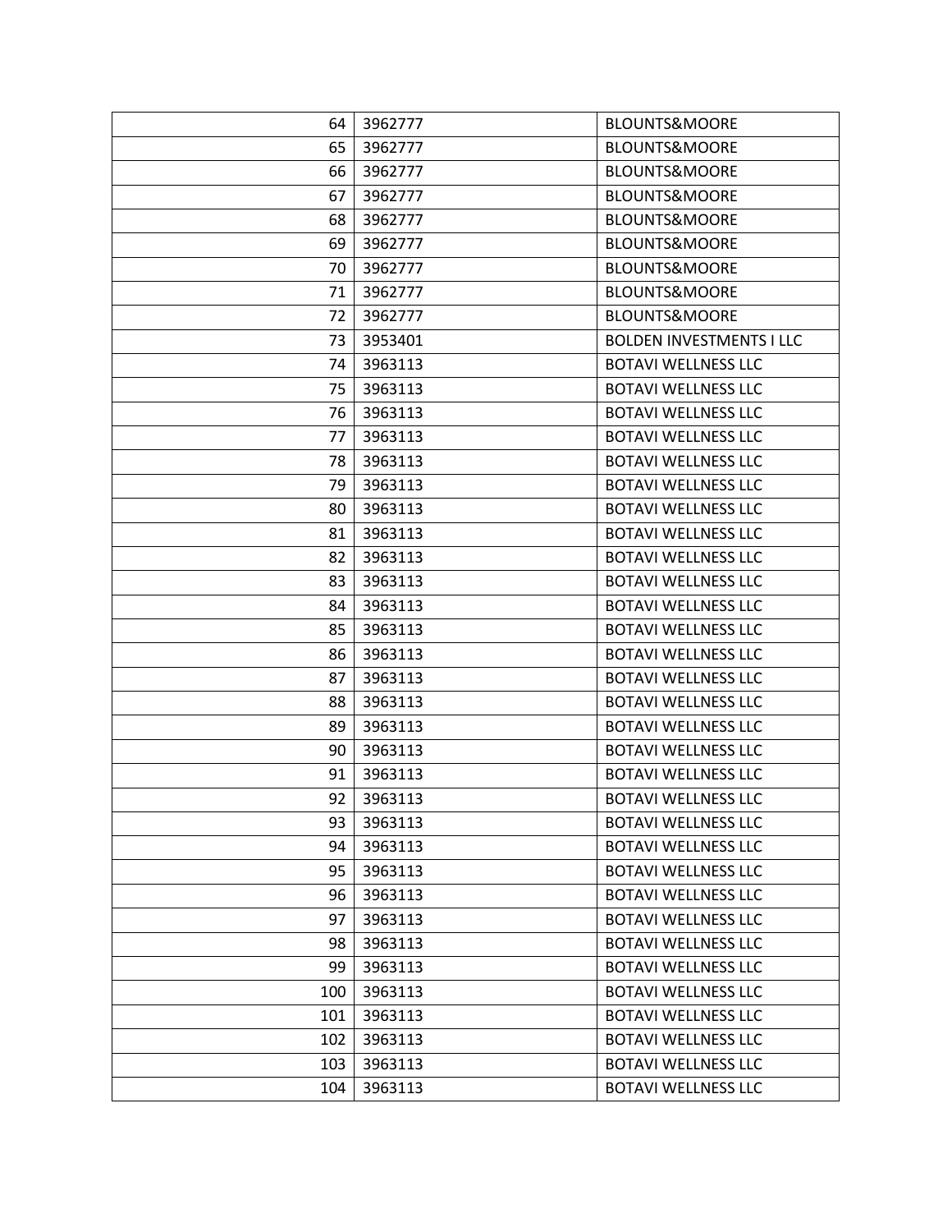| 64 | 3962777 | BLOUNTS&MOORE |
|---:|---|---|
| 65 | 3962777 | BLOUNTS&MOORE |
| 66 | 3962777 | BLOUNTS&MOORE |
| 67 | 3962777 | BLOUNTS&MOORE |
| 68 | 3962777 | BLOUNTS&MOORE |
| 69 | 3962777 | BLOUNTS&MOORE |
| 70 | 3962777 | BLOUNTS&MOORE |
| 71 | 3962777 | BLOUNTS&MOORE |
| 72 | 3962777 | BLOUNTS&MOORE |
| 73 | 3953401 | BOLDEN INVESTMENTS I LLC |
| 74 | 3963113 | BOTAVI WELLNESS LLC |
| 75 | 3963113 | BOTAVI WELLNESS LLC |
| 76 | 3963113 | BOTAVI WELLNESS LLC |
| 77 | 3963113 | BOTAVI WELLNESS LLC |
| 78 | 3963113 | BOTAVI WELLNESS LLC |
| 79 | 3963113 | BOTAVI WELLNESS LLC |
| 80 | 3963113 | BOTAVI WELLNESS LLC |
| 81 | 3963113 | BOTAVI WELLNESS LLC |
| 82 | 3963113 | BOTAVI WELLNESS LLC |
| 83 | 3963113 | BOTAVI WELLNESS LLC |
| 84 | 3963113 | BOTAVI WELLNESS LLC |
| 85 | 3963113 | BOTAVI WELLNESS LLC |
| 86 | 3963113 | BOTAVI WELLNESS LLC |
| 87 | 3963113 | BOTAVI WELLNESS LLC |
| 88 | 3963113 | BOTAVI WELLNESS LLC |
| 89 | 3963113 | BOTAVI WELLNESS LLC |
| 90 | 3963113 | BOTAVI WELLNESS LLC |
| 91 | 3963113 | BOTAVI WELLNESS LLC |
| 92 | 3963113 | BOTAVI WELLNESS LLC |
| 93 | 3963113 | BOTAVI WELLNESS LLC |
| 94 | 3963113 | BOTAVI WELLNESS LLC |
| 95 | 3963113 | BOTAVI WELLNESS LLC |
| 96 | 3963113 | BOTAVI WELLNESS LLC |
| 97 | 3963113 | BOTAVI WELLNESS LLC |
| 98 | 3963113 | BOTAVI WELLNESS LLC |
| 99 | 3963113 | BOTAVI WELLNESS LLC |
| 100 | 3963113 | BOTAVI WELLNESS LLC |
| 101 | 3963113 | BOTAVI WELLNESS LLC |
| 102 | 3963113 | BOTAVI WELLNESS LLC |
| 103 | 3963113 | BOTAVI WELLNESS LLC |
| 104 | 3963113 | BOTAVI WELLNESS LLC |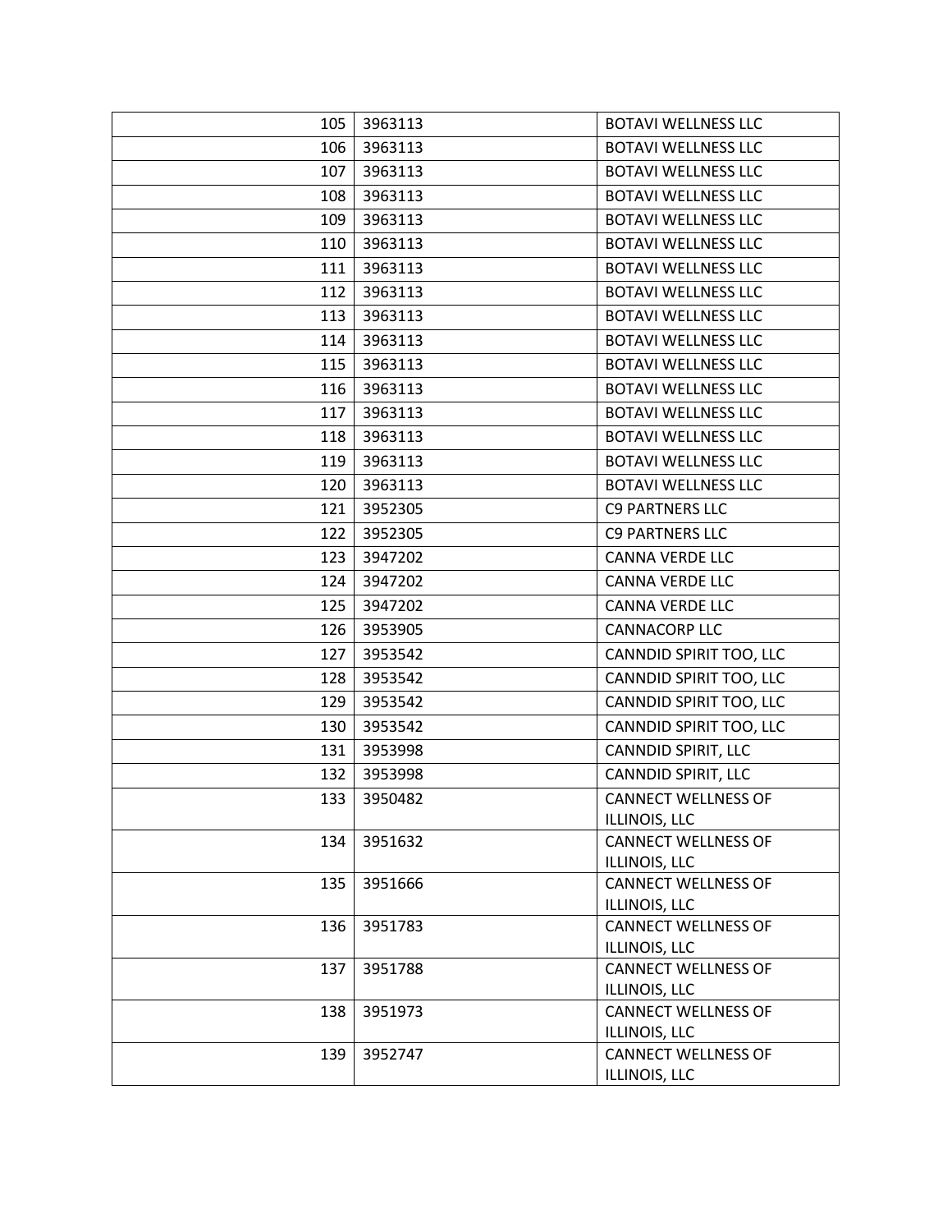| | | |
|---|---|---|
| 105 | 3963113 | BOTAVI WELLNESS LLC |
| 106 | 3963113 | BOTAVI WELLNESS LLC |
| 107 | 3963113 | BOTAVI WELLNESS LLC |
| 108 | 3963113 | BOTAVI WELLNESS LLC |
| 109 | 3963113 | BOTAVI WELLNESS LLC |
| 110 | 3963113 | BOTAVI WELLNESS LLC |
| 111 | 3963113 | BOTAVI WELLNESS LLC |
| 112 | 3963113 | BOTAVI WELLNESS LLC |
| 113 | 3963113 | BOTAVI WELLNESS LLC |
| 114 | 3963113 | BOTAVI WELLNESS LLC |
| 115 | 3963113 | BOTAVI WELLNESS LLC |
| 116 | 3963113 | BOTAVI WELLNESS LLC |
| 117 | 3963113 | BOTAVI WELLNESS LLC |
| 118 | 3963113 | BOTAVI WELLNESS LLC |
| 119 | 3963113 | BOTAVI WELLNESS LLC |
| 120 | 3963113 | BOTAVI WELLNESS LLC |
| 121 | 3952305 | C9 PARTNERS LLC |
| 122 | 3952305 | C9 PARTNERS LLC |
| 123 | 3947202 | CANNA VERDE LLC |
| 124 | 3947202 | CANNA VERDE LLC |
| 125 | 3947202 | CANNA VERDE LLC |
| 126 | 3953905 | CANNACORP LLC |
| 127 | 3953542 | CANNDID SPIRIT TOO, LLC |
| 128 | 3953542 | CANNDID SPIRIT TOO, LLC |
| 129 | 3953542 | CANNDID SPIRIT TOO, LLC |
| 130 | 3953542 | CANNDID SPIRIT TOO, LLC |
| 131 | 3953998 | CANNDID SPIRIT, LLC |
| 132 | 3953998 | CANNDID SPIRIT, LLC |
| 133 | 3950482 | CANNECT WELLNESS OF ILLINOIS, LLC |
| 134 | 3951632 | CANNECT WELLNESS OF ILLINOIS, LLC |
| 135 | 3951666 | CANNECT WELLNESS OF ILLINOIS, LLC |
| 136 | 3951783 | CANNECT WELLNESS OF ILLINOIS, LLC |
| 137 | 3951788 | CANNECT WELLNESS OF ILLINOIS, LLC |
| 138 | 3951973 | CANNECT WELLNESS OF ILLINOIS, LLC |
| 139 | 3952747 | CANNECT WELLNESS OF ILLINOIS, LLC |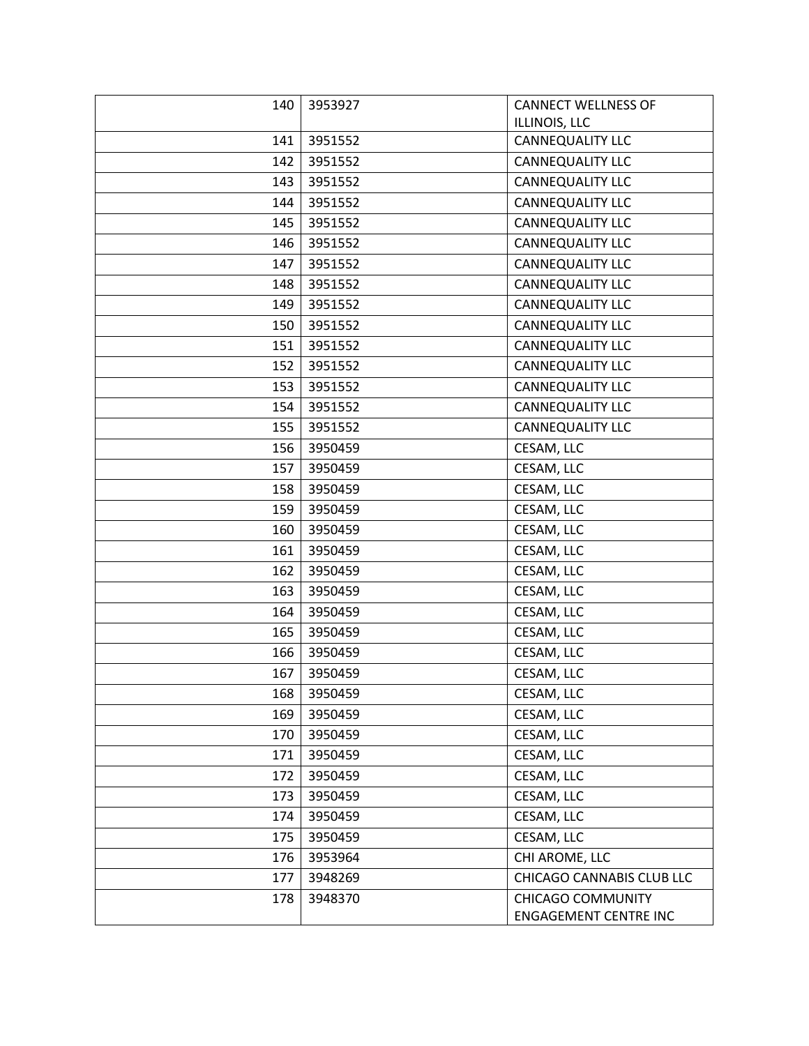| | | |
|---|---|---|
| 140 | 3953927 | CANNECT WELLNESS OF ILLINOIS, LLC |
| 141 | 3951552 | CANNEQUALITY LLC |
| 142 | 3951552 | CANNEQUALITY LLC |
| 143 | 3951552 | CANNEQUALITY LLC |
| 144 | 3951552 | CANNEQUALITY LLC |
| 145 | 3951552 | CANNEQUALITY LLC |
| 146 | 3951552 | CANNEQUALITY LLC |
| 147 | 3951552 | CANNEQUALITY LLC |
| 148 | 3951552 | CANNEQUALITY LLC |
| 149 | 3951552 | CANNEQUALITY LLC |
| 150 | 3951552 | CANNEQUALITY LLC |
| 151 | 3951552 | CANNEQUALITY LLC |
| 152 | 3951552 | CANNEQUALITY LLC |
| 153 | 3951552 | CANNEQUALITY LLC |
| 154 | 3951552 | CANNEQUALITY LLC |
| 155 | 3951552 | CANNEQUALITY LLC |
| 156 | 3950459 | CESAM, LLC |
| 157 | 3950459 | CESAM, LLC |
| 158 | 3950459 | CESAM, LLC |
| 159 | 3950459 | CESAM, LLC |
| 160 | 3950459 | CESAM, LLC |
| 161 | 3950459 | CESAM, LLC |
| 162 | 3950459 | CESAM, LLC |
| 163 | 3950459 | CESAM, LLC |
| 164 | 3950459 | CESAM, LLC |
| 165 | 3950459 | CESAM, LLC |
| 166 | 3950459 | CESAM, LLC |
| 167 | 3950459 | CESAM, LLC |
| 168 | 3950459 | CESAM, LLC |
| 169 | 3950459 | CESAM, LLC |
| 170 | 3950459 | CESAM, LLC |
| 171 | 3950459 | CESAM, LLC |
| 172 | 3950459 | CESAM, LLC |
| 173 | 3950459 | CESAM, LLC |
| 174 | 3950459 | CESAM, LLC |
| 175 | 3950459 | CESAM, LLC |
| 176 | 3953964 | CHI AROME, LLC |
| 177 | 3948269 | CHICAGO CANNABIS CLUB LLC |
| 178 | 3948370 | CHICAGO COMMUNITY ENGAGEMENT CENTRE INC |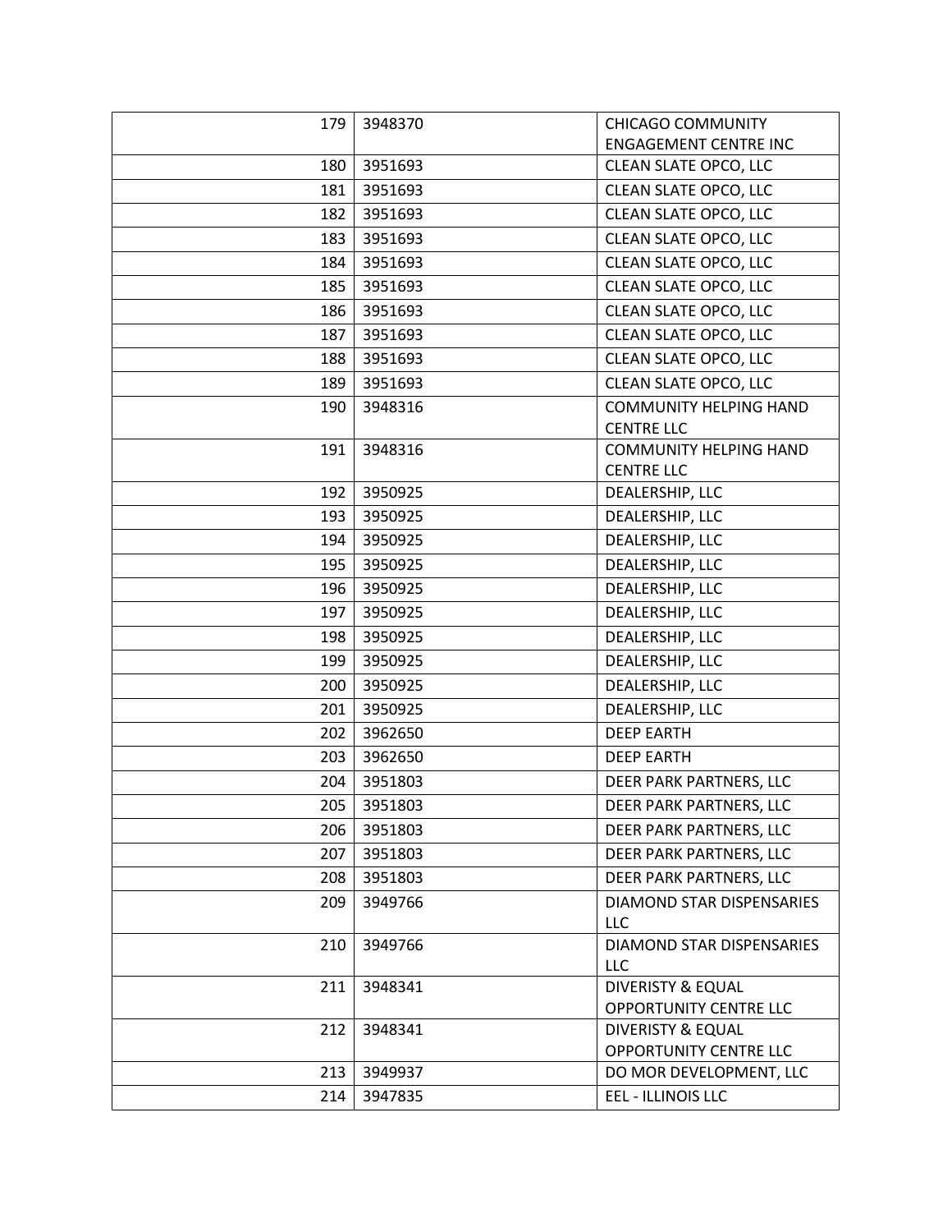| | | |
|---|---|---|
| 179 | 3948370 | CHICAGO COMMUNITY ENGAGEMENT CENTRE INC |
| 180 | 3951693 | CLEAN SLATE OPCO, LLC |
| 181 | 3951693 | CLEAN SLATE OPCO, LLC |
| 182 | 3951693 | CLEAN SLATE OPCO, LLC |
| 183 | 3951693 | CLEAN SLATE OPCO, LLC |
| 184 | 3951693 | CLEAN SLATE OPCO, LLC |
| 185 | 3951693 | CLEAN SLATE OPCO, LLC |
| 186 | 3951693 | CLEAN SLATE OPCO, LLC |
| 187 | 3951693 | CLEAN SLATE OPCO, LLC |
| 188 | 3951693 | CLEAN SLATE OPCO, LLC |
| 189 | 3951693 | CLEAN SLATE OPCO, LLC |
| 190 | 3948316 | COMMUNITY HELPING HAND CENTRE LLC |
| 191 | 3948316 | COMMUNITY HELPING HAND CENTRE LLC |
| 192 | 3950925 | DEALERSHIP, LLC |
| 193 | 3950925 | DEALERSHIP, LLC |
| 194 | 3950925 | DEALERSHIP, LLC |
| 195 | 3950925 | DEALERSHIP, LLC |
| 196 | 3950925 | DEALERSHIP, LLC |
| 197 | 3950925 | DEALERSHIP, LLC |
| 198 | 3950925 | DEALERSHIP, LLC |
| 199 | 3950925 | DEALERSHIP, LLC |
| 200 | 3950925 | DEALERSHIP, LLC |
| 201 | 3950925 | DEALERSHIP, LLC |
| 202 | 3962650 | DEEP EARTH |
| 203 | 3962650 | DEEP EARTH |
| 204 | 3951803 | DEER PARK PARTNERS, LLC |
| 205 | 3951803 | DEER PARK PARTNERS, LLC |
| 206 | 3951803 | DEER PARK PARTNERS, LLC |
| 207 | 3951803 | DEER PARK PARTNERS, LLC |
| 208 | 3951803 | DEER PARK PARTNERS, LLC |
| 209 | 3949766 | DIAMOND STAR DISPENSARIES LLC |
| 210 | 3949766 | DIAMOND STAR DISPENSARIES LLC |
| 211 | 3948341 | DIVERISTY & EQUAL OPPORTUNITY CENTRE LLC |
| 212 | 3948341 | DIVERISTY & EQUAL OPPORTUNITY CENTRE LLC |
| 213 | 3949937 | DO MOR DEVELOPMENT, LLC |
| 214 | 3947835 | EEL - ILLINOIS LLC |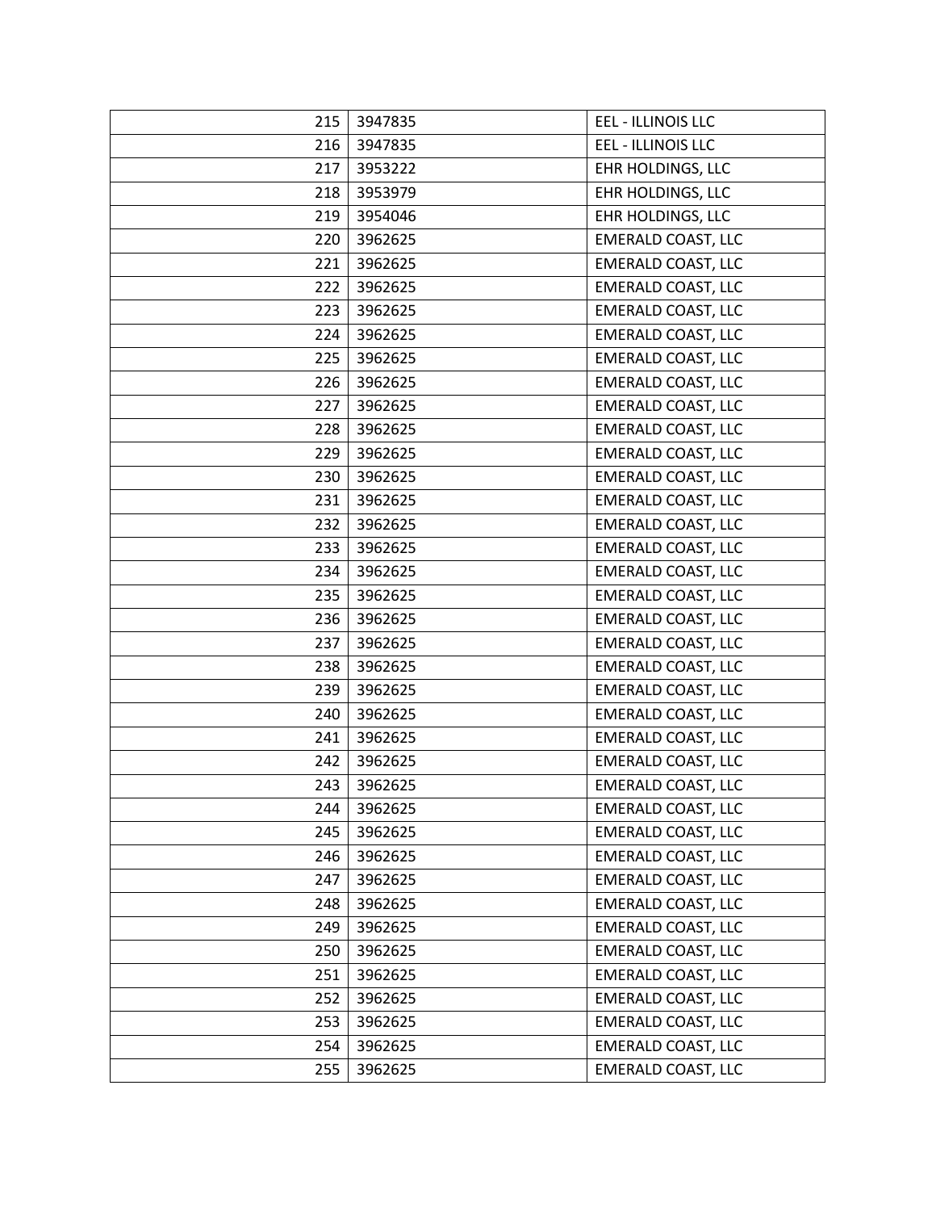| | | |
|---|---|---|
| 215 | 3947835 | EEL - ILLINOIS LLC |
| 216 | 3947835 | EEL - ILLINOIS LLC |
| 217 | 3953222 | EHR HOLDINGS, LLC |
| 218 | 3953979 | EHR HOLDINGS, LLC |
| 219 | 3954046 | EHR HOLDINGS, LLC |
| 220 | 3962625 | EMERALD COAST, LLC |
| 221 | 3962625 | EMERALD COAST, LLC |
| 222 | 3962625 | EMERALD COAST, LLC |
| 223 | 3962625 | EMERALD COAST, LLC |
| 224 | 3962625 | EMERALD COAST, LLC |
| 225 | 3962625 | EMERALD COAST, LLC |
| 226 | 3962625 | EMERALD COAST, LLC |
| 227 | 3962625 | EMERALD COAST, LLC |
| 228 | 3962625 | EMERALD COAST, LLC |
| 229 | 3962625 | EMERALD COAST, LLC |
| 230 | 3962625 | EMERALD COAST, LLC |
| 231 | 3962625 | EMERALD COAST, LLC |
| 232 | 3962625 | EMERALD COAST, LLC |
| 233 | 3962625 | EMERALD COAST, LLC |
| 234 | 3962625 | EMERALD COAST, LLC |
| 235 | 3962625 | EMERALD COAST, LLC |
| 236 | 3962625 | EMERALD COAST, LLC |
| 237 | 3962625 | EMERALD COAST, LLC |
| 238 | 3962625 | EMERALD COAST, LLC |
| 239 | 3962625 | EMERALD COAST, LLC |
| 240 | 3962625 | EMERALD COAST, LLC |
| 241 | 3962625 | EMERALD COAST, LLC |
| 242 | 3962625 | EMERALD COAST, LLC |
| 243 | 3962625 | EMERALD COAST, LLC |
| 244 | 3962625 | EMERALD COAST, LLC |
| 245 | 3962625 | EMERALD COAST, LLC |
| 246 | 3962625 | EMERALD COAST, LLC |
| 247 | 3962625 | EMERALD COAST, LLC |
| 248 | 3962625 | EMERALD COAST, LLC |
| 249 | 3962625 | EMERALD COAST, LLC |
| 250 | 3962625 | EMERALD COAST, LLC |
| 251 | 3962625 | EMERALD COAST, LLC |
| 252 | 3962625 | EMERALD COAST, LLC |
| 253 | 3962625 | EMERALD COAST, LLC |
| 254 | 3962625 | EMERALD COAST, LLC |
| 255 | 3962625 | EMERALD COAST, LLC |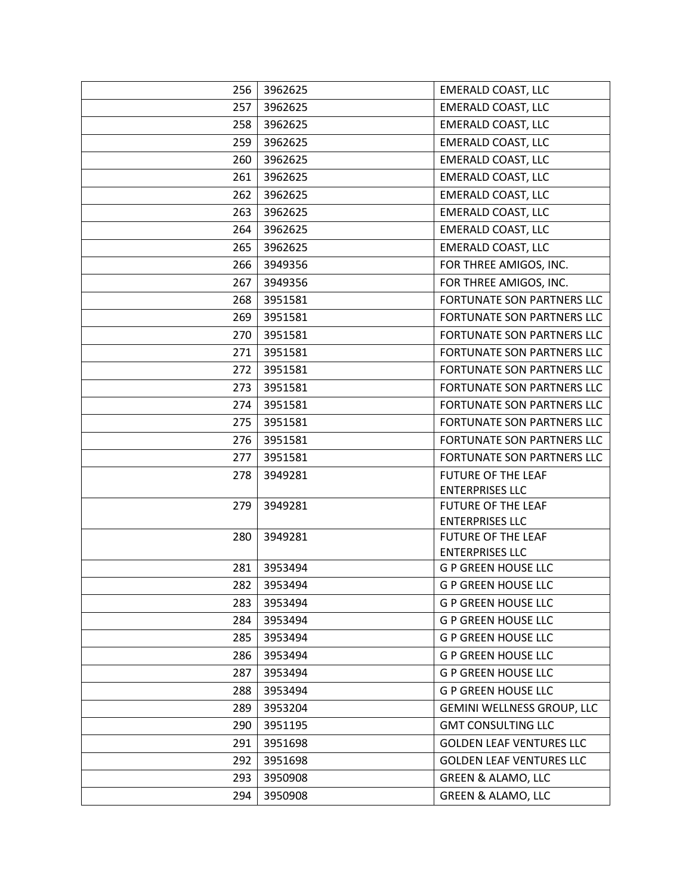| | | |
|---|---|---|
| 256 | 3962625 | EMERALD COAST, LLC |
| 257 | 3962625 | EMERALD COAST, LLC |
| 258 | 3962625 | EMERALD COAST, LLC |
| 259 | 3962625 | EMERALD COAST, LLC |
| 260 | 3962625 | EMERALD COAST, LLC |
| 261 | 3962625 | EMERALD COAST, LLC |
| 262 | 3962625 | EMERALD COAST, LLC |
| 263 | 3962625 | EMERALD COAST, LLC |
| 264 | 3962625 | EMERALD COAST, LLC |
| 265 | 3962625 | EMERALD COAST, LLC |
| 266 | 3949356 | FOR THREE AMIGOS, INC. |
| 267 | 3949356 | FOR THREE AMIGOS, INC. |
| 268 | 3951581 | FORTUNATE SON PARTNERS LLC |
| 269 | 3951581 | FORTUNATE SON PARTNERS LLC |
| 270 | 3951581 | FORTUNATE SON PARTNERS LLC |
| 271 | 3951581 | FORTUNATE SON PARTNERS LLC |
| 272 | 3951581 | FORTUNATE SON PARTNERS LLC |
| 273 | 3951581 | FORTUNATE SON PARTNERS LLC |
| 274 | 3951581 | FORTUNATE SON PARTNERS LLC |
| 275 | 3951581 | FORTUNATE SON PARTNERS LLC |
| 276 | 3951581 | FORTUNATE SON PARTNERS LLC |
| 277 | 3951581 | FORTUNATE SON PARTNERS LLC |
| 278 | 3949281 | FUTURE OF THE LEAF ENTERPRISES LLC |
| 279 | 3949281 | FUTURE OF THE LEAF ENTERPRISES LLC |
| 280 | 3949281 | FUTURE OF THE LEAF ENTERPRISES LLC |
| 281 | 3953494 | G P GREEN HOUSE LLC |
| 282 | 3953494 | G P GREEN HOUSE LLC |
| 283 | 3953494 | G P GREEN HOUSE LLC |
| 284 | 3953494 | G P GREEN HOUSE LLC |
| 285 | 3953494 | G P GREEN HOUSE LLC |
| 286 | 3953494 | G P GREEN HOUSE LLC |
| 287 | 3953494 | G P GREEN HOUSE LLC |
| 288 | 3953494 | G P GREEN HOUSE LLC |
| 289 | 3953204 | GEMINI WELLNESS GROUP, LLC |
| 290 | 3951195 | GMT CONSULTING LLC |
| 291 | 3951698 | GOLDEN LEAF VENTURES LLC |
| 292 | 3951698 | GOLDEN LEAF VENTURES LLC |
| 293 | 3950908 | GREEN & ALAMO, LLC |
| 294 | 3950908 | GREEN & ALAMO, LLC |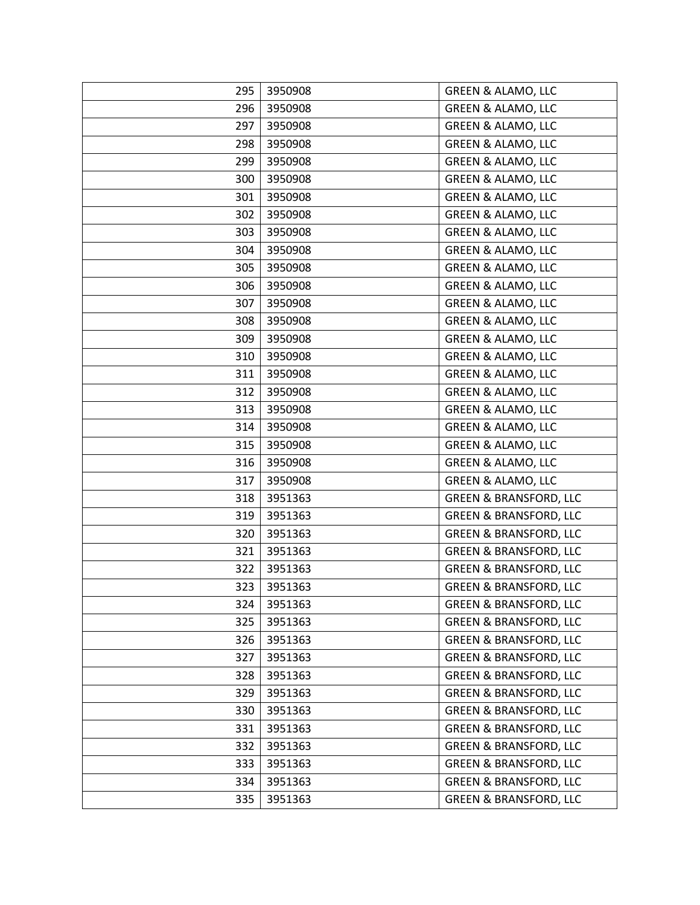| | | |
|---|---|---|
| 295 | 3950908 | GREEN & ALAMO, LLC |
| 296 | 3950908 | GREEN & ALAMO, LLC |
| 297 | 3950908 | GREEN & ALAMO, LLC |
| 298 | 3950908 | GREEN & ALAMO, LLC |
| 299 | 3950908 | GREEN & ALAMO, LLC |
| 300 | 3950908 | GREEN & ALAMO, LLC |
| 301 | 3950908 | GREEN & ALAMO, LLC |
| 302 | 3950908 | GREEN & ALAMO, LLC |
| 303 | 3950908 | GREEN & ALAMO, LLC |
| 304 | 3950908 | GREEN & ALAMO, LLC |
| 305 | 3950908 | GREEN & ALAMO, LLC |
| 306 | 3950908 | GREEN & ALAMO, LLC |
| 307 | 3950908 | GREEN & ALAMO, LLC |
| 308 | 3950908 | GREEN & ALAMO, LLC |
| 309 | 3950908 | GREEN & ALAMO, LLC |
| 310 | 3950908 | GREEN & ALAMO, LLC |
| 311 | 3950908 | GREEN & ALAMO, LLC |
| 312 | 3950908 | GREEN & ALAMO, LLC |
| 313 | 3950908 | GREEN & ALAMO, LLC |
| 314 | 3950908 | GREEN & ALAMO, LLC |
| 315 | 3950908 | GREEN & ALAMO, LLC |
| 316 | 3950908 | GREEN & ALAMO, LLC |
| 317 | 3950908 | GREEN & ALAMO, LLC |
| 318 | 3951363 | GREEN & BRANSFORD, LLC |
| 319 | 3951363 | GREEN & BRANSFORD, LLC |
| 320 | 3951363 | GREEN & BRANSFORD, LLC |
| 321 | 3951363 | GREEN & BRANSFORD, LLC |
| 322 | 3951363 | GREEN & BRANSFORD, LLC |
| 323 | 3951363 | GREEN & BRANSFORD, LLC |
| 324 | 3951363 | GREEN & BRANSFORD, LLC |
| 325 | 3951363 | GREEN & BRANSFORD, LLC |
| 326 | 3951363 | GREEN & BRANSFORD, LLC |
| 327 | 3951363 | GREEN & BRANSFORD, LLC |
| 328 | 3951363 | GREEN & BRANSFORD, LLC |
| 329 | 3951363 | GREEN & BRANSFORD, LLC |
| 330 | 3951363 | GREEN & BRANSFORD, LLC |
| 331 | 3951363 | GREEN & BRANSFORD, LLC |
| 332 | 3951363 | GREEN & BRANSFORD, LLC |
| 333 | 3951363 | GREEN & BRANSFORD, LLC |
| 334 | 3951363 | GREEN & BRANSFORD, LLC |
| 335 | 3951363 | GREEN & BRANSFORD, LLC |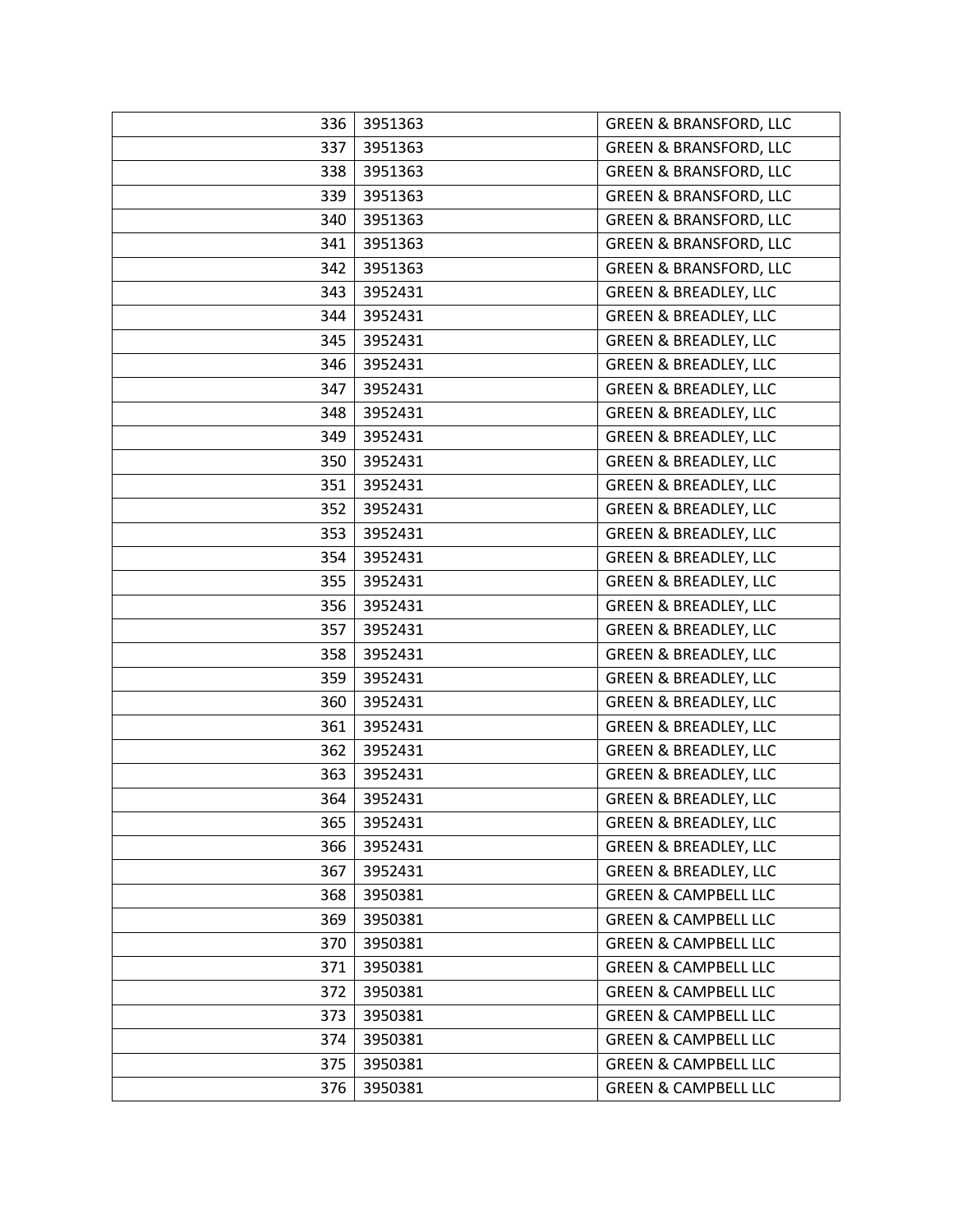| | | |
|---|---|---|
| 336 | 3951363 | GREEN & BRANSFORD, LLC |
| 337 | 3951363 | GREEN & BRANSFORD, LLC |
| 338 | 3951363 | GREEN & BRANSFORD, LLC |
| 339 | 3951363 | GREEN & BRANSFORD, LLC |
| 340 | 3951363 | GREEN & BRANSFORD, LLC |
| 341 | 3951363 | GREEN & BRANSFORD, LLC |
| 342 | 3951363 | GREEN & BRANSFORD, LLC |
| 343 | 3952431 | GREEN & BREADLEY, LLC |
| 344 | 3952431 | GREEN & BREADLEY, LLC |
| 345 | 3952431 | GREEN & BREADLEY, LLC |
| 346 | 3952431 | GREEN & BREADLEY, LLC |
| 347 | 3952431 | GREEN & BREADLEY, LLC |
| 348 | 3952431 | GREEN & BREADLEY, LLC |
| 349 | 3952431 | GREEN & BREADLEY, LLC |
| 350 | 3952431 | GREEN & BREADLEY, LLC |
| 351 | 3952431 | GREEN & BREADLEY, LLC |
| 352 | 3952431 | GREEN & BREADLEY, LLC |
| 353 | 3952431 | GREEN & BREADLEY, LLC |
| 354 | 3952431 | GREEN & BREADLEY, LLC |
| 355 | 3952431 | GREEN & BREADLEY, LLC |
| 356 | 3952431 | GREEN & BREADLEY, LLC |
| 357 | 3952431 | GREEN & BREADLEY, LLC |
| 358 | 3952431 | GREEN & BREADLEY, LLC |
| 359 | 3952431 | GREEN & BREADLEY, LLC |
| 360 | 3952431 | GREEN & BREADLEY, LLC |
| 361 | 3952431 | GREEN & BREADLEY, LLC |
| 362 | 3952431 | GREEN & BREADLEY, LLC |
| 363 | 3952431 | GREEN & BREADLEY, LLC |
| 364 | 3952431 | GREEN & BREADLEY, LLC |
| 365 | 3952431 | GREEN & BREADLEY, LLC |
| 366 | 3952431 | GREEN & BREADLEY, LLC |
| 367 | 3952431 | GREEN & BREADLEY, LLC |
| 368 | 3950381 | GREEN & CAMPBELL LLC |
| 369 | 3950381 | GREEN & CAMPBELL LLC |
| 370 | 3950381 | GREEN & CAMPBELL LLC |
| 371 | 3950381 | GREEN & CAMPBELL LLC |
| 372 | 3950381 | GREEN & CAMPBELL LLC |
| 373 | 3950381 | GREEN & CAMPBELL LLC |
| 374 | 3950381 | GREEN & CAMPBELL LLC |
| 375 | 3950381 | GREEN & CAMPBELL LLC |
| 376 | 3950381 | GREEN & CAMPBELL LLC |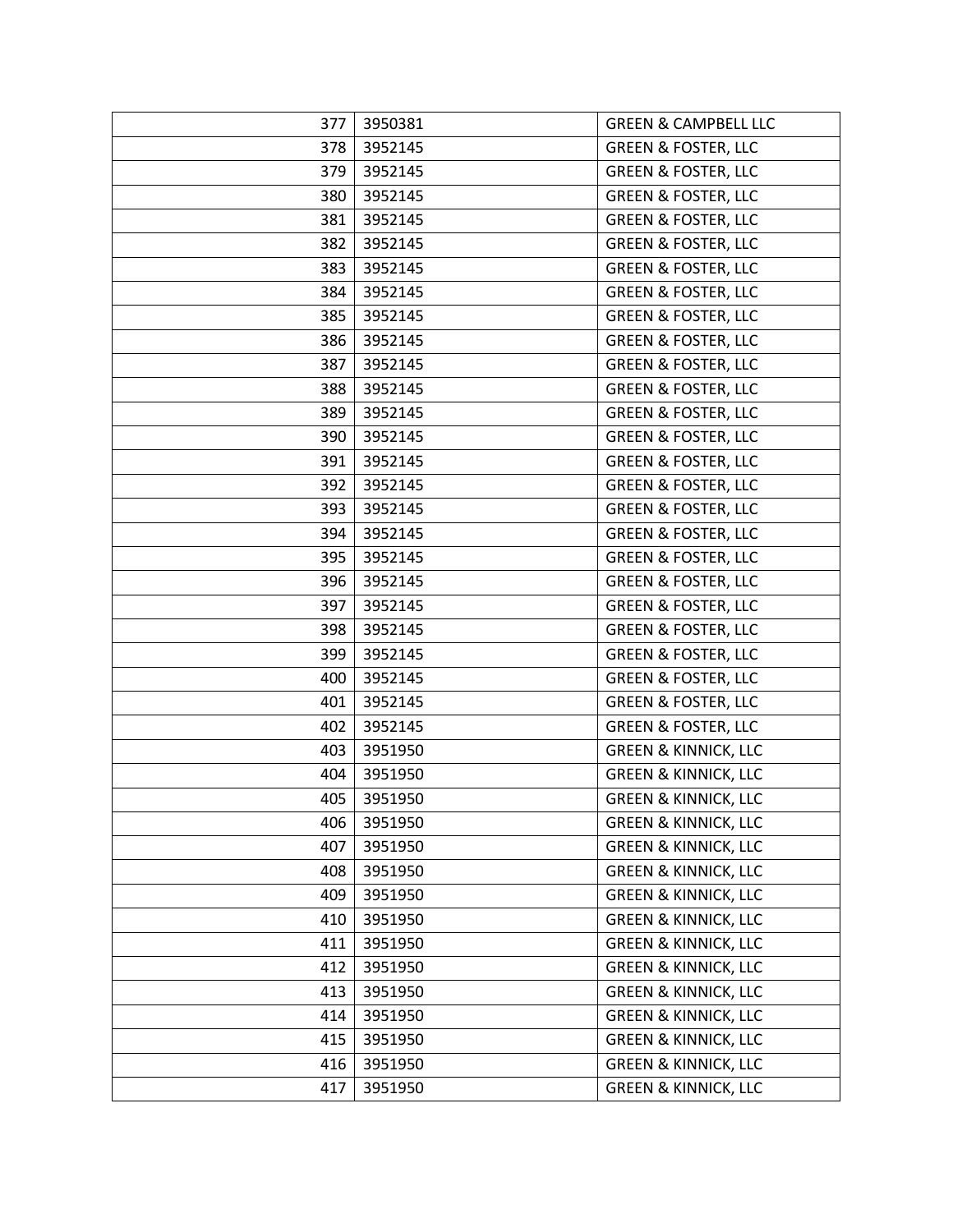| | | |
|---|---|---|
| 377 | 3950381 | GREEN & CAMPBELL LLC |
| 378 | 3952145 | GREEN & FOSTER, LLC |
| 379 | 3952145 | GREEN & FOSTER, LLC |
| 380 | 3952145 | GREEN & FOSTER, LLC |
| 381 | 3952145 | GREEN & FOSTER, LLC |
| 382 | 3952145 | GREEN & FOSTER, LLC |
| 383 | 3952145 | GREEN & FOSTER, LLC |
| 384 | 3952145 | GREEN & FOSTER, LLC |
| 385 | 3952145 | GREEN & FOSTER, LLC |
| 386 | 3952145 | GREEN & FOSTER, LLC |
| 387 | 3952145 | GREEN & FOSTER, LLC |
| 388 | 3952145 | GREEN & FOSTER, LLC |
| 389 | 3952145 | GREEN & FOSTER, LLC |
| 390 | 3952145 | GREEN & FOSTER, LLC |
| 391 | 3952145 | GREEN & FOSTER, LLC |
| 392 | 3952145 | GREEN & FOSTER, LLC |
| 393 | 3952145 | GREEN & FOSTER, LLC |
| 394 | 3952145 | GREEN & FOSTER, LLC |
| 395 | 3952145 | GREEN & FOSTER, LLC |
| 396 | 3952145 | GREEN & FOSTER, LLC |
| 397 | 3952145 | GREEN & FOSTER, LLC |
| 398 | 3952145 | GREEN & FOSTER, LLC |
| 399 | 3952145 | GREEN & FOSTER, LLC |
| 400 | 3952145 | GREEN & FOSTER, LLC |
| 401 | 3952145 | GREEN & FOSTER, LLC |
| 402 | 3952145 | GREEN & FOSTER, LLC |
| 403 | 3951950 | GREEN & KINNICK, LLC |
| 404 | 3951950 | GREEN & KINNICK, LLC |
| 405 | 3951950 | GREEN & KINNICK, LLC |
| 406 | 3951950 | GREEN & KINNICK, LLC |
| 407 | 3951950 | GREEN & KINNICK, LLC |
| 408 | 3951950 | GREEN & KINNICK, LLC |
| 409 | 3951950 | GREEN & KINNICK, LLC |
| 410 | 3951950 | GREEN & KINNICK, LLC |
| 411 | 3951950 | GREEN & KINNICK, LLC |
| 412 | 3951950 | GREEN & KINNICK, LLC |
| 413 | 3951950 | GREEN & KINNICK, LLC |
| 414 | 3951950 | GREEN & KINNICK, LLC |
| 415 | 3951950 | GREEN & KINNICK, LLC |
| 416 | 3951950 | GREEN & KINNICK, LLC |
| 417 | 3951950 | GREEN & KINNICK, LLC |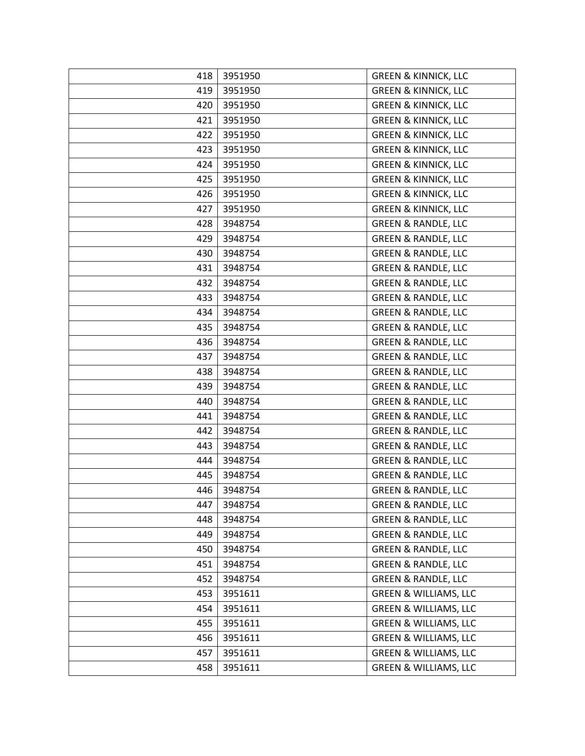| | | |
|---|---|---|
| 418 | 3951950 | GREEN & KINNICK, LLC |
| 419 | 3951950 | GREEN & KINNICK, LLC |
| 420 | 3951950 | GREEN & KINNICK, LLC |
| 421 | 3951950 | GREEN & KINNICK, LLC |
| 422 | 3951950 | GREEN & KINNICK, LLC |
| 423 | 3951950 | GREEN & KINNICK, LLC |
| 424 | 3951950 | GREEN & KINNICK, LLC |
| 425 | 3951950 | GREEN & KINNICK, LLC |
| 426 | 3951950 | GREEN & KINNICK, LLC |
| 427 | 3951950 | GREEN & KINNICK, LLC |
| 428 | 3948754 | GREEN & RANDLE, LLC |
| 429 | 3948754 | GREEN & RANDLE, LLC |
| 430 | 3948754 | GREEN & RANDLE, LLC |
| 431 | 3948754 | GREEN & RANDLE, LLC |
| 432 | 3948754 | GREEN & RANDLE, LLC |
| 433 | 3948754 | GREEN & RANDLE, LLC |
| 434 | 3948754 | GREEN & RANDLE, LLC |
| 435 | 3948754 | GREEN & RANDLE, LLC |
| 436 | 3948754 | GREEN & RANDLE, LLC |
| 437 | 3948754 | GREEN & RANDLE, LLC |
| 438 | 3948754 | GREEN & RANDLE, LLC |
| 439 | 3948754 | GREEN & RANDLE, LLC |
| 440 | 3948754 | GREEN & RANDLE, LLC |
| 441 | 3948754 | GREEN & RANDLE, LLC |
| 442 | 3948754 | GREEN & RANDLE, LLC |
| 443 | 3948754 | GREEN & RANDLE, LLC |
| 444 | 3948754 | GREEN & RANDLE, LLC |
| 445 | 3948754 | GREEN & RANDLE, LLC |
| 446 | 3948754 | GREEN & RANDLE, LLC |
| 447 | 3948754 | GREEN & RANDLE, LLC |
| 448 | 3948754 | GREEN & RANDLE, LLC |
| 449 | 3948754 | GREEN & RANDLE, LLC |
| 450 | 3948754 | GREEN & RANDLE, LLC |
| 451 | 3948754 | GREEN & RANDLE, LLC |
| 452 | 3948754 | GREEN & RANDLE, LLC |
| 453 | 3951611 | GREEN & WILLIAMS, LLC |
| 454 | 3951611 | GREEN & WILLIAMS, LLC |
| 455 | 3951611 | GREEN & WILLIAMS, LLC |
| 456 | 3951611 | GREEN & WILLIAMS, LLC |
| 457 | 3951611 | GREEN & WILLIAMS, LLC |
| 458 | 3951611 | GREEN & WILLIAMS, LLC |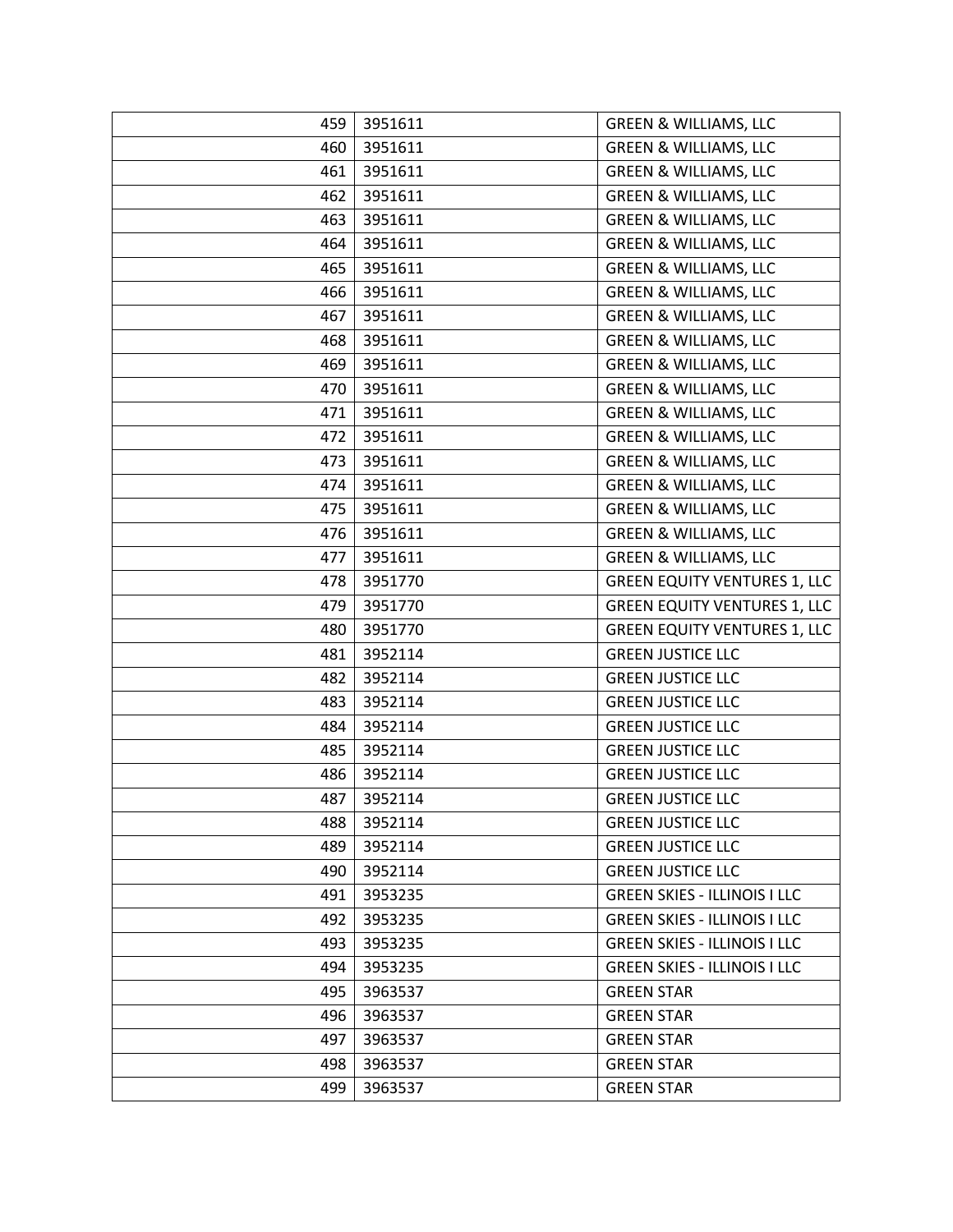| | | |
|---|---|---|
| 459 | 3951611 | GREEN & WILLIAMS, LLC |
| 460 | 3951611 | GREEN & WILLIAMS, LLC |
| 461 | 3951611 | GREEN & WILLIAMS, LLC |
| 462 | 3951611 | GREEN & WILLIAMS, LLC |
| 463 | 3951611 | GREEN & WILLIAMS, LLC |
| 464 | 3951611 | GREEN & WILLIAMS, LLC |
| 465 | 3951611 | GREEN & WILLIAMS, LLC |
| 466 | 3951611 | GREEN & WILLIAMS, LLC |
| 467 | 3951611 | GREEN & WILLIAMS, LLC |
| 468 | 3951611 | GREEN & WILLIAMS, LLC |
| 469 | 3951611 | GREEN & WILLIAMS, LLC |
| 470 | 3951611 | GREEN & WILLIAMS, LLC |
| 471 | 3951611 | GREEN & WILLIAMS, LLC |
| 472 | 3951611 | GREEN & WILLIAMS, LLC |
| 473 | 3951611 | GREEN & WILLIAMS, LLC |
| 474 | 3951611 | GREEN & WILLIAMS, LLC |
| 475 | 3951611 | GREEN & WILLIAMS, LLC |
| 476 | 3951611 | GREEN & WILLIAMS, LLC |
| 477 | 3951611 | GREEN & WILLIAMS, LLC |
| 478 | 3951770 | GREEN EQUITY VENTURES 1, LLC |
| 479 | 3951770 | GREEN EQUITY VENTURES 1, LLC |
| 480 | 3951770 | GREEN EQUITY VENTURES 1, LLC |
| 481 | 3952114 | GREEN JUSTICE LLC |
| 482 | 3952114 | GREEN JUSTICE LLC |
| 483 | 3952114 | GREEN JUSTICE LLC |
| 484 | 3952114 | GREEN JUSTICE LLC |
| 485 | 3952114 | GREEN JUSTICE LLC |
| 486 | 3952114 | GREEN JUSTICE LLC |
| 487 | 3952114 | GREEN JUSTICE LLC |
| 488 | 3952114 | GREEN JUSTICE LLC |
| 489 | 3952114 | GREEN JUSTICE LLC |
| 490 | 3952114 | GREEN JUSTICE LLC |
| 491 | 3953235 | GREEN SKIES - ILLINOIS I LLC |
| 492 | 3953235 | GREEN SKIES - ILLINOIS I LLC |
| 493 | 3953235 | GREEN SKIES - ILLINOIS I LLC |
| 494 | 3953235 | GREEN SKIES - ILLINOIS I LLC |
| 495 | 3963537 | GREEN STAR |
| 496 | 3963537 | GREEN STAR |
| 497 | 3963537 | GREEN STAR |
| 498 | 3963537 | GREEN STAR |
| 499 | 3963537 | GREEN STAR |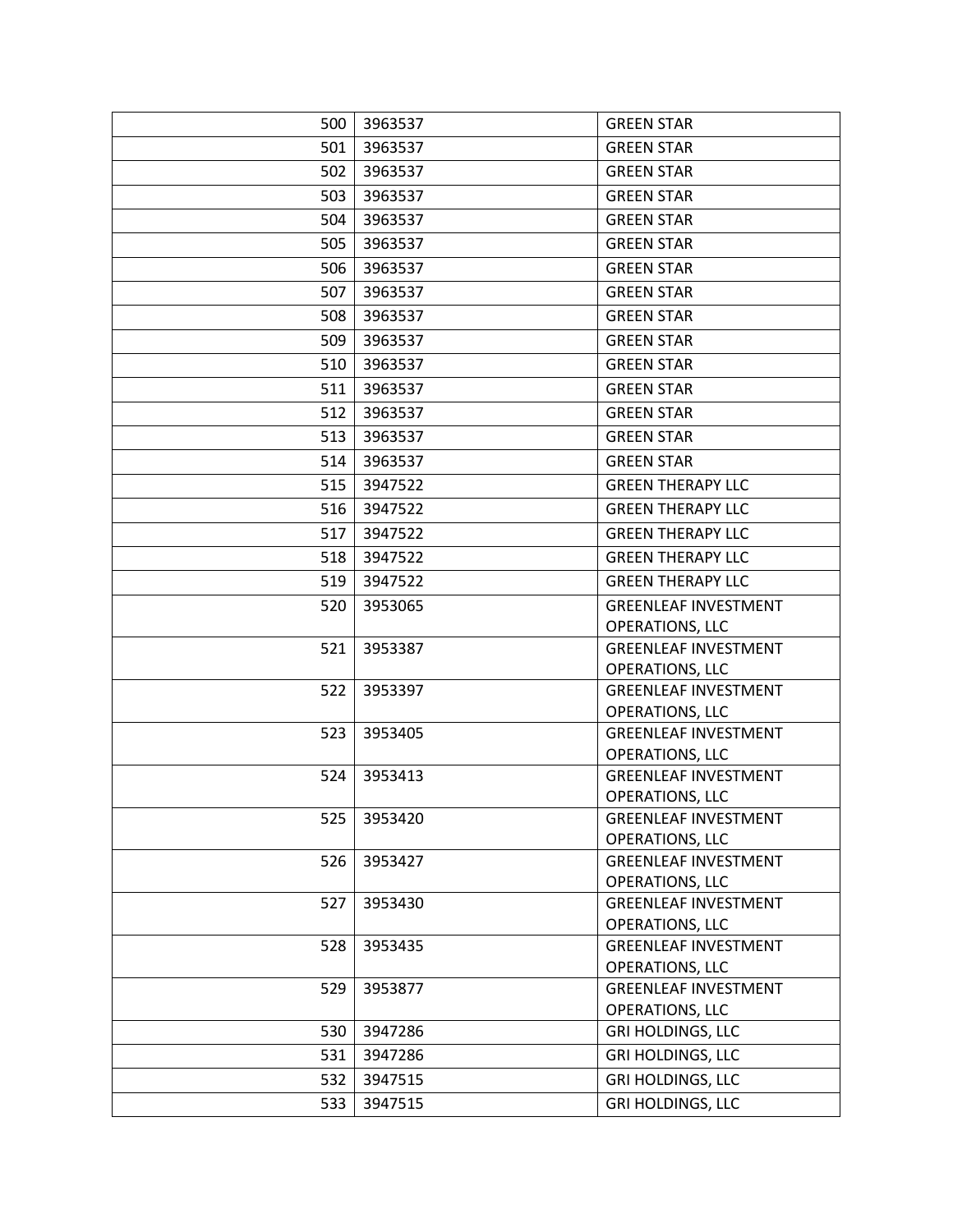| 500 | 3963537 | GREEN STAR |
|---|---|---|
| 501 | 3963537 | GREEN STAR |
| 502 | 3963537 | GREEN STAR |
| 503 | 3963537 | GREEN STAR |
| 504 | 3963537 | GREEN STAR |
| 505 | 3963537 | GREEN STAR |
| 506 | 3963537 | GREEN STAR |
| 507 | 3963537 | GREEN STAR |
| 508 | 3963537 | GREEN STAR |
| 509 | 3963537 | GREEN STAR |
| 510 | 3963537 | GREEN STAR |
| 511 | 3963537 | GREEN STAR |
| 512 | 3963537 | GREEN STAR |
| 513 | 3963537 | GREEN STAR |
| 514 | 3963537 | GREEN STAR |
| 515 | 3947522 | GREEN THERAPY LLC |
| 516 | 3947522 | GREEN THERAPY LLC |
| 517 | 3947522 | GREEN THERAPY LLC |
| 518 | 3947522 | GREEN THERAPY LLC |
| 519 | 3947522 | GREEN THERAPY LLC |
| 520 | 3953065 | GREENLEAF INVESTMENT OPERATIONS, LLC |
| 521 | 3953387 | GREENLEAF INVESTMENT OPERATIONS, LLC |
| 522 | 3953397 | GREENLEAF INVESTMENT OPERATIONS, LLC |
| 523 | 3953405 | GREENLEAF INVESTMENT OPERATIONS, LLC |
| 524 | 3953413 | GREENLEAF INVESTMENT OPERATIONS, LLC |
| 525 | 3953420 | GREENLEAF INVESTMENT OPERATIONS, LLC |
| 526 | 3953427 | GREENLEAF INVESTMENT OPERATIONS, LLC |
| 527 | 3953430 | GREENLEAF INVESTMENT OPERATIONS, LLC |
| 528 | 3953435 | GREENLEAF INVESTMENT OPERATIONS, LLC |
| 529 | 3953877 | GREENLEAF INVESTMENT OPERATIONS, LLC |
| 530 | 3947286 | GRI HOLDINGS, LLC |
| 531 | 3947286 | GRI HOLDINGS, LLC |
| 532 | 3947515 | GRI HOLDINGS, LLC |
| 533 | 3947515 | GRI HOLDINGS, LLC |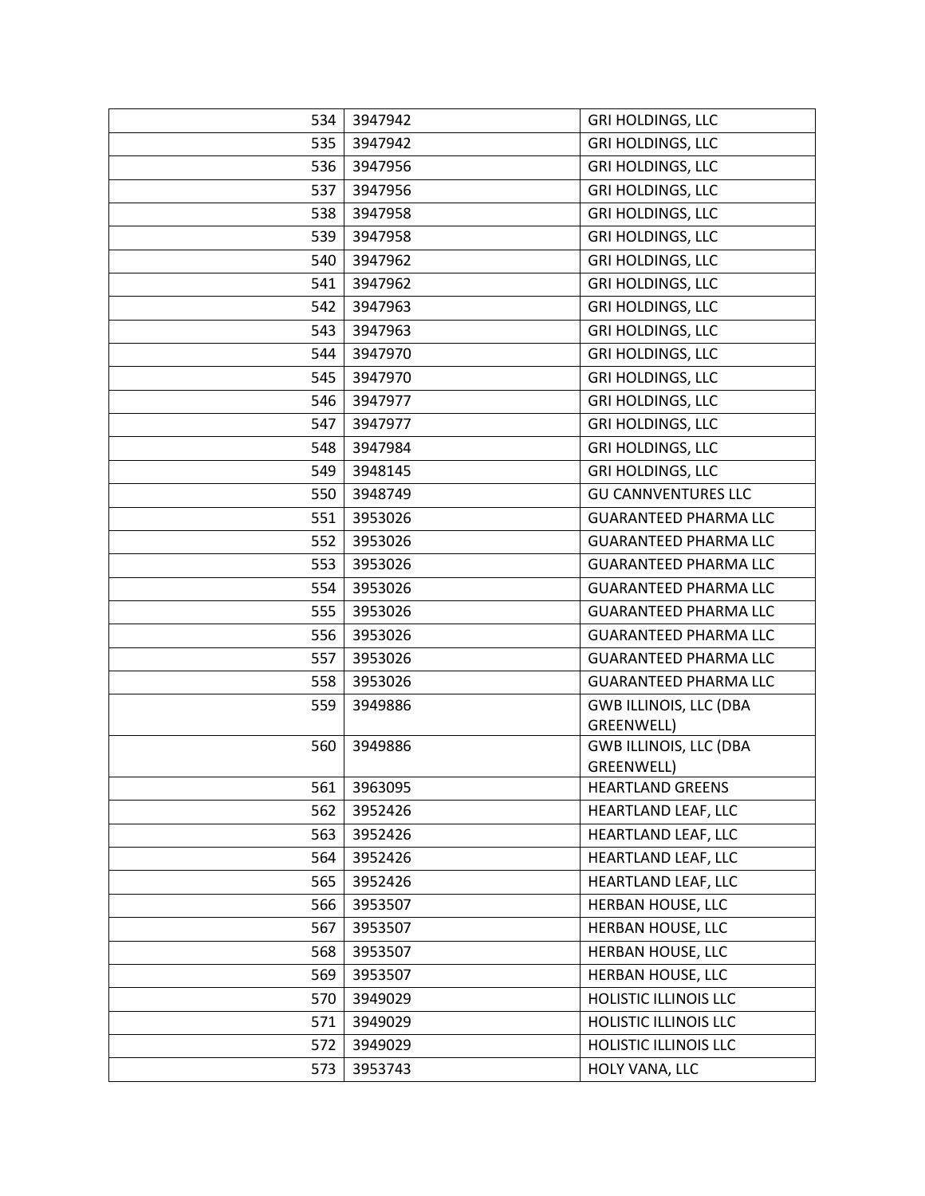| | | |
|---|---|---|
| 534 | 3947942 | GRI HOLDINGS, LLC |
| 535 | 3947942 | GRI HOLDINGS, LLC |
| 536 | 3947956 | GRI HOLDINGS, LLC |
| 537 | 3947956 | GRI HOLDINGS, LLC |
| 538 | 3947958 | GRI HOLDINGS, LLC |
| 539 | 3947958 | GRI HOLDINGS, LLC |
| 540 | 3947962 | GRI HOLDINGS, LLC |
| 541 | 3947962 | GRI HOLDINGS, LLC |
| 542 | 3947963 | GRI HOLDINGS, LLC |
| 543 | 3947963 | GRI HOLDINGS, LLC |
| 544 | 3947970 | GRI HOLDINGS, LLC |
| 545 | 3947970 | GRI HOLDINGS, LLC |
| 546 | 3947977 | GRI HOLDINGS, LLC |
| 547 | 3947977 | GRI HOLDINGS, LLC |
| 548 | 3947984 | GRI HOLDINGS, LLC |
| 549 | 3948145 | GRI HOLDINGS, LLC |
| 550 | 3948749 | GU CANNVENTURES LLC |
| 551 | 3953026 | GUARANTEED PHARMA LLC |
| 552 | 3953026 | GUARANTEED PHARMA LLC |
| 553 | 3953026 | GUARANTEED PHARMA LLC |
| 554 | 3953026 | GUARANTEED PHARMA LLC |
| 555 | 3953026 | GUARANTEED PHARMA LLC |
| 556 | 3953026 | GUARANTEED PHARMA LLC |
| 557 | 3953026 | GUARANTEED PHARMA LLC |
| 558 | 3953026 | GUARANTEED PHARMA LLC |
| 559 | 3949886 | GWB ILLINOIS, LLC (DBA GREENWELL) |
| 560 | 3949886 | GWB ILLINOIS, LLC (DBA GREENWELL) |
| 561 | 3963095 | HEARTLAND GREENS |
| 562 | 3952426 | HEARTLAND LEAF, LLC |
| 563 | 3952426 | HEARTLAND LEAF, LLC |
| 564 | 3952426 | HEARTLAND LEAF, LLC |
| 565 | 3952426 | HEARTLAND LEAF, LLC |
| 566 | 3953507 | HERBAN HOUSE, LLC |
| 567 | 3953507 | HERBAN HOUSE, LLC |
| 568 | 3953507 | HERBAN HOUSE, LLC |
| 569 | 3953507 | HERBAN HOUSE, LLC |
| 570 | 3949029 | HOLISTIC ILLINOIS LLC |
| 571 | 3949029 | HOLISTIC ILLINOIS LLC |
| 572 | 3949029 | HOLISTIC ILLINOIS LLC |
| 573 | 3953743 | HOLY VANA, LLC |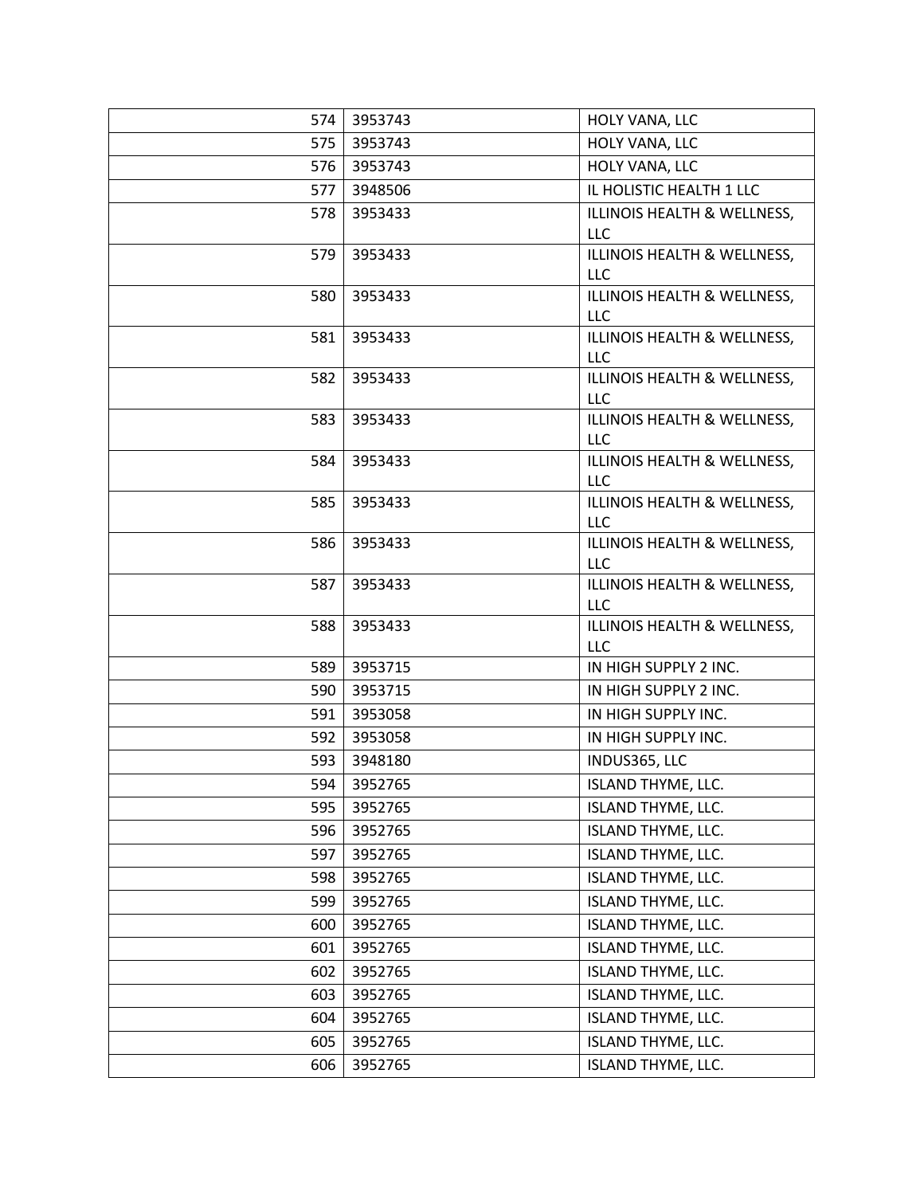| | | |
|---|---|---|
| 574 | 3953743 | HOLY VANA, LLC |
| 575 | 3953743 | HOLY VANA, LLC |
| 576 | 3953743 | HOLY VANA, LLC |
| 577 | 3948506 | IL HOLISTIC HEALTH 1 LLC |
| 578 | 3953433 | ILLINOIS HEALTH & WELLNESS, LLC |
| 579 | 3953433 | ILLINOIS HEALTH & WELLNESS, LLC |
| 580 | 3953433 | ILLINOIS HEALTH & WELLNESS, LLC |
| 581 | 3953433 | ILLINOIS HEALTH & WELLNESS, LLC |
| 582 | 3953433 | ILLINOIS HEALTH & WELLNESS, LLC |
| 583 | 3953433 | ILLINOIS HEALTH & WELLNESS, LLC |
| 584 | 3953433 | ILLINOIS HEALTH & WELLNESS, LLC |
| 585 | 3953433 | ILLINOIS HEALTH & WELLNESS, LLC |
| 586 | 3953433 | ILLINOIS HEALTH & WELLNESS, LLC |
| 587 | 3953433 | ILLINOIS HEALTH & WELLNESS, LLC |
| 588 | 3953433 | ILLINOIS HEALTH & WELLNESS, LLC |
| 589 | 3953715 | IN HIGH SUPPLY 2 INC. |
| 590 | 3953715 | IN HIGH SUPPLY 2 INC. |
| 591 | 3953058 | IN HIGH SUPPLY INC. |
| 592 | 3953058 | IN HIGH SUPPLY INC. |
| 593 | 3948180 | INDUS365, LLC |
| 594 | 3952765 | ISLAND THYME, LLC. |
| 595 | 3952765 | ISLAND THYME, LLC. |
| 596 | 3952765 | ISLAND THYME, LLC. |
| 597 | 3952765 | ISLAND THYME, LLC. |
| 598 | 3952765 | ISLAND THYME, LLC. |
| 599 | 3952765 | ISLAND THYME, LLC. |
| 600 | 3952765 | ISLAND THYME, LLC. |
| 601 | 3952765 | ISLAND THYME, LLC. |
| 602 | 3952765 | ISLAND THYME, LLC. |
| 603 | 3952765 | ISLAND THYME, LLC. |
| 604 | 3952765 | ISLAND THYME, LLC. |
| 605 | 3952765 | ISLAND THYME, LLC. |
| 606 | 3952765 | ISLAND THYME, LLC. |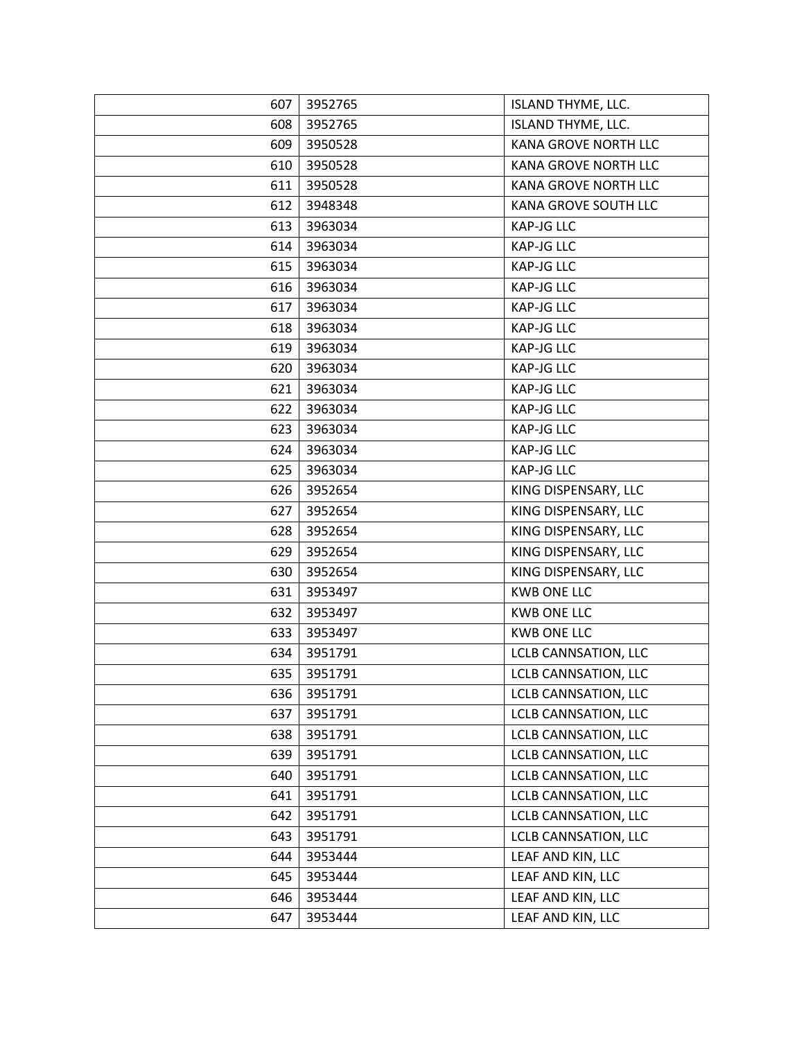| | | |
|---|---|---|
| 607 | 3952765 | ISLAND THYME, LLC. |
| 608 | 3952765 | ISLAND THYME, LLC. |
| 609 | 3950528 | KANA GROVE NORTH LLC |
| 610 | 3950528 | KANA GROVE NORTH LLC |
| 611 | 3950528 | KANA GROVE NORTH LLC |
| 612 | 3948348 | KANA GROVE SOUTH LLC |
| 613 | 3963034 | KAP-JG LLC |
| 614 | 3963034 | KAP-JG LLC |
| 615 | 3963034 | KAP-JG LLC |
| 616 | 3963034 | KAP-JG LLC |
| 617 | 3963034 | KAP-JG LLC |
| 618 | 3963034 | KAP-JG LLC |
| 619 | 3963034 | KAP-JG LLC |
| 620 | 3963034 | KAP-JG LLC |
| 621 | 3963034 | KAP-JG LLC |
| 622 | 3963034 | KAP-JG LLC |
| 623 | 3963034 | KAP-JG LLC |
| 624 | 3963034 | KAP-JG LLC |
| 625 | 3963034 | KAP-JG LLC |
| 626 | 3952654 | KING DISPENSARY, LLC |
| 627 | 3952654 | KING DISPENSARY, LLC |
| 628 | 3952654 | KING DISPENSARY, LLC |
| 629 | 3952654 | KING DISPENSARY, LLC |
| 630 | 3952654 | KING DISPENSARY, LLC |
| 631 | 3953497 | KWB ONE LLC |
| 632 | 3953497 | KWB ONE LLC |
| 633 | 3953497 | KWB ONE LLC |
| 634 | 3951791 | LCLB CANNSATION, LLC |
| 635 | 3951791 | LCLB CANNSATION, LLC |
| 636 | 3951791 | LCLB CANNSATION, LLC |
| 637 | 3951791 | LCLB CANNSATION, LLC |
| 638 | 3951791 | LCLB CANNSATION, LLC |
| 639 | 3951791 | LCLB CANNSATION, LLC |
| 640 | 3951791 | LCLB CANNSATION, LLC |
| 641 | 3951791 | LCLB CANNSATION, LLC |
| 642 | 3951791 | LCLB CANNSATION, LLC |
| 643 | 3951791 | LCLB CANNSATION, LLC |
| 644 | 3953444 | LEAF AND KIN, LLC |
| 645 | 3953444 | LEAF AND KIN, LLC |
| 646 | 3953444 | LEAF AND KIN, LLC |
| 647 | 3953444 | LEAF AND KIN, LLC |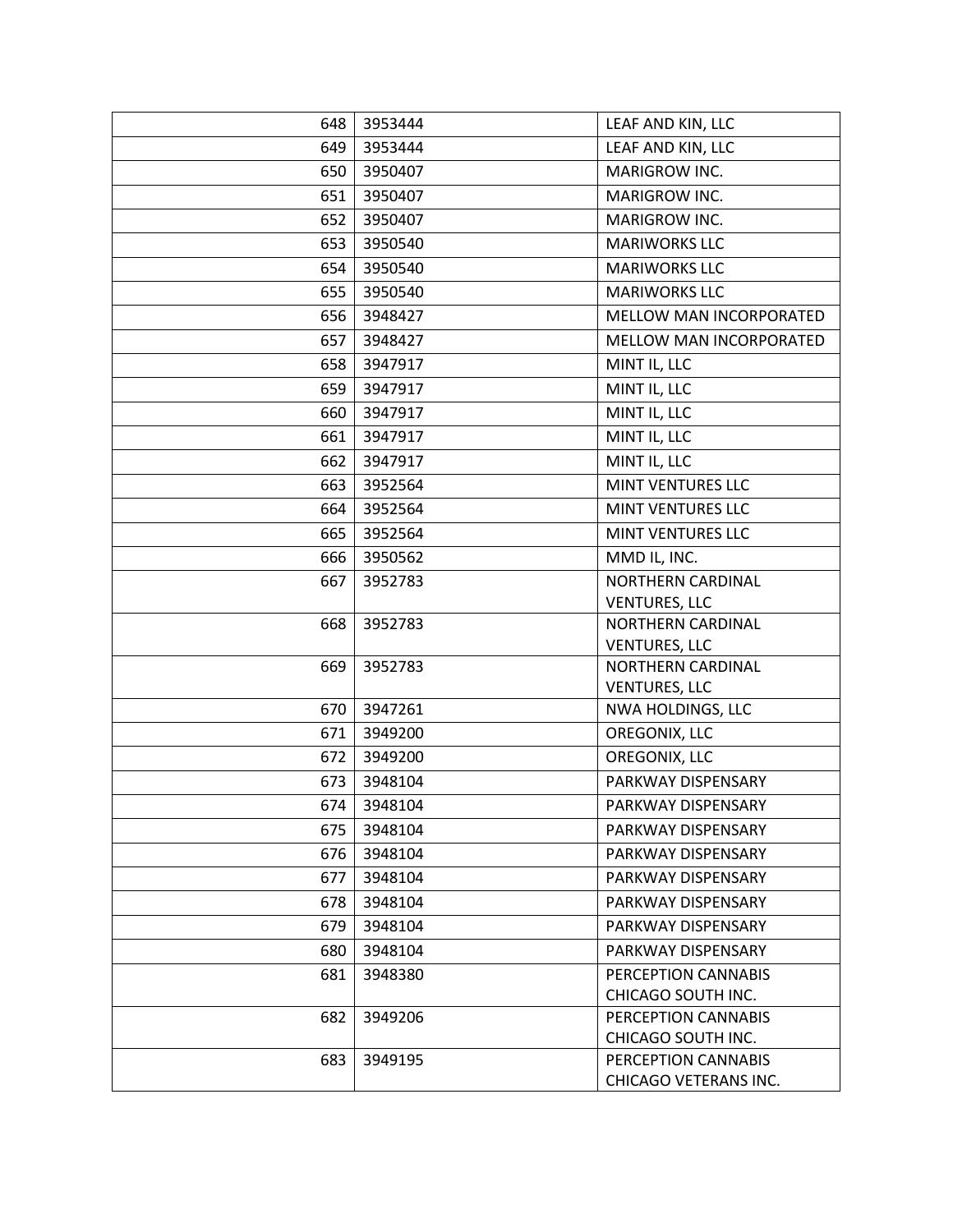| | | |
|---|---|---|
| 648 | 3953444 | LEAF AND KIN, LLC |
| 649 | 3953444 | LEAF AND KIN, LLC |
| 650 | 3950407 | MARIGROW INC. |
| 651 | 3950407 | MARIGROW INC. |
| 652 | 3950407 | MARIGROW INC. |
| 653 | 3950540 | MARIWORKS LLC |
| 654 | 3950540 | MARIWORKS LLC |
| 655 | 3950540 | MARIWORKS LLC |
| 656 | 3948427 | MELLOW MAN INCORPORATED |
| 657 | 3948427 | MELLOW MAN INCORPORATED |
| 658 | 3947917 | MINT IL, LLC |
| 659 | 3947917 | MINT IL, LLC |
| 660 | 3947917 | MINT IL, LLC |
| 661 | 3947917 | MINT IL, LLC |
| 662 | 3947917 | MINT IL, LLC |
| 663 | 3952564 | MINT VENTURES LLC |
| 664 | 3952564 | MINT VENTURES LLC |
| 665 | 3952564 | MINT VENTURES LLC |
| 666 | 3950562 | MMD IL, INC. |
| 667 | 3952783 | NORTHERN CARDINAL VENTURES, LLC |
| 668 | 3952783 | NORTHERN CARDINAL VENTURES, LLC |
| 669 | 3952783 | NORTHERN CARDINAL VENTURES, LLC |
| 670 | 3947261 | NWA HOLDINGS, LLC |
| 671 | 3949200 | OREGONIX, LLC |
| 672 | 3949200 | OREGONIX, LLC |
| 673 | 3948104 | PARKWAY DISPENSARY |
| 674 | 3948104 | PARKWAY DISPENSARY |
| 675 | 3948104 | PARKWAY DISPENSARY |
| 676 | 3948104 | PARKWAY DISPENSARY |
| 677 | 3948104 | PARKWAY DISPENSARY |
| 678 | 3948104 | PARKWAY DISPENSARY |
| 679 | 3948104 | PARKWAY DISPENSARY |
| 680 | 3948104 | PARKWAY DISPENSARY |
| 681 | 3948380 | PERCEPTION CANNABIS CHICAGO SOUTH INC. |
| 682 | 3949206 | PERCEPTION CANNABIS CHICAGO SOUTH INC. |
| 683 | 3949195 | PERCEPTION CANNABIS CHICAGO VETERANS INC. |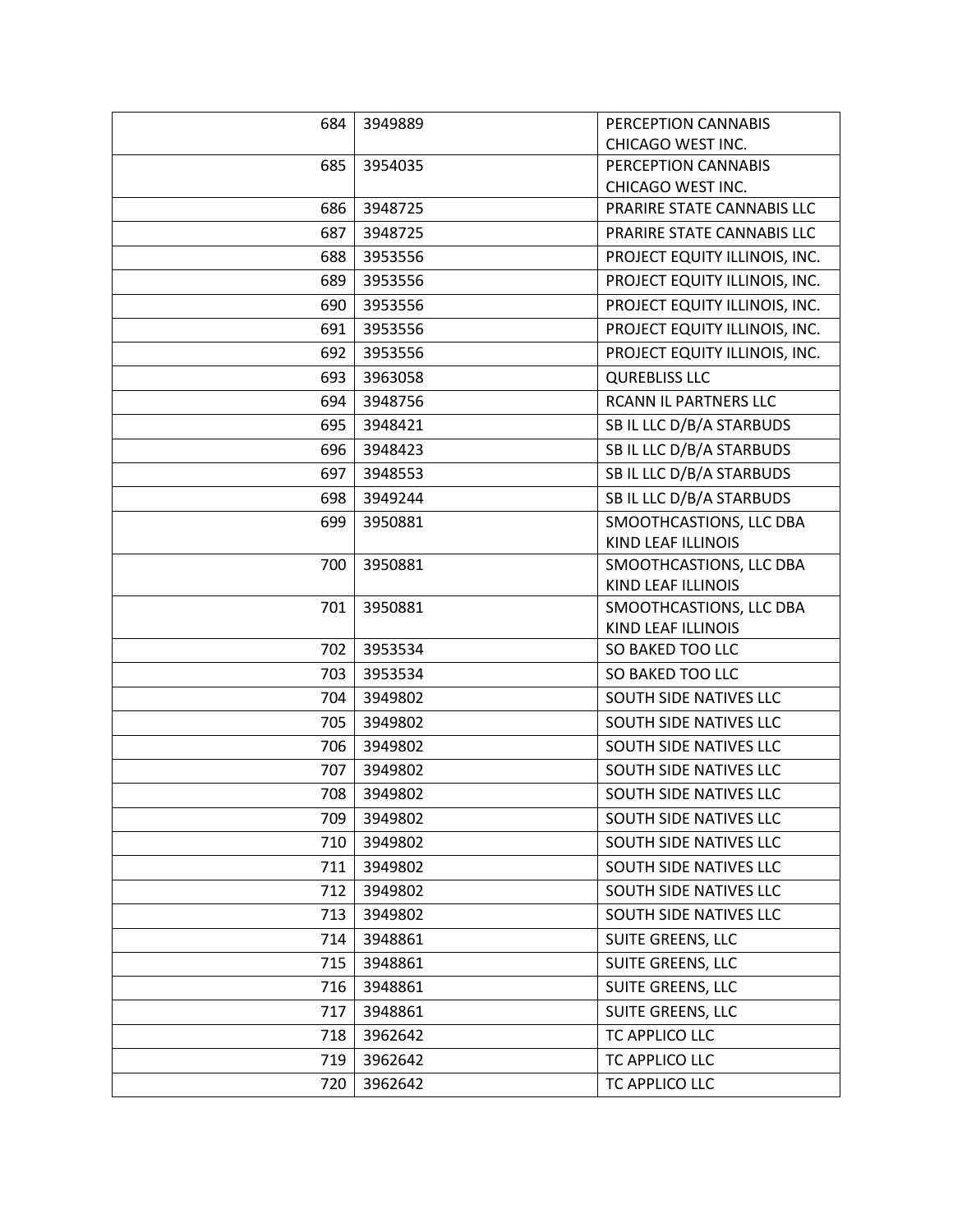| 684 | 3949889 | PERCEPTION CANNABIS CHICAGO WEST INC. |
|---|---|---|
| 685 | 3954035 | PERCEPTION CANNABIS CHICAGO WEST INC. |
| 686 | 3948725 | PRARIRE STATE CANNABIS LLC |
| 687 | 3948725 | PRARIRE STATE CANNABIS LLC |
| 688 | 3953556 | PROJECT EQUITY ILLINOIS, INC. |
| 689 | 3953556 | PROJECT EQUITY ILLINOIS, INC. |
| 690 | 3953556 | PROJECT EQUITY ILLINOIS, INC. |
| 691 | 3953556 | PROJECT EQUITY ILLINOIS, INC. |
| 692 | 3953556 | PROJECT EQUITY ILLINOIS, INC. |
| 693 | 3963058 | QUREBLISS LLC |
| 694 | 3948756 | RCANN IL PARTNERS LLC |
| 695 | 3948421 | SB IL LLC D/B/A STARBUDS |
| 696 | 3948423 | SB IL LLC D/B/A STARBUDS |
| 697 | 3948553 | SB IL LLC D/B/A STARBUDS |
| 698 | 3949244 | SB IL LLC D/B/A STARBUDS |
| 699 | 3950881 | SMOOTHCASTIONS, LLC DBA KIND LEAF ILLINOIS |
| 700 | 3950881 | SMOOTHCASTIONS, LLC DBA KIND LEAF ILLINOIS |
| 701 | 3950881 | SMOOTHCASTIONS, LLC DBA KIND LEAF ILLINOIS |
| 702 | 3953534 | SO BAKED TOO LLC |
| 703 | 3953534 | SO BAKED TOO LLC |
| 704 | 3949802 | SOUTH SIDE NATIVES LLC |
| 705 | 3949802 | SOUTH SIDE NATIVES LLC |
| 706 | 3949802 | SOUTH SIDE NATIVES LLC |
| 707 | 3949802 | SOUTH SIDE NATIVES LLC |
| 708 | 3949802 | SOUTH SIDE NATIVES LLC |
| 709 | 3949802 | SOUTH SIDE NATIVES LLC |
| 710 | 3949802 | SOUTH SIDE NATIVES LLC |
| 711 | 3949802 | SOUTH SIDE NATIVES LLC |
| 712 | 3949802 | SOUTH SIDE NATIVES LLC |
| 713 | 3949802 | SOUTH SIDE NATIVES LLC |
| 714 | 3948861 | SUITE GREENS, LLC |
| 715 | 3948861 | SUITE GREENS, LLC |
| 716 | 3948861 | SUITE GREENS, LLC |
| 717 | 3948861 | SUITE GREENS, LLC |
| 718 | 3962642 | TC APPLICO LLC |
| 719 | 3962642 | TC APPLICO LLC |
| 720 | 3962642 | TC APPLICO LLC |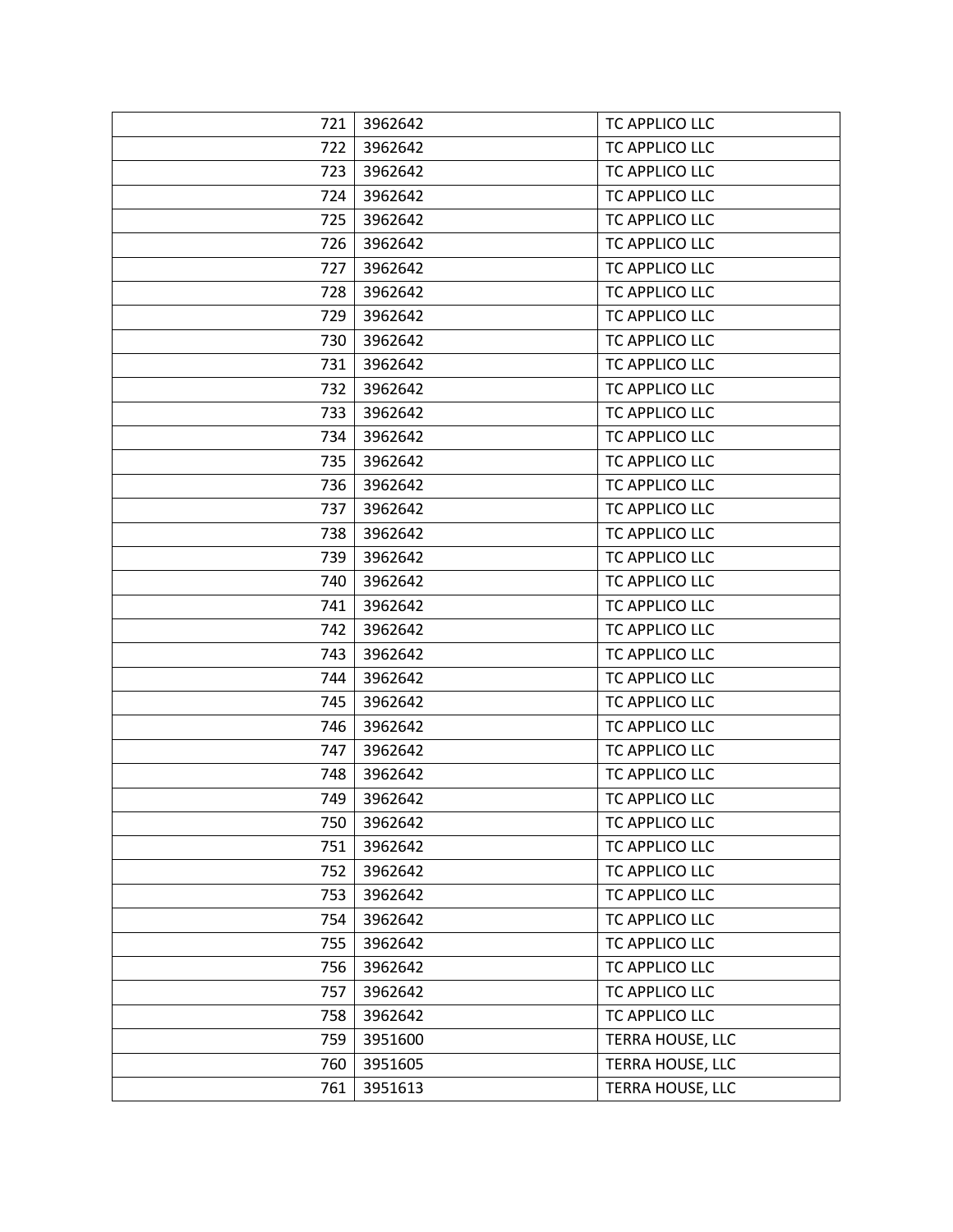| | | |
|---|---|---|
| 721 | 3962642 | TC APPLICO LLC |
| 722 | 3962642 | TC APPLICO LLC |
| 723 | 3962642 | TC APPLICO LLC |
| 724 | 3962642 | TC APPLICO LLC |
| 725 | 3962642 | TC APPLICO LLC |
| 726 | 3962642 | TC APPLICO LLC |
| 727 | 3962642 | TC APPLICO LLC |
| 728 | 3962642 | TC APPLICO LLC |
| 729 | 3962642 | TC APPLICO LLC |
| 730 | 3962642 | TC APPLICO LLC |
| 731 | 3962642 | TC APPLICO LLC |
| 732 | 3962642 | TC APPLICO LLC |
| 733 | 3962642 | TC APPLICO LLC |
| 734 | 3962642 | TC APPLICO LLC |
| 735 | 3962642 | TC APPLICO LLC |
| 736 | 3962642 | TC APPLICO LLC |
| 737 | 3962642 | TC APPLICO LLC |
| 738 | 3962642 | TC APPLICO LLC |
| 739 | 3962642 | TC APPLICO LLC |
| 740 | 3962642 | TC APPLICO LLC |
| 741 | 3962642 | TC APPLICO LLC |
| 742 | 3962642 | TC APPLICO LLC |
| 743 | 3962642 | TC APPLICO LLC |
| 744 | 3962642 | TC APPLICO LLC |
| 745 | 3962642 | TC APPLICO LLC |
| 746 | 3962642 | TC APPLICO LLC |
| 747 | 3962642 | TC APPLICO LLC |
| 748 | 3962642 | TC APPLICO LLC |
| 749 | 3962642 | TC APPLICO LLC |
| 750 | 3962642 | TC APPLICO LLC |
| 751 | 3962642 | TC APPLICO LLC |
| 752 | 3962642 | TC APPLICO LLC |
| 753 | 3962642 | TC APPLICO LLC |
| 754 | 3962642 | TC APPLICO LLC |
| 755 | 3962642 | TC APPLICO LLC |
| 756 | 3962642 | TC APPLICO LLC |
| 757 | 3962642 | TC APPLICO LLC |
| 758 | 3962642 | TC APPLICO LLC |
| 759 | 3951600 | TERRA HOUSE, LLC |
| 760 | 3951605 | TERRA HOUSE, LLC |
| 761 | 3951613 | TERRA HOUSE, LLC |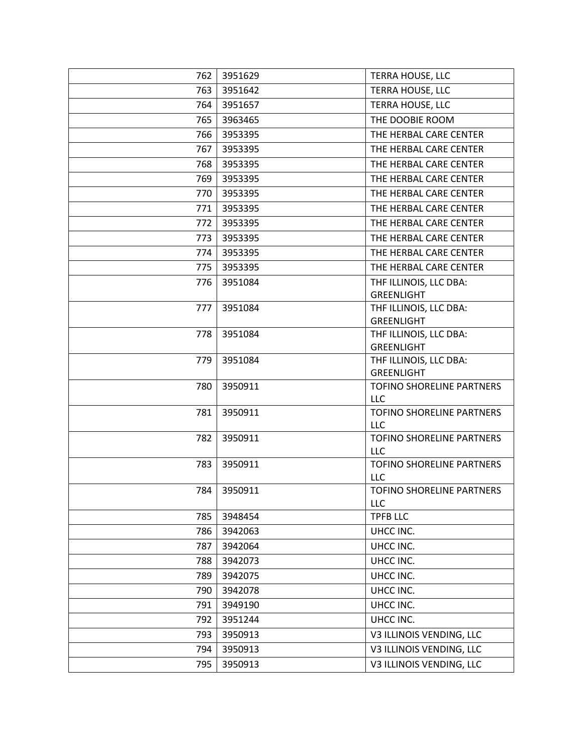| | | |
|---|---|---|
| 762 | 3951629 | TERRA HOUSE, LLC |
| 763 | 3951642 | TERRA HOUSE, LLC |
| 764 | 3951657 | TERRA HOUSE, LLC |
| 765 | 3963465 | THE DOOBIE ROOM |
| 766 | 3953395 | THE HERBAL CARE CENTER |
| 767 | 3953395 | THE HERBAL CARE CENTER |
| 768 | 3953395 | THE HERBAL CARE CENTER |
| 769 | 3953395 | THE HERBAL CARE CENTER |
| 770 | 3953395 | THE HERBAL CARE CENTER |
| 771 | 3953395 | THE HERBAL CARE CENTER |
| 772 | 3953395 | THE HERBAL CARE CENTER |
| 773 | 3953395 | THE HERBAL CARE CENTER |
| 774 | 3953395 | THE HERBAL CARE CENTER |
| 775 | 3953395 | THE HERBAL CARE CENTER |
| 776 | 3951084 | THF ILLINOIS, LLC DBA: GREENLIGHT |
| 777 | 3951084 | THF ILLINOIS, LLC DBA: GREENLIGHT |
| 778 | 3951084 | THF ILLINOIS, LLC DBA: GREENLIGHT |
| 779 | 3951084 | THF ILLINOIS, LLC DBA: GREENLIGHT |
| 780 | 3950911 | TOFINO SHORELINE PARTNERS LLC |
| 781 | 3950911 | TOFINO SHORELINE PARTNERS LLC |
| 782 | 3950911 | TOFINO SHORELINE PARTNERS LLC |
| 783 | 3950911 | TOFINO SHORELINE PARTNERS LLC |
| 784 | 3950911 | TOFINO SHORELINE PARTNERS LLC |
| 785 | 3948454 | TPFB LLC |
| 786 | 3942063 | UHCC INC. |
| 787 | 3942064 | UHCC INC. |
| 788 | 3942073 | UHCC INC. |
| 789 | 3942075 | UHCC INC. |
| 790 | 3942078 | UHCC INC. |
| 791 | 3949190 | UHCC INC. |
| 792 | 3951244 | UHCC INC. |
| 793 | 3950913 | V3 ILLINOIS VENDING, LLC |
| 794 | 3950913 | V3 ILLINOIS VENDING, LLC |
| 795 | 3950913 | V3 ILLINOIS VENDING, LLC |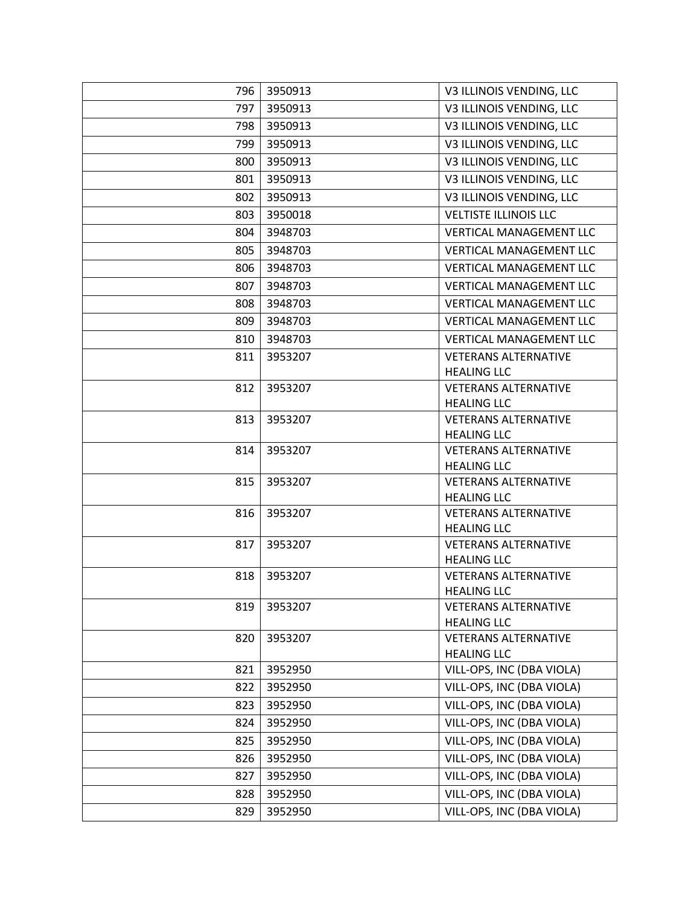| | | |
|---|---|---|
| 796 | 3950913 | V3 ILLINOIS VENDING, LLC |
| 797 | 3950913 | V3 ILLINOIS VENDING, LLC |
| 798 | 3950913 | V3 ILLINOIS VENDING, LLC |
| 799 | 3950913 | V3 ILLINOIS VENDING, LLC |
| 800 | 3950913 | V3 ILLINOIS VENDING, LLC |
| 801 | 3950913 | V3 ILLINOIS VENDING, LLC |
| 802 | 3950913 | V3 ILLINOIS VENDING, LLC |
| 803 | 3950018 | VELTISTE ILLINOIS LLC |
| 804 | 3948703 | VERTICAL MANAGEMENT LLC |
| 805 | 3948703 | VERTICAL MANAGEMENT LLC |
| 806 | 3948703 | VERTICAL MANAGEMENT LLC |
| 807 | 3948703 | VERTICAL MANAGEMENT LLC |
| 808 | 3948703 | VERTICAL MANAGEMENT LLC |
| 809 | 3948703 | VERTICAL MANAGEMENT LLC |
| 810 | 3948703 | VERTICAL MANAGEMENT LLC |
| 811 | 3953207 | VETERANS ALTERNATIVE HEALING LLC |
| 812 | 3953207 | VETERANS ALTERNATIVE HEALING LLC |
| 813 | 3953207 | VETERANS ALTERNATIVE HEALING LLC |
| 814 | 3953207 | VETERANS ALTERNATIVE HEALING LLC |
| 815 | 3953207 | VETERANS ALTERNATIVE HEALING LLC |
| 816 | 3953207 | VETERANS ALTERNATIVE HEALING LLC |
| 817 | 3953207 | VETERANS ALTERNATIVE HEALING LLC |
| 818 | 3953207 | VETERANS ALTERNATIVE HEALING LLC |
| 819 | 3953207 | VETERANS ALTERNATIVE HEALING LLC |
| 820 | 3953207 | VETERANS ALTERNATIVE HEALING LLC |
| 821 | 3952950 | VILL-OPS, INC (DBA VIOLA) |
| 822 | 3952950 | VILL-OPS, INC (DBA VIOLA) |
| 823 | 3952950 | VILL-OPS, INC (DBA VIOLA) |
| 824 | 3952950 | VILL-OPS, INC (DBA VIOLA) |
| 825 | 3952950 | VILL-OPS, INC (DBA VIOLA) |
| 826 | 3952950 | VILL-OPS, INC (DBA VIOLA) |
| 827 | 3952950 | VILL-OPS, INC (DBA VIOLA) |
| 828 | 3952950 | VILL-OPS, INC (DBA VIOLA) |
| 829 | 3952950 | VILL-OPS, INC (DBA VIOLA) |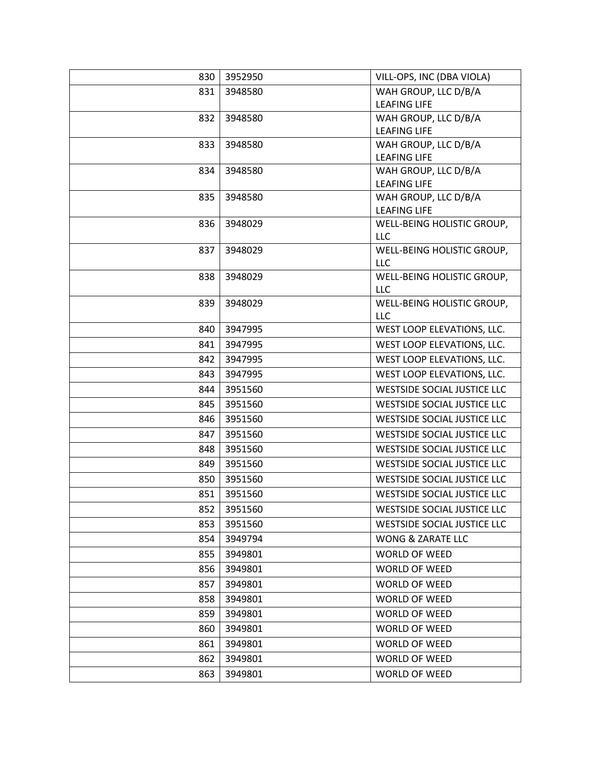| | | |
|---|---|---|
| 830 | 3952950 | VILL-OPS, INC (DBA VIOLA) |
| 831 | 3948580 | WAH GROUP, LLC D/B/A LEAFING LIFE |
| 832 | 3948580 | WAH GROUP, LLC D/B/A LEAFING LIFE |
| 833 | 3948580 | WAH GROUP, LLC D/B/A LEAFING LIFE |
| 834 | 3948580 | WAH GROUP, LLC D/B/A LEAFING LIFE |
| 835 | 3948580 | WAH GROUP, LLC D/B/A LEAFING LIFE |
| 836 | 3948029 | WELL-BEING HOLISTIC GROUP, LLC |
| 837 | 3948029 | WELL-BEING HOLISTIC GROUP, LLC |
| 838 | 3948029 | WELL-BEING HOLISTIC GROUP, LLC |
| 839 | 3948029 | WELL-BEING HOLISTIC GROUP, LLC |
| 840 | 3947995 | WEST LOOP ELEVATIONS, LLC. |
| 841 | 3947995 | WEST LOOP ELEVATIONS, LLC. |
| 842 | 3947995 | WEST LOOP ELEVATIONS, LLC. |
| 843 | 3947995 | WEST LOOP ELEVATIONS, LLC. |
| 844 | 3951560 | WESTSIDE SOCIAL JUSTICE LLC |
| 845 | 3951560 | WESTSIDE SOCIAL JUSTICE LLC |
| 846 | 3951560 | WESTSIDE SOCIAL JUSTICE LLC |
| 847 | 3951560 | WESTSIDE SOCIAL JUSTICE LLC |
| 848 | 3951560 | WESTSIDE SOCIAL JUSTICE LLC |
| 849 | 3951560 | WESTSIDE SOCIAL JUSTICE LLC |
| 850 | 3951560 | WESTSIDE SOCIAL JUSTICE LLC |
| 851 | 3951560 | WESTSIDE SOCIAL JUSTICE LLC |
| 852 | 3951560 | WESTSIDE SOCIAL JUSTICE LLC |
| 853 | 3951560 | WESTSIDE SOCIAL JUSTICE LLC |
| 854 | 3949794 | WONG & ZARATE LLC |
| 855 | 3949801 | WORLD OF WEED |
| 856 | 3949801 | WORLD OF WEED |
| 857 | 3949801 | WORLD OF WEED |
| 858 | 3949801 | WORLD OF WEED |
| 859 | 3949801 | WORLD OF WEED |
| 860 | 3949801 | WORLD OF WEED |
| 861 | 3949801 | WORLD OF WEED |
| 862 | 3949801 | WORLD OF WEED |
| 863 | 3949801 | WORLD OF WEED |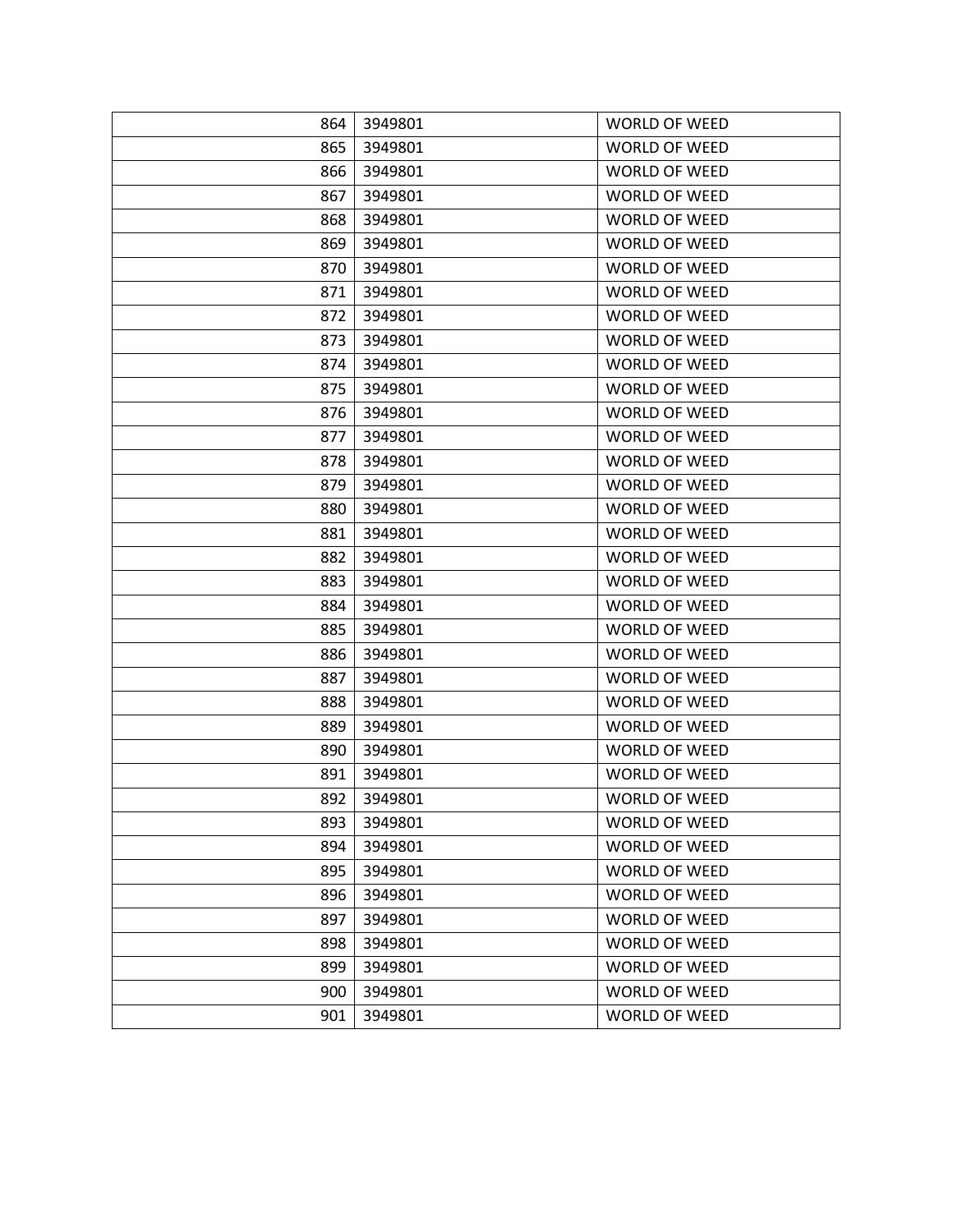| | | |
|---|---|---|
| 864 | 3949801 | WORLD OF WEED |
| 865 | 3949801 | WORLD OF WEED |
| 866 | 3949801 | WORLD OF WEED |
| 867 | 3949801 | WORLD OF WEED |
| 868 | 3949801 | WORLD OF WEED |
| 869 | 3949801 | WORLD OF WEED |
| 870 | 3949801 | WORLD OF WEED |
| 871 | 3949801 | WORLD OF WEED |
| 872 | 3949801 | WORLD OF WEED |
| 873 | 3949801 | WORLD OF WEED |
| 874 | 3949801 | WORLD OF WEED |
| 875 | 3949801 | WORLD OF WEED |
| 876 | 3949801 | WORLD OF WEED |
| 877 | 3949801 | WORLD OF WEED |
| 878 | 3949801 | WORLD OF WEED |
| 879 | 3949801 | WORLD OF WEED |
| 880 | 3949801 | WORLD OF WEED |
| 881 | 3949801 | WORLD OF WEED |
| 882 | 3949801 | WORLD OF WEED |
| 883 | 3949801 | WORLD OF WEED |
| 884 | 3949801 | WORLD OF WEED |
| 885 | 3949801 | WORLD OF WEED |
| 886 | 3949801 | WORLD OF WEED |
| 887 | 3949801 | WORLD OF WEED |
| 888 | 3949801 | WORLD OF WEED |
| 889 | 3949801 | WORLD OF WEED |
| 890 | 3949801 | WORLD OF WEED |
| 891 | 3949801 | WORLD OF WEED |
| 892 | 3949801 | WORLD OF WEED |
| 893 | 3949801 | WORLD OF WEED |
| 894 | 3949801 | WORLD OF WEED |
| 895 | 3949801 | WORLD OF WEED |
| 896 | 3949801 | WORLD OF WEED |
| 897 | 3949801 | WORLD OF WEED |
| 898 | 3949801 | WORLD OF WEED |
| 899 | 3949801 | WORLD OF WEED |
| 900 | 3949801 | WORLD OF WEED |
| 901 | 3949801 | WORLD OF WEED |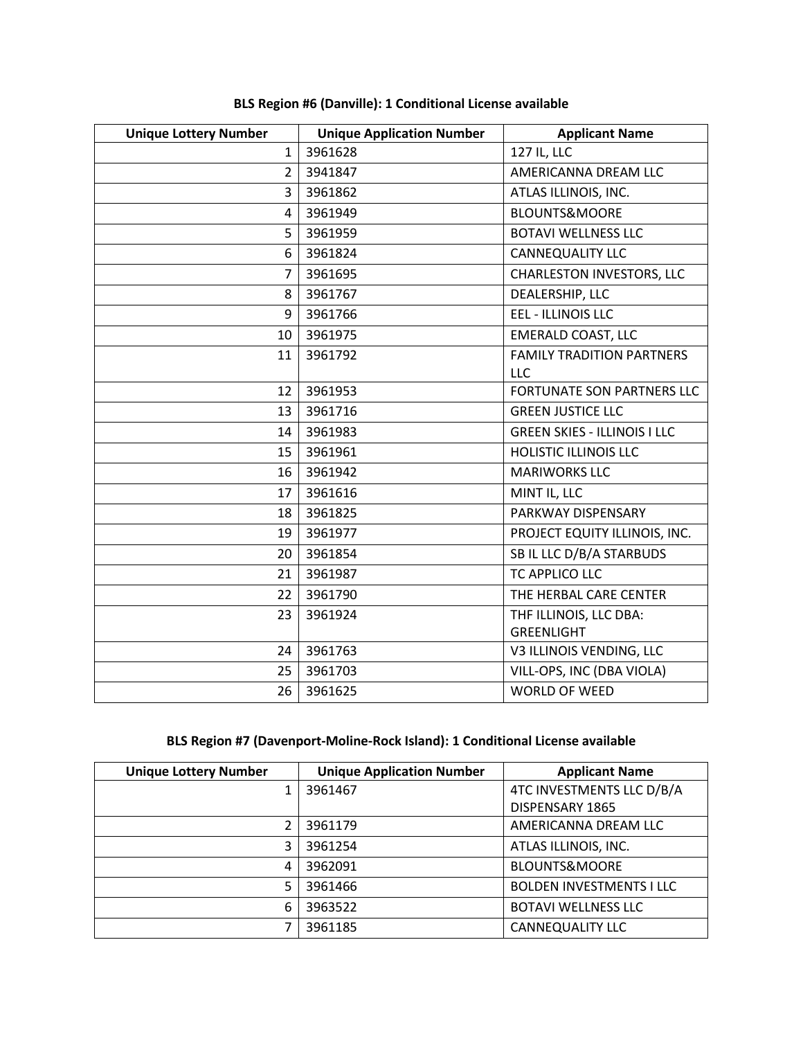**BLS Region #6 (Danville): 1 Conditional License available**

| Unique Lottery Number | Unique Application Number | Applicant Name |
|---|---|---|
| 1 | 3961628 | 127 IL, LLC |
| 2 | 3941847 | AMERICANNA DREAM LLC |
| 3 | 3961862 | ATLAS ILLINOIS, INC. |
| 4 | 3961949 | BLOUNTS&MOORE |
| 5 | 3961959 | BOTAVI WELLNESS LLC |
| 6 | 3961824 | CANNEQUALITY LLC |
| 7 | 3961695 | CHARLESTON INVESTORS, LLC |
| 8 | 3961767 | DEALERSHIP, LLC |
| 9 | 3961766 | EEL - ILLINOIS LLC |
| 10 | 3961975 | EMERALD COAST, LLC |
| 11 | 3961792 | FAMILY TRADITION PARTNERS LLC |
| 12 | 3961953 | FORTUNATE SON PARTNERS LLC |
| 13 | 3961716 | GREEN JUSTICE LLC |
| 14 | 3961983 | GREEN SKIES - ILLINOIS I LLC |
| 15 | 3961961 | HOLISTIC ILLINOIS LLC |
| 16 | 3961942 | MARIWORKS LLC |
| 17 | 3961616 | MINT IL, LLC |
| 18 | 3961825 | PARKWAY DISPENSARY |
| 19 | 3961977 | PROJECT EQUITY ILLINOIS, INC. |
| 20 | 3961854 | SB IL LLC D/B/A STARBUDS |
| 21 | 3961987 | TC APPLICO LLC |
| 22 | 3961790 | THE HERBAL CARE CENTER |
| 23 | 3961924 | THF ILLINOIS, LLC DBA: GREENLIGHT |
| 24 | 3961763 | V3 ILLINOIS VENDING, LLC |
| 25 | 3961703 | VILL-OPS, INC (DBA VIOLA) |
| 26 | 3961625 | WORLD OF WEED |

**BLS Region #7 (Davenport-Moline-Rock Island): 1 Conditional License available**

| Unique Lottery Number | Unique Application Number | Applicant Name |
|---|---|---|
| 1 | 3961467 | 4TC INVESTMENTS LLC D/B/A DISPENSARY 1865 |
| 2 | 3961179 | AMERICANNA DREAM LLC |
| 3 | 3961254 | ATLAS ILLINOIS, INC. |
| 4 | 3962091 | BLOUNTS&MOORE |
| 5 | 3961466 | BOLDEN INVESTMENTS I LLC |
| 6 | 3963522 | BOTAVI WELLNESS LLC |
| 7 | 3961185 | CANNEQUALITY LLC |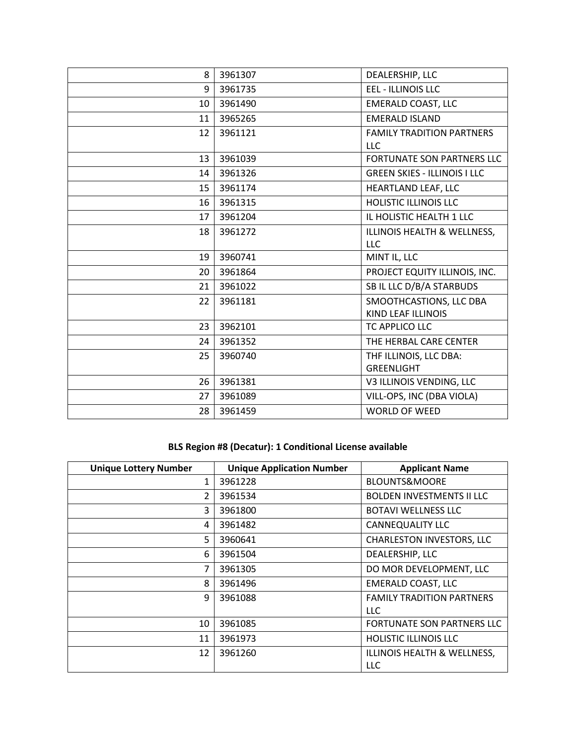| | | |
|---|---|---|
| 8 | 3961307 | DEALERSHIP, LLC |
| 9 | 3961735 | EEL - ILLINOIS LLC |
| 10 | 3961490 | EMERALD COAST, LLC |
| 11 | 3965265 | EMERALD ISLAND |
| 12 | 3961121 | FAMILY TRADITION PARTNERS LLC |
| 13 | 3961039 | FORTUNATE SON PARTNERS LLC |
| 14 | 3961326 | GREEN SKIES - ILLINOIS I LLC |
| 15 | 3961174 | HEARTLAND LEAF, LLC |
| 16 | 3961315 | HOLISTIC ILLINOIS LLC |
| 17 | 3961204 | IL HOLISTIC HEALTH 1 LLC |
| 18 | 3961272 | ILLINOIS HEALTH & WELLNESS, LLC |
| 19 | 3960741 | MINT IL, LLC |
| 20 | 3961864 | PROJECT EQUITY ILLINOIS, INC. |
| 21 | 3961022 | SB IL LLC D/B/A STARBUDS |
| 22 | 3961181 | SMOOTHCASTIONS, LLC DBA KIND LEAF ILLINOIS |
| 23 | 3962101 | TC APPLICO LLC |
| 24 | 3961352 | THE HERBAL CARE CENTER |
| 25 | 3960740 | THF ILLINOIS, LLC DBA: GREENLIGHT |
| 26 | 3961381 | V3 ILLINOIS VENDING, LLC |
| 27 | 3961089 | VILL-OPS, INC (DBA VIOLA) |
| 28 | 3961459 | WORLD OF WEED |

**BLS Region #8 (Decatur): 1 Conditional License available**

| Unique Lottery Number | Unique Application Number | Applicant Name |
|---|---|---|
| 1 | 3961228 | BLOUNTS&MOORE |
| 2 | 3961534 | BOLDEN INVESTMENTS II LLC |
| 3 | 3961800 | BOTAVI WELLNESS LLC |
| 4 | 3961482 | CANNEQUALITY LLC |
| 5 | 3960641 | CHARLESTON INVESTORS, LLC |
| 6 | 3961504 | DEALERSHIP, LLC |
| 7 | 3961305 | DO MOR DEVELOPMENT, LLC |
| 8 | 3961496 | EMERALD COAST, LLC |
| 9 | 3961088 | FAMILY TRADITION PARTNERS LLC |
| 10 | 3961085 | FORTUNATE SON PARTNERS LLC |
| 11 | 3961973 | HOLISTIC ILLINOIS LLC |
| 12 | 3961260 | ILLINOIS HEALTH & WELLNESS, LLC |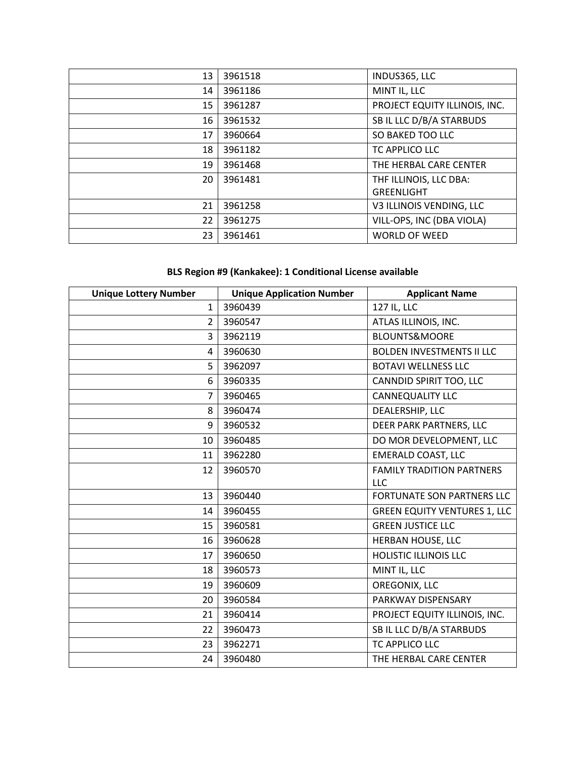| | | |
|---|---|---|
| 13 | 3961518 | INDUS365, LLC |
| 14 | 3961186 | MINT IL, LLC |
| 15 | 3961287 | PROJECT EQUITY ILLINOIS, INC. |
| 16 | 3961532 | SB IL LLC D/B/A STARBUDS |
| 17 | 3960664 | SO BAKED TOO LLC |
| 18 | 3961182 | TC APPLICO LLC |
| 19 | 3961468 | THE HERBAL CARE CENTER |
| 20 | 3961481 | THF ILLINOIS, LLC DBA: GREENLIGHT |
| 21 | 3961258 | V3 ILLINOIS VENDING, LLC |
| 22 | 3961275 | VILL-OPS, INC (DBA VIOLA) |
| 23 | 3961461 | WORLD OF WEED |

**BLS Region #9 (Kankakee): 1 Conditional License available**

| Unique Lottery Number | Unique Application Number | Applicant Name |
|---|---|---|
| 1 | 3960439 | 127 IL, LLC |
| 2 | 3960547 | ATLAS ILLINOIS, INC. |
| 3 | 3962119 | BLOUNTS&MOORE |
| 4 | 3960630 | BOLDEN INVESTMENTS II LLC |
| 5 | 3962097 | BOTAVI WELLNESS LLC |
| 6 | 3960335 | CANNDID SPIRIT TOO, LLC |
| 7 | 3960465 | CANNEQUALITY LLC |
| 8 | 3960474 | DEALERSHIP, LLC |
| 9 | 3960532 | DEER PARK PARTNERS, LLC |
| 10 | 3960485 | DO MOR DEVELOPMENT, LLC |
| 11 | 3962280 | EMERALD COAST, LLC |
| 12 | 3960570 | FAMILY TRADITION PARTNERS LLC |
| 13 | 3960440 | FORTUNATE SON PARTNERS LLC |
| 14 | 3960455 | GREEN EQUITY VENTURES 1, LLC |
| 15 | 3960581 | GREEN JUSTICE LLC |
| 16 | 3960628 | HERBAN HOUSE, LLC |
| 17 | 3960650 | HOLISTIC ILLINOIS LLC |
| 18 | 3960573 | MINT IL, LLC |
| 19 | 3960609 | OREGONIX, LLC |
| 20 | 3960584 | PARKWAY DISPENSARY |
| 21 | 3960414 | PROJECT EQUITY ILLINOIS, INC. |
| 22 | 3960473 | SB IL LLC D/B/A STARBUDS |
| 23 | 3962271 | TC APPLICO LLC |
| 24 | 3960480 | THE HERBAL CARE CENTER |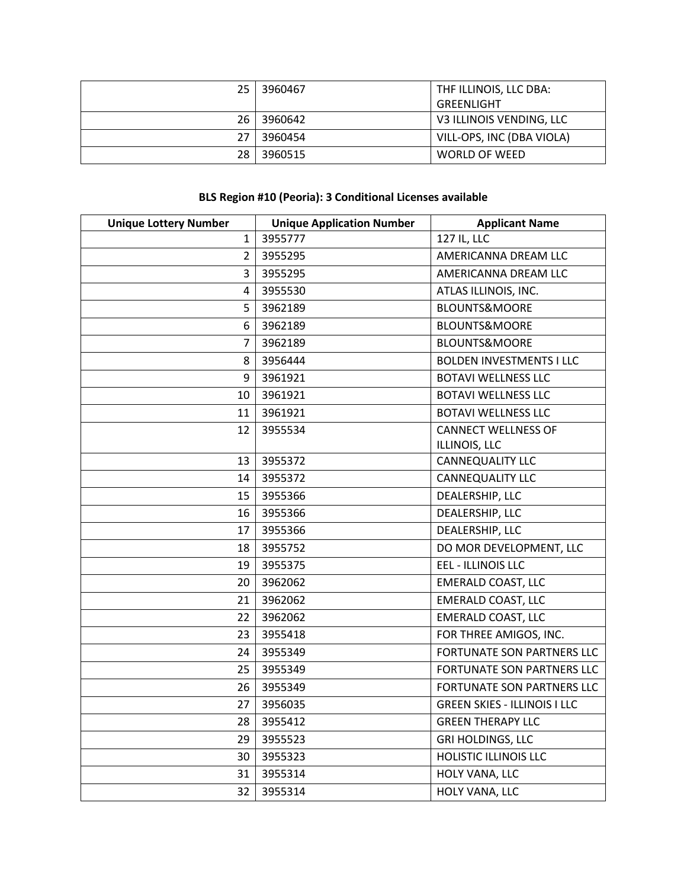| | | |
|---|---|---|
| 25 | 3960467 | THF ILLINOIS, LLC DBA: GREENLIGHT |
| 26 | 3960642 | V3 ILLINOIS VENDING, LLC |
| 27 | 3960454 | VILL-OPS, INC (DBA VIOLA) |
| 28 | 3960515 | WORLD OF WEED |

**BLS Region #10 (Peoria): 3 Conditional Licenses available**

| Unique Lottery Number | Unique Application Number | Applicant Name |
|---|---|---|
| 1 | 3955777 | 127 IL, LLC |
| 2 | 3955295 | AMERICANNA DREAM LLC |
| 3 | 3955295 | AMERICANNA DREAM LLC |
| 4 | 3955530 | ATLAS ILLINOIS, INC. |
| 5 | 3962189 | BLOUNTS&MOORE |
| 6 | 3962189 | BLOUNTS&MOORE |
| 7 | 3962189 | BLOUNTS&MOORE |
| 8 | 3956444 | BOLDEN INVESTMENTS I LLC |
| 9 | 3961921 | BOTAVI WELLNESS LLC |
| 10 | 3961921 | BOTAVI WELLNESS LLC |
| 11 | 3961921 | BOTAVI WELLNESS LLC |
| 12 | 3955534 | CANNECT WELLNESS OF ILLINOIS, LLC |
| 13 | 3955372 | CANNEQUALITY LLC |
| 14 | 3955372 | CANNEQUALITY LLC |
| 15 | 3955366 | DEALERSHIP, LLC |
| 16 | 3955366 | DEALERSHIP, LLC |
| 17 | 3955366 | DEALERSHIP, LLC |
| 18 | 3955752 | DO MOR DEVELOPMENT, LLC |
| 19 | 3955375 | EEL - ILLINOIS LLC |
| 20 | 3962062 | EMERALD COAST, LLC |
| 21 | 3962062 | EMERALD COAST, LLC |
| 22 | 3962062 | EMERALD COAST, LLC |
| 23 | 3955418 | FOR THREE AMIGOS, INC. |
| 24 | 3955349 | FORTUNATE SON PARTNERS LLC |
| 25 | 3955349 | FORTUNATE SON PARTNERS LLC |
| 26 | 3955349 | FORTUNATE SON PARTNERS LLC |
| 27 | 3956035 | GREEN SKIES - ILLINOIS I LLC |
| 28 | 3955412 | GREEN THERAPY LLC |
| 29 | 3955523 | GRI HOLDINGS, LLC |
| 30 | 3955323 | HOLISTIC ILLINOIS LLC |
| 31 | 3955314 | HOLY VANA, LLC |
| 32 | 3955314 | HOLY VANA, LLC |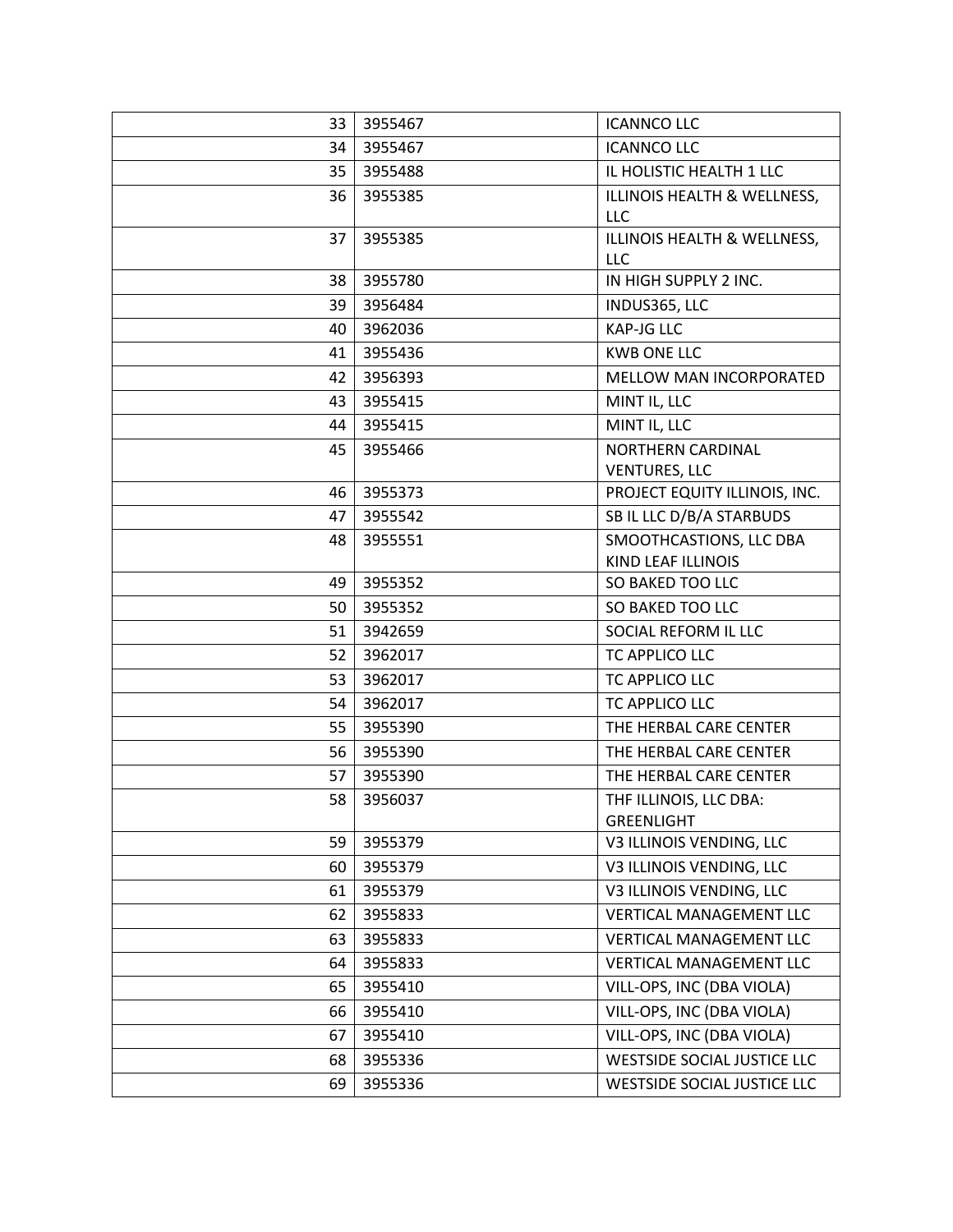| | | |
|---|---|---|
| 33 | 3955467 | ICANNCO LLC |
| 34 | 3955467 | ICANNCO LLC |
| 35 | 3955488 | IL HOLISTIC HEALTH 1 LLC |
| 36 | 3955385 | ILLINOIS HEALTH & WELLNESS, LLC |
| 37 | 3955385 | ILLINOIS HEALTH & WELLNESS, LLC |
| 38 | 3955780 | IN HIGH SUPPLY 2 INC. |
| 39 | 3956484 | INDUS365, LLC |
| 40 | 3962036 | KAP-JG LLC |
| 41 | 3955436 | KWB ONE LLC |
| 42 | 3956393 | MELLOW MAN INCORPORATED |
| 43 | 3955415 | MINT IL, LLC |
| 44 | 3955415 | MINT IL, LLC |
| 45 | 3955466 | NORTHERN CARDINAL VENTURES, LLC |
| 46 | 3955373 | PROJECT EQUITY ILLINOIS, INC. |
| 47 | 3955542 | SB IL LLC D/B/A STARBUDS |
| 48 | 3955551 | SMOOTHCASTIONS, LLC DBA KIND LEAF ILLINOIS |
| 49 | 3955352 | SO BAKED TOO LLC |
| 50 | 3955352 | SO BAKED TOO LLC |
| 51 | 3942659 | SOCIAL REFORM IL LLC |
| 52 | 3962017 | TC APPLICO LLC |
| 53 | 3962017 | TC APPLICO LLC |
| 54 | 3962017 | TC APPLICO LLC |
| 55 | 3955390 | THE HERBAL CARE CENTER |
| 56 | 3955390 | THE HERBAL CARE CENTER |
| 57 | 3955390 | THE HERBAL CARE CENTER |
| 58 | 3956037 | THF ILLINOIS, LLC DBA: GREENLIGHT |
| 59 | 3955379 | V3 ILLINOIS VENDING, LLC |
| 60 | 3955379 | V3 ILLINOIS VENDING, LLC |
| 61 | 3955379 | V3 ILLINOIS VENDING, LLC |
| 62 | 3955833 | VERTICAL MANAGEMENT LLC |
| 63 | 3955833 | VERTICAL MANAGEMENT LLC |
| 64 | 3955833 | VERTICAL MANAGEMENT LLC |
| 65 | 3955410 | VILL-OPS, INC (DBA VIOLA) |
| 66 | 3955410 | VILL-OPS, INC (DBA VIOLA) |
| 67 | 3955410 | VILL-OPS, INC (DBA VIOLA) |
| 68 | 3955336 | WESTSIDE SOCIAL JUSTICE LLC |
| 69 | 3955336 | WESTSIDE SOCIAL JUSTICE LLC |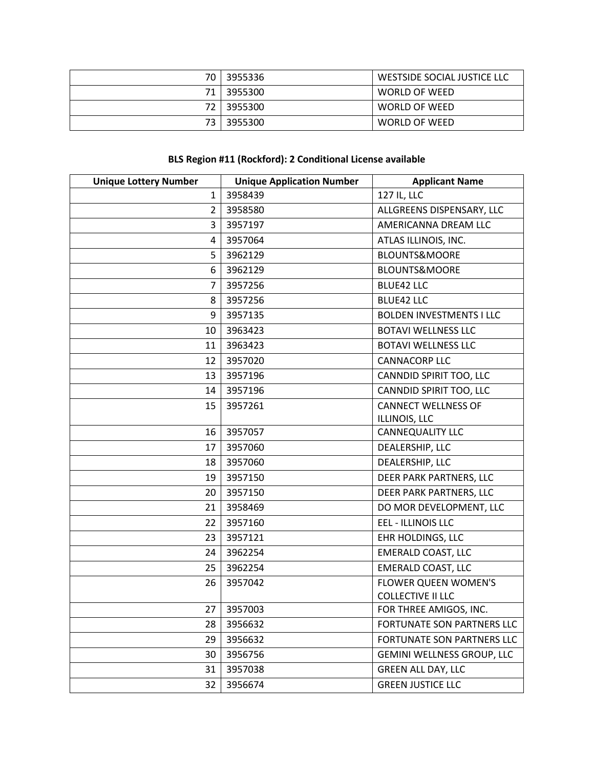| | | |
|---|---|---|
| 70 | 3955336 | WESTSIDE SOCIAL JUSTICE LLC |
| 71 | 3955300 | WORLD OF WEED |
| 72 | 3955300 | WORLD OF WEED |
| 73 | 3955300 | WORLD OF WEED |

**BLS Region #11 (Rockford): 2 Conditional License available**

| Unique Lottery Number | Unique Application Number | Applicant Name |
|---|---|---|
| 1 | 3958439 | 127 IL, LLC |
| 2 | 3958580 | ALLGREENS DISPENSARY, LLC |
| 3 | 3957197 | AMERICANNA DREAM LLC |
| 4 | 3957064 | ATLAS ILLINOIS, INC. |
| 5 | 3962129 | BLOUNTS&MOORE |
| 6 | 3962129 | BLOUNTS&MOORE |
| 7 | 3957256 | BLUE42 LLC |
| 8 | 3957256 | BLUE42 LLC |
| 9 | 3957135 | BOLDEN INVESTMENTS I LLC |
| 10 | 3963423 | BOTAVI WELLNESS LLC |
| 11 | 3963423 | BOTAVI WELLNESS LLC |
| 12 | 3957020 | CANNACORP LLC |
| 13 | 3957196 | CANNDID SPIRIT TOO, LLC |
| 14 | 3957196 | CANNDID SPIRIT TOO, LLC |
| 15 | 3957261 | CANNECT WELLNESS OF ILLINOIS, LLC |
| 16 | 3957057 | CANNEQUALITY LLC |
| 17 | 3957060 | DEALERSHIP, LLC |
| 18 | 3957060 | DEALERSHIP, LLC |
| 19 | 3957150 | DEER PARK PARTNERS, LLC |
| 20 | 3957150 | DEER PARK PARTNERS, LLC |
| 21 | 3958469 | DO MOR DEVELOPMENT, LLC |
| 22 | 3957160 | EEL - ILLINOIS LLC |
| 23 | 3957121 | EHR HOLDINGS, LLC |
| 24 | 3962254 | EMERALD COAST, LLC |
| 25 | 3962254 | EMERALD COAST, LLC |
| 26 | 3957042 | FLOWER QUEEN WOMEN'S COLLECTIVE II LLC |
| 27 | 3957003 | FOR THREE AMIGOS, INC. |
| 28 | 3956632 | FORTUNATE SON PARTNERS LLC |
| 29 | 3956632 | FORTUNATE SON PARTNERS LLC |
| 30 | 3956756 | GEMINI WELLNESS GROUP, LLC |
| 31 | 3957038 | GREEN ALL DAY, LLC |
| 32 | 3956674 | GREEN JUSTICE LLC |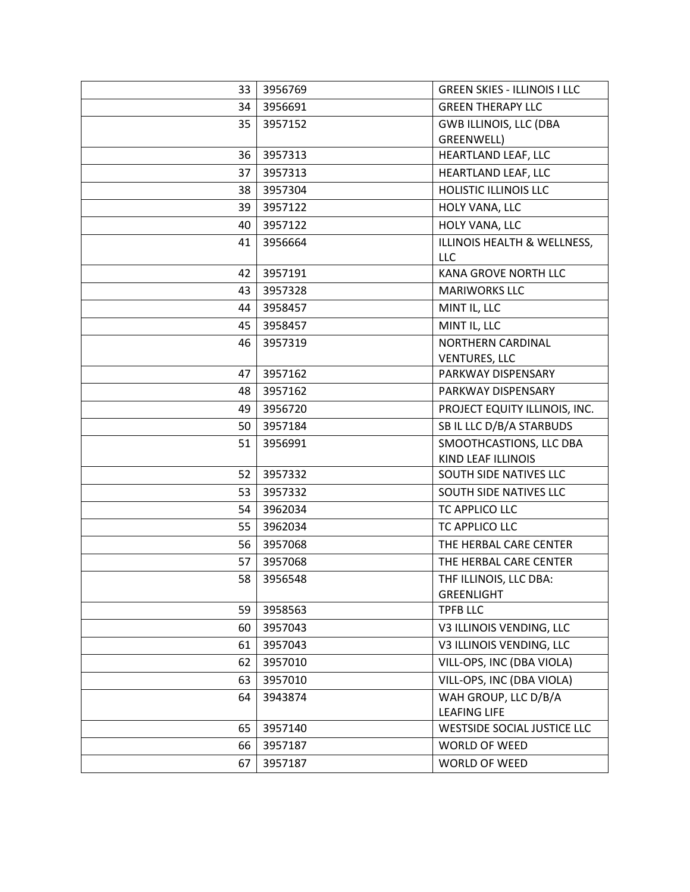| | | |
|---|---|---|
| 33 | 3956769 | GREEN SKIES - ILLINOIS I LLC |
| 34 | 3956691 | GREEN THERAPY LLC |
| 35 | 3957152 | GWB ILLINOIS, LLC (DBA GREENWELL) |
| 36 | 3957313 | HEARTLAND LEAF, LLC |
| 37 | 3957313 | HEARTLAND LEAF, LLC |
| 38 | 3957304 | HOLISTIC ILLINOIS LLC |
| 39 | 3957122 | HOLY VANA, LLC |
| 40 | 3957122 | HOLY VANA, LLC |
| 41 | 3956664 | ILLINOIS HEALTH & WELLNESS, LLC |
| 42 | 3957191 | KANA GROVE NORTH LLC |
| 43 | 3957328 | MARIWORKS LLC |
| 44 | 3958457 | MINT IL, LLC |
| 45 | 3958457 | MINT IL, LLC |
| 46 | 3957319 | NORTHERN CARDINAL VENTURES, LLC |
| 47 | 3957162 | PARKWAY DISPENSARY |
| 48 | 3957162 | PARKWAY DISPENSARY |
| 49 | 3956720 | PROJECT EQUITY ILLINOIS, INC. |
| 50 | 3957184 | SB IL LLC D/B/A STARBUDS |
| 51 | 3956991 | SMOOTHCASTIONS, LLC DBA KIND LEAF ILLINOIS |
| 52 | 3957332 | SOUTH SIDE NATIVES LLC |
| 53 | 3957332 | SOUTH SIDE NATIVES LLC |
| 54 | 3962034 | TC APPLICO LLC |
| 55 | 3962034 | TC APPLICO LLC |
| 56 | 3957068 | THE HERBAL CARE CENTER |
| 57 | 3957068 | THE HERBAL CARE CENTER |
| 58 | 3956548 | THF ILLINOIS, LLC DBA: GREENLIGHT |
| 59 | 3958563 | TPFB LLC |
| 60 | 3957043 | V3 ILLINOIS VENDING, LLC |
| 61 | 3957043 | V3 ILLINOIS VENDING, LLC |
| 62 | 3957010 | VILL-OPS, INC (DBA VIOLA) |
| 63 | 3957010 | VILL-OPS, INC (DBA VIOLA) |
| 64 | 3943874 | WAH GROUP, LLC D/B/A LEAFING LIFE |
| 65 | 3957140 | WESTSIDE SOCIAL JUSTICE LLC |
| 66 | 3957187 | WORLD OF WEED |
| 67 | 3957187 | WORLD OF WEED |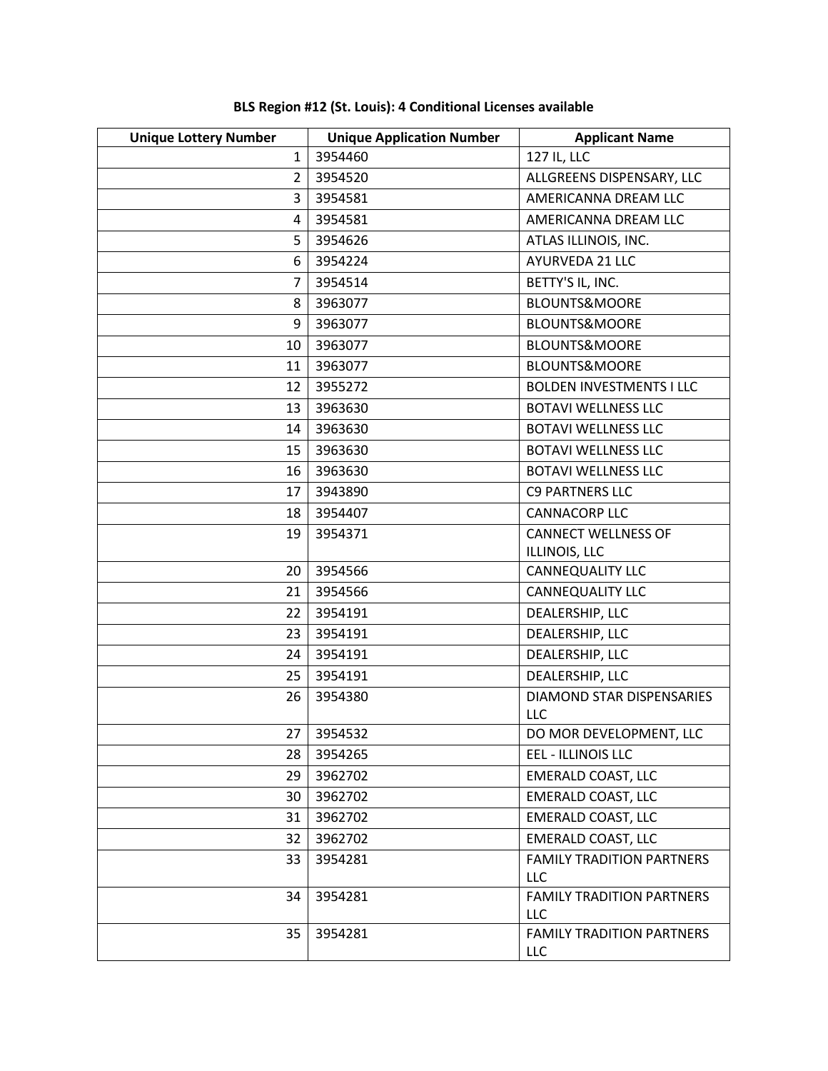**BLS Region #12 (St. Louis): 4 Conditional Licenses available**

| Unique Lottery Number | Unique Application Number | Applicant Name |
|---|---|---|
| 1 | 3954460 | 127 IL, LLC |
| 2 | 3954520 | ALLGREENS DISPENSARY, LLC |
| 3 | 3954581 | AMERICANNA DREAM LLC |
| 4 | 3954581 | AMERICANNA DREAM LLC |
| 5 | 3954626 | ATLAS ILLINOIS, INC. |
| 6 | 3954224 | AYURVEDA 21 LLC |
| 7 | 3954514 | BETTY'S IL, INC. |
| 8 | 3963077 | BLOUNTS&MOORE |
| 9 | 3963077 | BLOUNTS&MOORE |
| 10 | 3963077 | BLOUNTS&MOORE |
| 11 | 3963077 | BLOUNTS&MOORE |
| 12 | 3955272 | BOLDEN INVESTMENTS I LLC |
| 13 | 3963630 | BOTAVI WELLNESS LLC |
| 14 | 3963630 | BOTAVI WELLNESS LLC |
| 15 | 3963630 | BOTAVI WELLNESS LLC |
| 16 | 3963630 | BOTAVI WELLNESS LLC |
| 17 | 3943890 | C9 PARTNERS LLC |
| 18 | 3954407 | CANNACORP LLC |
| 19 | 3954371 | CANNECT WELLNESS OF ILLINOIS, LLC |
| 20 | 3954566 | CANNEQUALITY LLC |
| 21 | 3954566 | CANNEQUALITY LLC |
| 22 | 3954191 | DEALERSHIP, LLC |
| 23 | 3954191 | DEALERSHIP, LLC |
| 24 | 3954191 | DEALERSHIP, LLC |
| 25 | 3954191 | DEALERSHIP, LLC |
| 26 | 3954380 | DIAMOND STAR DISPENSARIES LLC |
| 27 | 3954532 | DO MOR DEVELOPMENT, LLC |
| 28 | 3954265 | EEL - ILLINOIS LLC |
| 29 | 3962702 | EMERALD COAST, LLC |
| 30 | 3962702 | EMERALD COAST, LLC |
| 31 | 3962702 | EMERALD COAST, LLC |
| 32 | 3962702 | EMERALD COAST, LLC |
| 33 | 3954281 | FAMILY TRADITION PARTNERS LLC |
| 34 | 3954281 | FAMILY TRADITION PARTNERS LLC |
| 35 | 3954281 | FAMILY TRADITION PARTNERS LLC |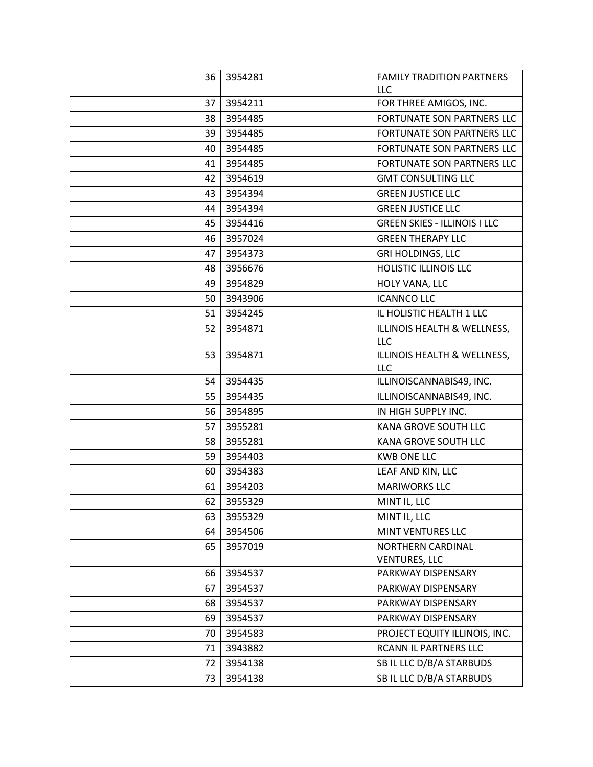| | | |
|---|---|---|
| 36 | 3954281 | FAMILY TRADITION PARTNERS LLC |
| 37 | 3954211 | FOR THREE AMIGOS, INC. |
| 38 | 3954485 | FORTUNATE SON PARTNERS LLC |
| 39 | 3954485 | FORTUNATE SON PARTNERS LLC |
| 40 | 3954485 | FORTUNATE SON PARTNERS LLC |
| 41 | 3954485 | FORTUNATE SON PARTNERS LLC |
| 42 | 3954619 | GMT CONSULTING LLC |
| 43 | 3954394 | GREEN JUSTICE LLC |
| 44 | 3954394 | GREEN JUSTICE LLC |
| 45 | 3954416 | GREEN SKIES - ILLINOIS I LLC |
| 46 | 3957024 | GREEN THERAPY LLC |
| 47 | 3954373 | GRI HOLDINGS, LLC |
| 48 | 3956676 | HOLISTIC ILLINOIS LLC |
| 49 | 3954829 | HOLY VANA, LLC |
| 50 | 3943906 | ICANNCO LLC |
| 51 | 3954245 | IL HOLISTIC HEALTH 1 LLC |
| 52 | 3954871 | ILLINOIS HEALTH & WELLNESS, LLC |
| 53 | 3954871 | ILLINOIS HEALTH & WELLNESS, LLC |
| 54 | 3954435 | ILLINOISCANNABIS49, INC. |
| 55 | 3954435 | ILLINOISCANNABIS49, INC. |
| 56 | 3954895 | IN HIGH SUPPLY INC. |
| 57 | 3955281 | KANA GROVE SOUTH LLC |
| 58 | 3955281 | KANA GROVE SOUTH LLC |
| 59 | 3954403 | KWB ONE LLC |
| 60 | 3954383 | LEAF AND KIN, LLC |
| 61 | 3954203 | MARIWORKS LLC |
| 62 | 3955329 | MINT IL, LLC |
| 63 | 3955329 | MINT IL, LLC |
| 64 | 3954506 | MINT VENTURES LLC |
| 65 | 3957019 | NORTHERN CARDINAL VENTURES, LLC |
| 66 | 3954537 | PARKWAY DISPENSARY |
| 67 | 3954537 | PARKWAY DISPENSARY |
| 68 | 3954537 | PARKWAY DISPENSARY |
| 69 | 3954537 | PARKWAY DISPENSARY |
| 70 | 3954583 | PROJECT EQUITY ILLINOIS, INC. |
| 71 | 3943882 | RCANN IL PARTNERS LLC |
| 72 | 3954138 | SB IL LLC D/B/A STARBUDS |
| 73 | 3954138 | SB IL LLC D/B/A STARBUDS |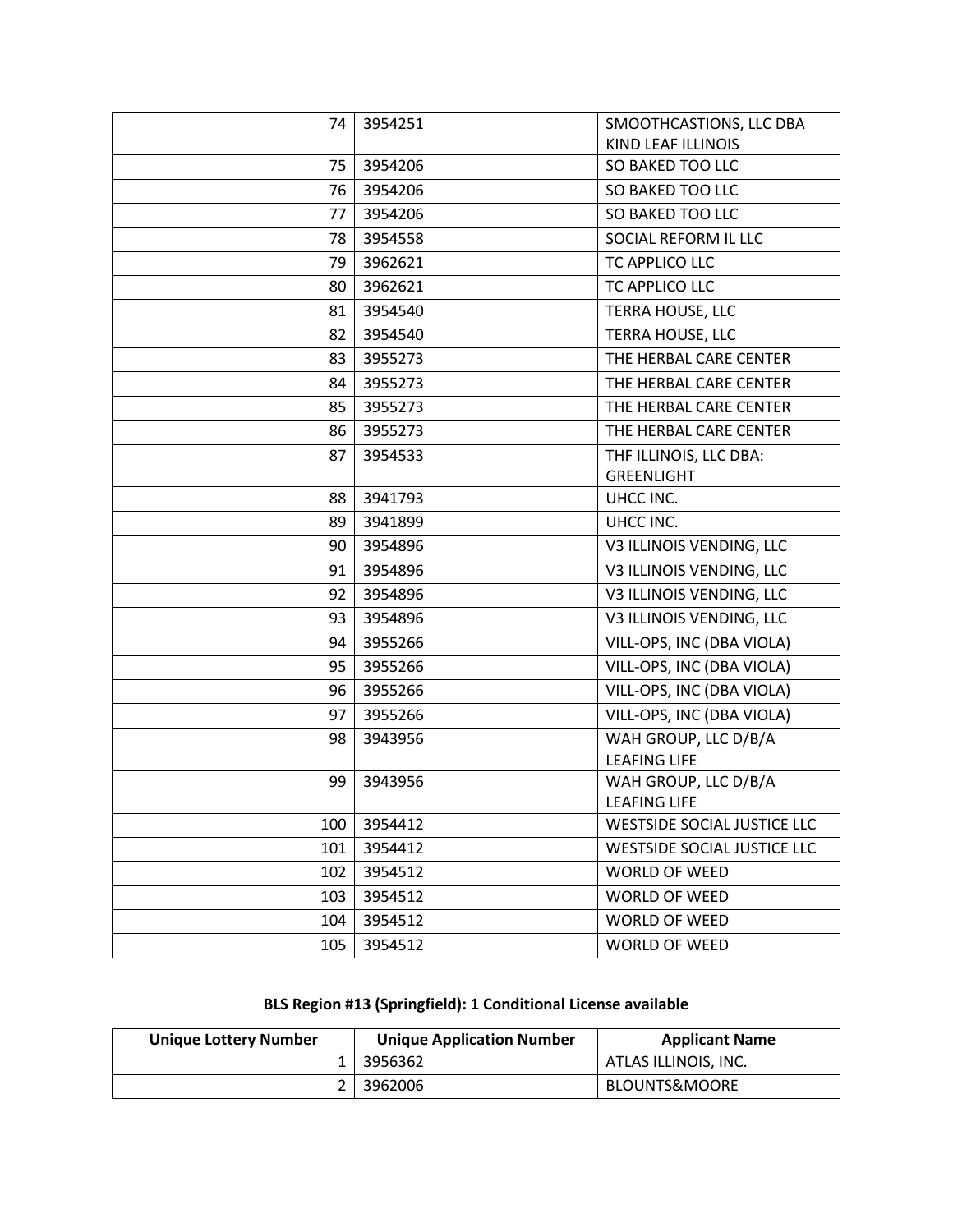| | | |
|---|---|---|
| 74 | 3954251 | SMOOTHCASTIONS, LLC DBA KIND LEAF ILLINOIS |
| 75 | 3954206 | SO BAKED TOO LLC |
| 76 | 3954206 | SO BAKED TOO LLC |
| 77 | 3954206 | SO BAKED TOO LLC |
| 78 | 3954558 | SOCIAL REFORM IL LLC |
| 79 | 3962621 | TC APPLICO LLC |
| 80 | 3962621 | TC APPLICO LLC |
| 81 | 3954540 | TERRA HOUSE, LLC |
| 82 | 3954540 | TERRA HOUSE, LLC |
| 83 | 3955273 | THE HERBAL CARE CENTER |
| 84 | 3955273 | THE HERBAL CARE CENTER |
| 85 | 3955273 | THE HERBAL CARE CENTER |
| 86 | 3955273 | THE HERBAL CARE CENTER |
| 87 | 3954533 | THF ILLINOIS, LLC DBA: GREENLIGHT |
| 88 | 3941793 | UHCC INC. |
| 89 | 3941899 | UHCC INC. |
| 90 | 3954896 | V3 ILLINOIS VENDING, LLC |
| 91 | 3954896 | V3 ILLINOIS VENDING, LLC |
| 92 | 3954896 | V3 ILLINOIS VENDING, LLC |
| 93 | 3954896 | V3 ILLINOIS VENDING, LLC |
| 94 | 3955266 | VILL-OPS, INC (DBA VIOLA) |
| 95 | 3955266 | VILL-OPS, INC (DBA VIOLA) |
| 96 | 3955266 | VILL-OPS, INC (DBA VIOLA) |
| 97 | 3955266 | VILL-OPS, INC (DBA VIOLA) |
| 98 | 3943956 | WAH GROUP, LLC D/B/A LEAFING LIFE |
| 99 | 3943956 | WAH GROUP, LLC D/B/A LEAFING LIFE |
| 100 | 3954412 | WESTSIDE SOCIAL JUSTICE LLC |
| 101 | 3954412 | WESTSIDE SOCIAL JUSTICE LLC |
| 102 | 3954512 | WORLD OF WEED |
| 103 | 3954512 | WORLD OF WEED |
| 104 | 3954512 | WORLD OF WEED |
| 105 | 3954512 | WORLD OF WEED |

**BLS Region #13 (Springfield): 1 Conditional License available**

| Unique Lottery Number | Unique Application Number | Applicant Name |
|---|---|---|
| 1 | 3956362 | ATLAS ILLINOIS, INC. |
| 2 | 3962006 | BLOUNTS&MOORE |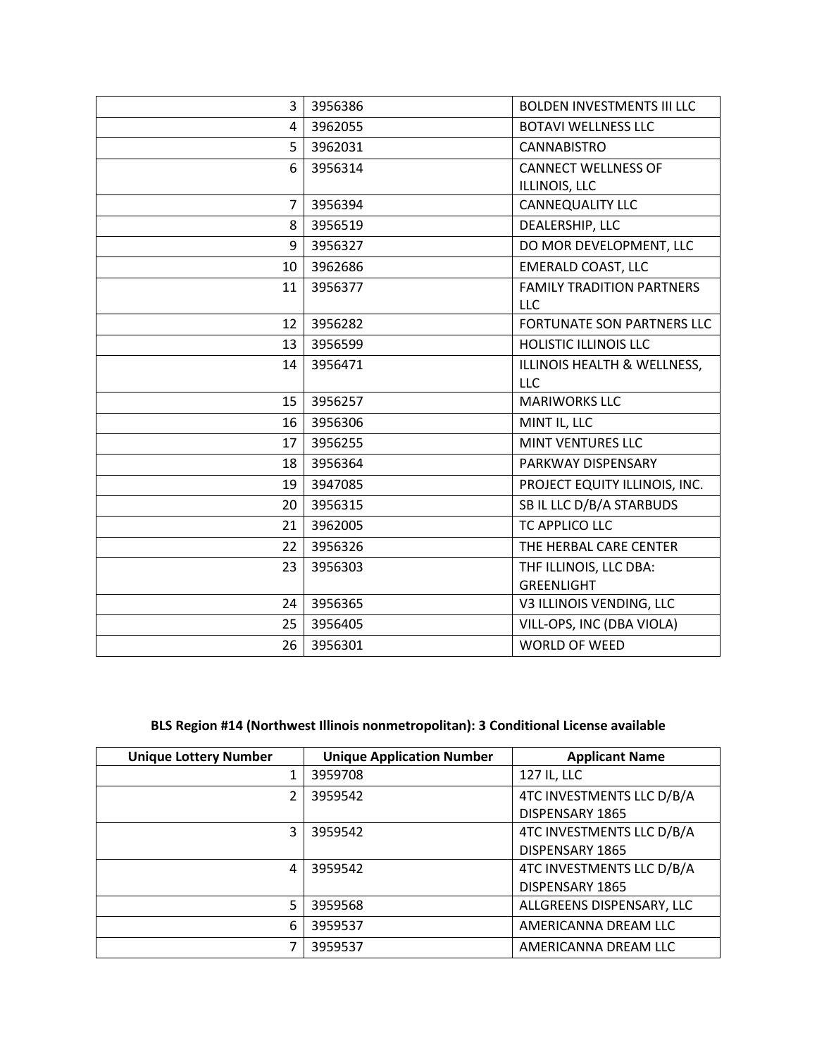| | | |
|---|---|---|
| 3 | 3956386 | BOLDEN INVESTMENTS III LLC |
| 4 | 3962055 | BOTAVI WELLNESS LLC |
| 5 | 3962031 | CANNABISTRO |
| 6 | 3956314 | CANNECT WELLNESS OF ILLINOIS, LLC |
| 7 | 3956394 | CANNEQUALITY LLC |
| 8 | 3956519 | DEALERSHIP, LLC |
| 9 | 3956327 | DO MOR DEVELOPMENT, LLC |
| 10 | 3962686 | EMERALD COAST, LLC |
| 11 | 3956377 | FAMILY TRADITION PARTNERS LLC |
| 12 | 3956282 | FORTUNATE SON PARTNERS LLC |
| 13 | 3956599 | HOLISTIC ILLINOIS LLC |
| 14 | 3956471 | ILLINOIS HEALTH & WELLNESS, LLC |
| 15 | 3956257 | MARIWORKS LLC |
| 16 | 3956306 | MINT IL, LLC |
| 17 | 3956255 | MINT VENTURES LLC |
| 18 | 3956364 | PARKWAY DISPENSARY |
| 19 | 3947085 | PROJECT EQUITY ILLINOIS, INC. |
| 20 | 3956315 | SB IL LLC D/B/A STARBUDS |
| 21 | 3962005 | TC APPLICO LLC |
| 22 | 3956326 | THE HERBAL CARE CENTER |
| 23 | 3956303 | THF ILLINOIS, LLC DBA: GREENLIGHT |
| 24 | 3956365 | V3 ILLINOIS VENDING, LLC |
| 25 | 3956405 | VILL-OPS, INC (DBA VIOLA) |
| 26 | 3956301 | WORLD OF WEED |

**BLS Region #14 (Northwest Illinois nonmetropolitan): 3 Conditional License available**

| Unique Lottery Number | Unique Application Number | Applicant Name |
|---|---|---|
| 1 | 3959708 | 127 IL, LLC |
| 2 | 3959542 | 4TC INVESTMENTS LLC D/B/A DISPENSARY 1865 |
| 3 | 3959542 | 4TC INVESTMENTS LLC D/B/A DISPENSARY 1865 |
| 4 | 3959542 | 4TC INVESTMENTS LLC D/B/A DISPENSARY 1865 |
| 5 | 3959568 | ALLGREENS DISPENSARY, LLC |
| 6 | 3959537 | AMERICANNA DREAM LLC |
| 7 | 3959537 | AMERICANNA DREAM LLC |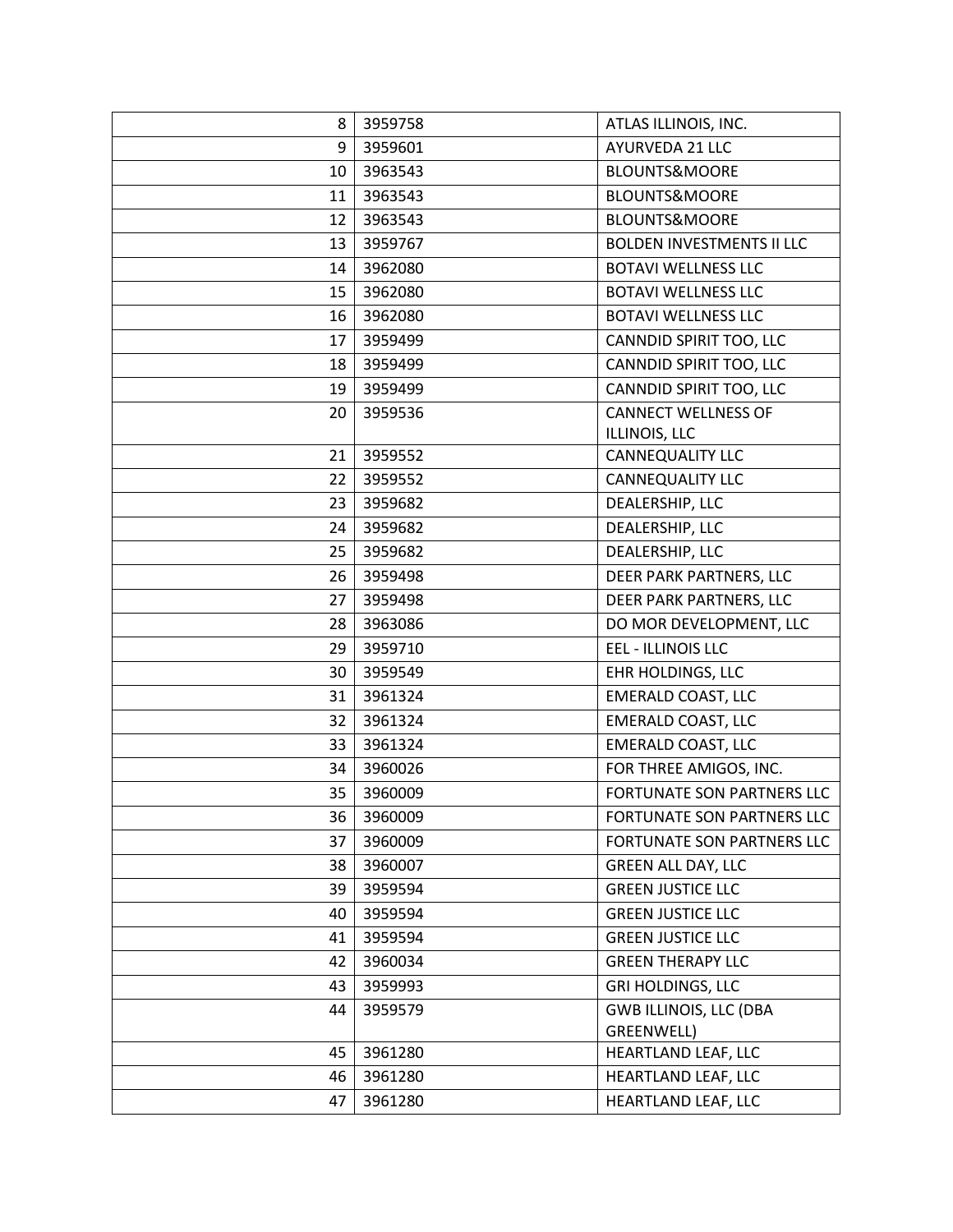| | | |
|---|---|---|
| 8 | 3959758 | ATLAS ILLINOIS, INC. |
| 9 | 3959601 | AYURVEDA 21 LLC |
| 10 | 3963543 | BLOUNTS&MOORE |
| 11 | 3963543 | BLOUNTS&MOORE |
| 12 | 3963543 | BLOUNTS&MOORE |
| 13 | 3959767 | BOLDEN INVESTMENTS II LLC |
| 14 | 3962080 | BOTAVI WELLNESS LLC |
| 15 | 3962080 | BOTAVI WELLNESS LLC |
| 16 | 3962080 | BOTAVI WELLNESS LLC |
| 17 | 3959499 | CANNDID SPIRIT TOO, LLC |
| 18 | 3959499 | CANNDID SPIRIT TOO, LLC |
| 19 | 3959499 | CANNDID SPIRIT TOO, LLC |
| 20 | 3959536 | CANNECT WELLNESS OF ILLINOIS, LLC |
| 21 | 3959552 | CANNEQUALITY LLC |
| 22 | 3959552 | CANNEQUALITY LLC |
| 23 | 3959682 | DEALERSHIP, LLC |
| 24 | 3959682 | DEALERSHIP, LLC |
| 25 | 3959682 | DEALERSHIP, LLC |
| 26 | 3959498 | DEER PARK PARTNERS, LLC |
| 27 | 3959498 | DEER PARK PARTNERS, LLC |
| 28 | 3963086 | DO MOR DEVELOPMENT, LLC |
| 29 | 3959710 | EEL - ILLINOIS LLC |
| 30 | 3959549 | EHR HOLDINGS, LLC |
| 31 | 3961324 | EMERALD COAST, LLC |
| 32 | 3961324 | EMERALD COAST, LLC |
| 33 | 3961324 | EMERALD COAST, LLC |
| 34 | 3960026 | FOR THREE AMIGOS, INC. |
| 35 | 3960009 | FORTUNATE SON PARTNERS LLC |
| 36 | 3960009 | FORTUNATE SON PARTNERS LLC |
| 37 | 3960009 | FORTUNATE SON PARTNERS LLC |
| 38 | 3960007 | GREEN ALL DAY, LLC |
| 39 | 3959594 | GREEN JUSTICE LLC |
| 40 | 3959594 | GREEN JUSTICE LLC |
| 41 | 3959594 | GREEN JUSTICE LLC |
| 42 | 3960034 | GREEN THERAPY LLC |
| 43 | 3959993 | GRI HOLDINGS, LLC |
| 44 | 3959579 | GWB ILLINOIS, LLC (DBA GREENWELL) |
| 45 | 3961280 | HEARTLAND LEAF, LLC |
| 46 | 3961280 | HEARTLAND LEAF, LLC |
| 47 | 3961280 | HEARTLAND LEAF, LLC |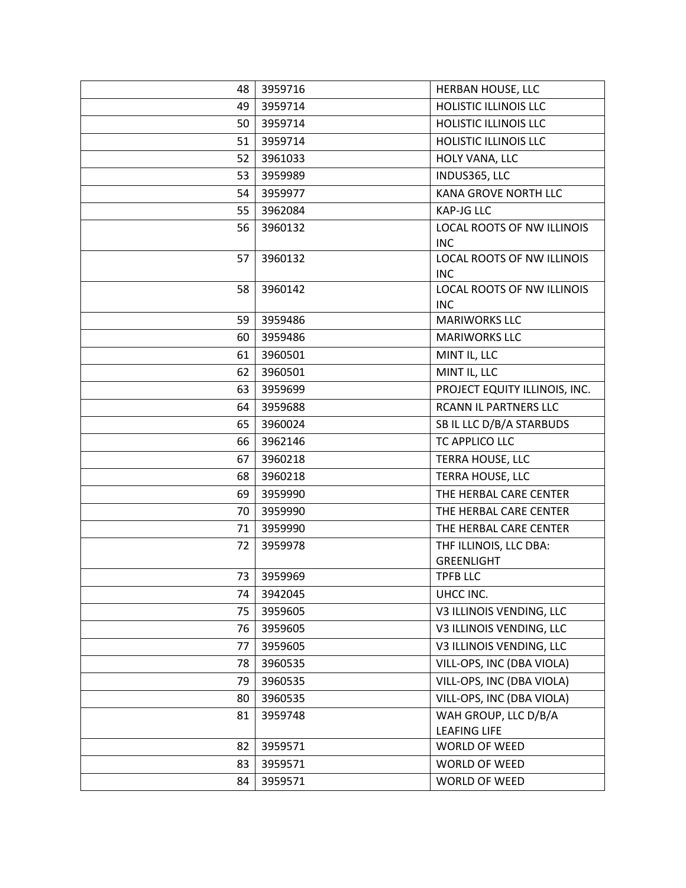| | | |
|---|---|---|
| 48 | 3959716 | HERBAN HOUSE, LLC |
| 49 | 3959714 | HOLISTIC ILLINOIS LLC |
| 50 | 3959714 | HOLISTIC ILLINOIS LLC |
| 51 | 3959714 | HOLISTIC ILLINOIS LLC |
| 52 | 3961033 | HOLY VANA, LLC |
| 53 | 3959989 | INDUS365, LLC |
| 54 | 3959977 | KANA GROVE NORTH LLC |
| 55 | 3962084 | KAP-JG LLC |
| 56 | 3960132 | LOCAL ROOTS OF NW ILLINOIS INC |
| 57 | 3960132 | LOCAL ROOTS OF NW ILLINOIS INC |
| 58 | 3960142 | LOCAL ROOTS OF NW ILLINOIS INC |
| 59 | 3959486 | MARIWORKS LLC |
| 60 | 3959486 | MARIWORKS LLC |
| 61 | 3960501 | MINT IL, LLC |
| 62 | 3960501 | MINT IL, LLC |
| 63 | 3959699 | PROJECT EQUITY ILLINOIS, INC. |
| 64 | 3959688 | RCANN IL PARTNERS LLC |
| 65 | 3960024 | SB IL LLC D/B/A STARBUDS |
| 66 | 3962146 | TC APPLICO LLC |
| 67 | 3960218 | TERRA HOUSE, LLC |
| 68 | 3960218 | TERRA HOUSE, LLC |
| 69 | 3959990 | THE HERBAL CARE CENTER |
| 70 | 3959990 | THE HERBAL CARE CENTER |
| 71 | 3959990 | THE HERBAL CARE CENTER |
| 72 | 3959978 | THF ILLINOIS, LLC DBA: GREENLIGHT |
| 73 | 3959969 | TPFB LLC |
| 74 | 3942045 | UHCC INC. |
| 75 | 3959605 | V3 ILLINOIS VENDING, LLC |
| 76 | 3959605 | V3 ILLINOIS VENDING, LLC |
| 77 | 3959605 | V3 ILLINOIS VENDING, LLC |
| 78 | 3960535 | VILL-OPS, INC (DBA VIOLA) |
| 79 | 3960535 | VILL-OPS, INC (DBA VIOLA) |
| 80 | 3960535 | VILL-OPS, INC (DBA VIOLA) |
| 81 | 3959748 | WAH GROUP, LLC D/B/A LEAFING LIFE |
| 82 | 3959571 | WORLD OF WEED |
| 83 | 3959571 | WORLD OF WEED |
| 84 | 3959571 | WORLD OF WEED |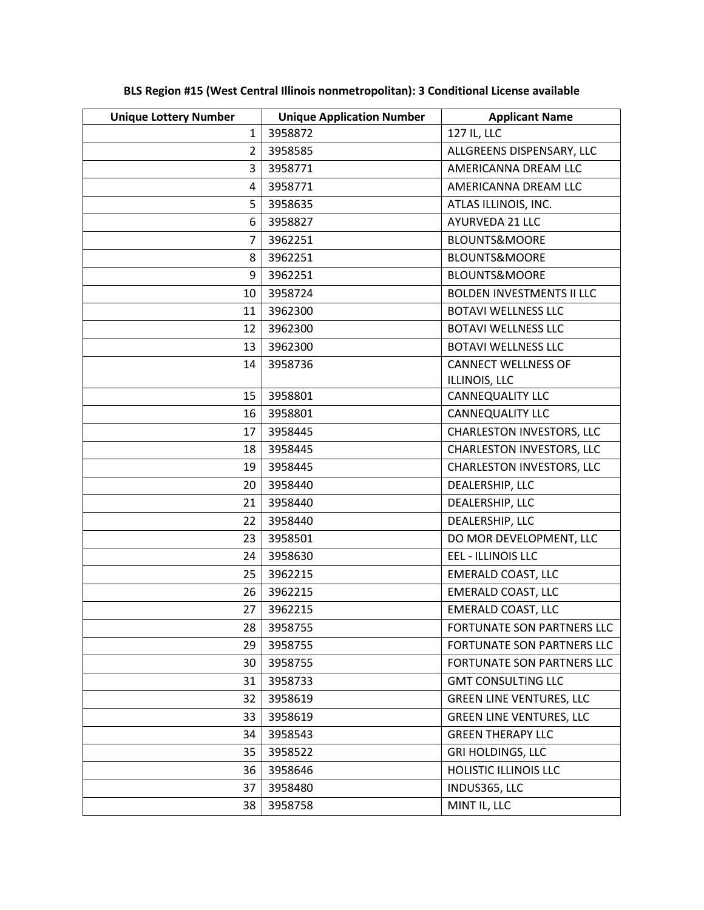**BLS Region #15 (West Central Illinois nonmetropolitan): 3 Conditional License available**

| Unique Lottery Number | Unique Application Number | Applicant Name |
|---|---|---|
| 1 | 3958872 | 127 IL, LLC |
| 2 | 3958585 | ALLGREENS DISPENSARY, LLC |
| 3 | 3958771 | AMERICANNA DREAM LLC |
| 4 | 3958771 | AMERICANNA DREAM LLC |
| 5 | 3958635 | ATLAS ILLINOIS, INC. |
| 6 | 3958827 | AYURVEDA 21 LLC |
| 7 | 3962251 | BLOUNTS&MOORE |
| 8 | 3962251 | BLOUNTS&MOORE |
| 9 | 3962251 | BLOUNTS&MOORE |
| 10 | 3958724 | BOLDEN INVESTMENTS II LLC |
| 11 | 3962300 | BOTAVI WELLNESS LLC |
| 12 | 3962300 | BOTAVI WELLNESS LLC |
| 13 | 3962300 | BOTAVI WELLNESS LLC |
| 14 | 3958736 | CANNECT WELLNESS OF ILLINOIS, LLC |
| 15 | 3958801 | CANNEQUALITY LLC |
| 16 | 3958801 | CANNEQUALITY LLC |
| 17 | 3958445 | CHARLESTON INVESTORS, LLC |
| 18 | 3958445 | CHARLESTON INVESTORS, LLC |
| 19 | 3958445 | CHARLESTON INVESTORS, LLC |
| 20 | 3958440 | DEALERSHIP, LLC |
| 21 | 3958440 | DEALERSHIP, LLC |
| 22 | 3958440 | DEALERSHIP, LLC |
| 23 | 3958501 | DO MOR DEVELOPMENT, LLC |
| 24 | 3958630 | EEL - ILLINOIS LLC |
| 25 | 3962215 | EMERALD COAST, LLC |
| 26 | 3962215 | EMERALD COAST, LLC |
| 27 | 3962215 | EMERALD COAST, LLC |
| 28 | 3958755 | FORTUNATE SON PARTNERS LLC |
| 29 | 3958755 | FORTUNATE SON PARTNERS LLC |
| 30 | 3958755 | FORTUNATE SON PARTNERS LLC |
| 31 | 3958733 | GMT CONSULTING LLC |
| 32 | 3958619 | GREEN LINE VENTURES, LLC |
| 33 | 3958619 | GREEN LINE VENTURES, LLC |
| 34 | 3958543 | GREEN THERAPY LLC |
| 35 | 3958522 | GRI HOLDINGS, LLC |
| 36 | 3958646 | HOLISTIC ILLINOIS LLC |
| 37 | 3958480 | INDUS365, LLC |
| 38 | 3958758 | MINT IL, LLC |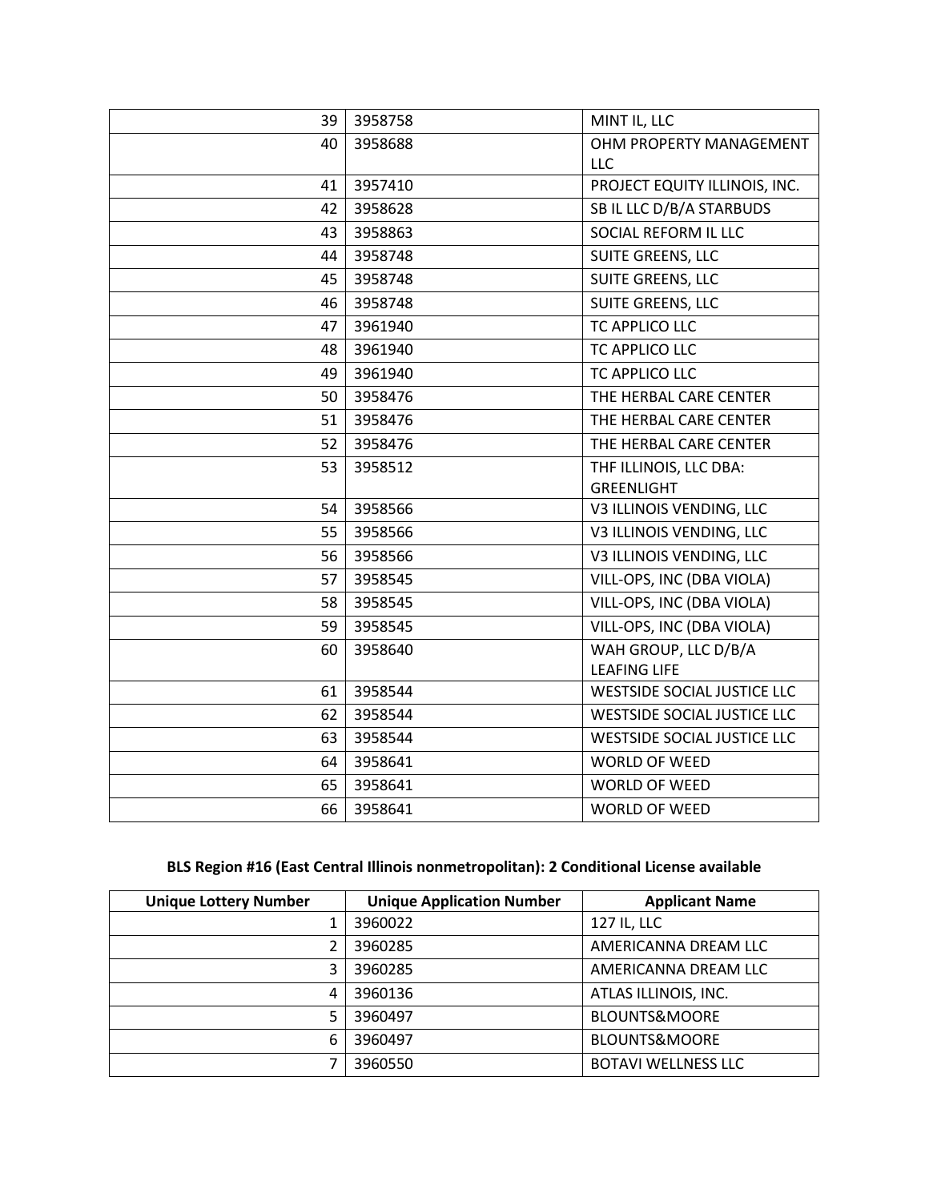| | | |
|---|---|---|
| 39 | 3958758 | MINT IL, LLC |
| 40 | 3958688 | OHM PROPERTY MANAGEMENT LLC |
| 41 | 3957410 | PROJECT EQUITY ILLINOIS, INC. |
| 42 | 3958628 | SB IL LLC D/B/A STARBUDS |
| 43 | 3958863 | SOCIAL REFORM IL LLC |
| 44 | 3958748 | SUITE GREENS, LLC |
| 45 | 3958748 | SUITE GREENS, LLC |
| 46 | 3958748 | SUITE GREENS, LLC |
| 47 | 3961940 | TC APPLICO LLC |
| 48 | 3961940 | TC APPLICO LLC |
| 49 | 3961940 | TC APPLICO LLC |
| 50 | 3958476 | THE HERBAL CARE CENTER |
| 51 | 3958476 | THE HERBAL CARE CENTER |
| 52 | 3958476 | THE HERBAL CARE CENTER |
| 53 | 3958512 | THF ILLINOIS, LLC DBA: GREENLIGHT |
| 54 | 3958566 | V3 ILLINOIS VENDING, LLC |
| 55 | 3958566 | V3 ILLINOIS VENDING, LLC |
| 56 | 3958566 | V3 ILLINOIS VENDING, LLC |
| 57 | 3958545 | VILL-OPS, INC (DBA VIOLA) |
| 58 | 3958545 | VILL-OPS, INC (DBA VIOLA) |
| 59 | 3958545 | VILL-OPS, INC (DBA VIOLA) |
| 60 | 3958640 | WAH GROUP, LLC D/B/A LEAFING LIFE |
| 61 | 3958544 | WESTSIDE SOCIAL JUSTICE LLC |
| 62 | 3958544 | WESTSIDE SOCIAL JUSTICE LLC |
| 63 | 3958544 | WESTSIDE SOCIAL JUSTICE LLC |
| 64 | 3958641 | WORLD OF WEED |
| 65 | 3958641 | WORLD OF WEED |
| 66 | 3958641 | WORLD OF WEED |

**BLS Region #16 (East Central Illinois nonmetropolitan): 2 Conditional License available**

| Unique Lottery Number | Unique Application Number | Applicant Name |
|---|---|---|
| 1 | 3960022 | 127 IL, LLC |
| 2 | 3960285 | AMERICANNA DREAM LLC |
| 3 | 3960285 | AMERICANNA DREAM LLC |
| 4 | 3960136 | ATLAS ILLINOIS, INC. |
| 5 | 3960497 | BLOUNTS&MOORE |
| 6 | 3960497 | BLOUNTS&MOORE |
| 7 | 3960550 | BOTAVI WELLNESS LLC |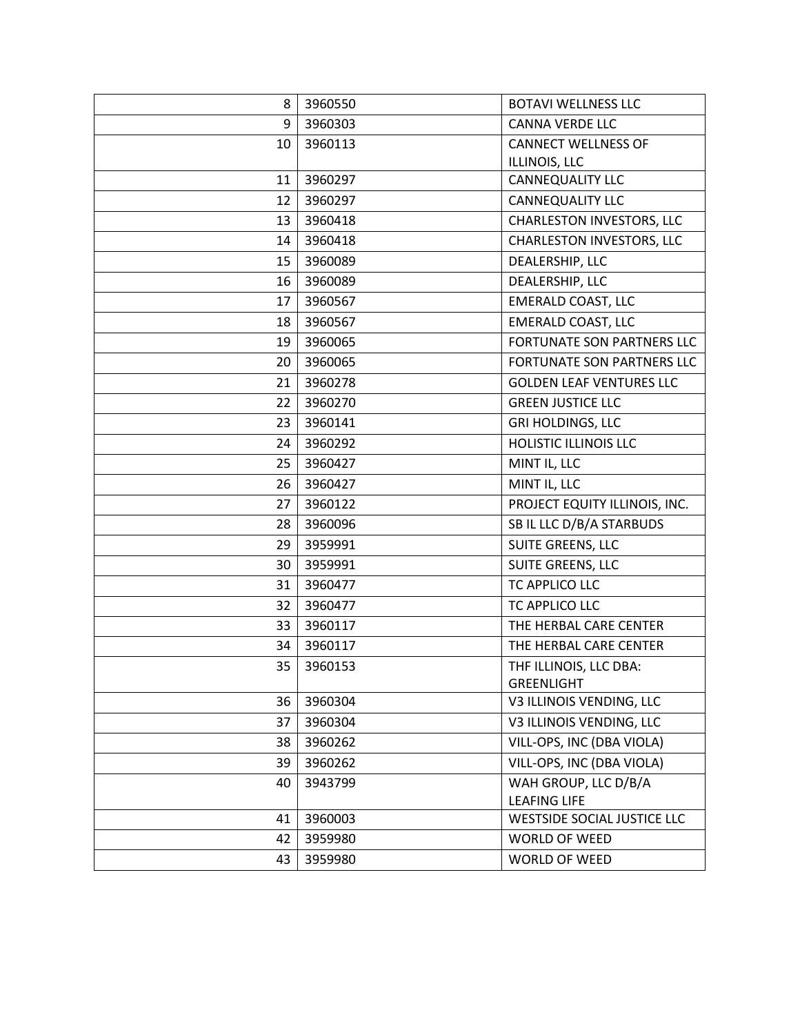| | | |
|---|---|---|
| 8 | 3960550 | BOTAVI WELLNESS LLC |
| 9 | 3960303 | CANNA VERDE LLC |
| 10 | 3960113 | CANNECT WELLNESS OF ILLINOIS, LLC |
| 11 | 3960297 | CANNEQUALITY LLC |
| 12 | 3960297 | CANNEQUALITY LLC |
| 13 | 3960418 | CHARLESTON INVESTORS, LLC |
| 14 | 3960418 | CHARLESTON INVESTORS, LLC |
| 15 | 3960089 | DEALERSHIP, LLC |
| 16 | 3960089 | DEALERSHIP, LLC |
| 17 | 3960567 | EMERALD COAST, LLC |
| 18 | 3960567 | EMERALD COAST, LLC |
| 19 | 3960065 | FORTUNATE SON PARTNERS LLC |
| 20 | 3960065 | FORTUNATE SON PARTNERS LLC |
| 21 | 3960278 | GOLDEN LEAF VENTURES LLC |
| 22 | 3960270 | GREEN JUSTICE LLC |
| 23 | 3960141 | GRI HOLDINGS, LLC |
| 24 | 3960292 | HOLISTIC ILLINOIS LLC |
| 25 | 3960427 | MINT IL, LLC |
| 26 | 3960427 | MINT IL, LLC |
| 27 | 3960122 | PROJECT EQUITY ILLINOIS, INC. |
| 28 | 3960096 | SB IL LLC D/B/A STARBUDS |
| 29 | 3959991 | SUITE GREENS, LLC |
| 30 | 3959991 | SUITE GREENS, LLC |
| 31 | 3960477 | TC APPLICO LLC |
| 32 | 3960477 | TC APPLICO LLC |
| 33 | 3960117 | THE HERBAL CARE CENTER |
| 34 | 3960117 | THE HERBAL CARE CENTER |
| 35 | 3960153 | THF ILLINOIS, LLC DBA: GREENLIGHT |
| 36 | 3960304 | V3 ILLINOIS VENDING, LLC |
| 37 | 3960304 | V3 ILLINOIS VENDING, LLC |
| 38 | 3960262 | VILL-OPS, INC (DBA VIOLA) |
| 39 | 3960262 | VILL-OPS, INC (DBA VIOLA) |
| 40 | 3943799 | WAH GROUP, LLC D/B/A LEAFING LIFE |
| 41 | 3960003 | WESTSIDE SOCIAL JUSTICE LLC |
| 42 | 3959980 | WORLD OF WEED |
| 43 | 3959980 | WORLD OF WEED |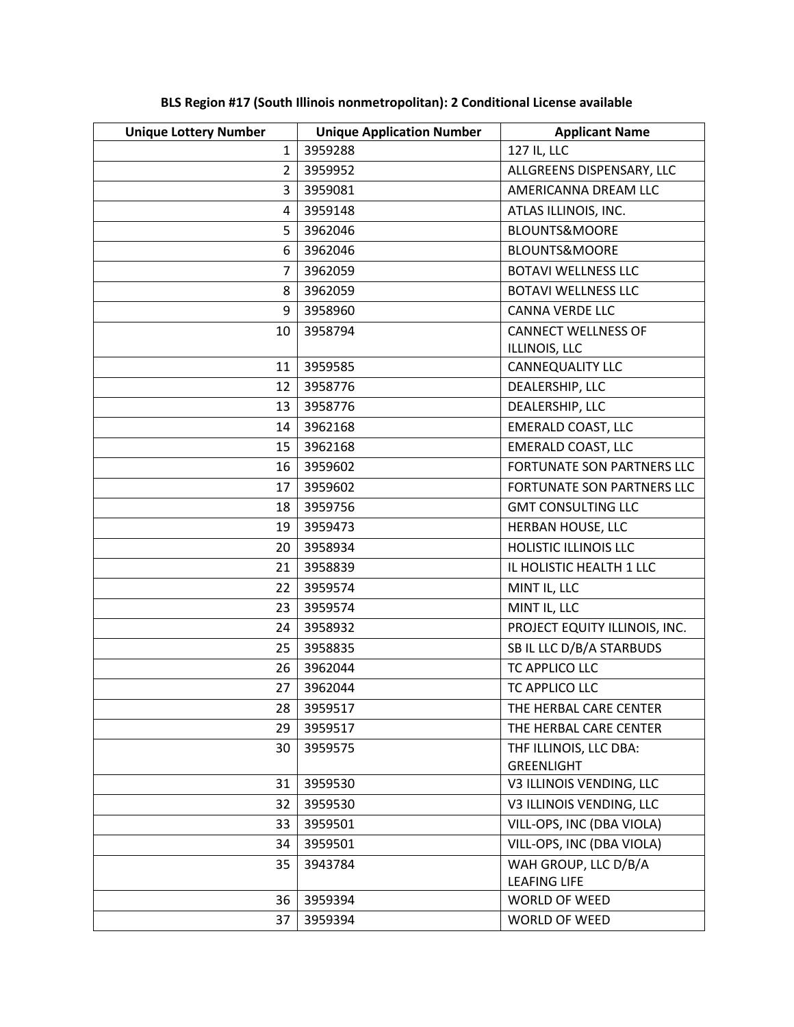**BLS Region #17 (South Illinois nonmetropolitan): 2 Conditional License available**

| Unique Lottery Number | Unique Application Number | Applicant Name |
|---|---|---|
| 1 | 3959288 | 127 IL, LLC |
| 2 | 3959952 | ALLGREENS DISPENSARY, LLC |
| 3 | 3959081 | AMERICANNA DREAM LLC |
| 4 | 3959148 | ATLAS ILLINOIS, INC. |
| 5 | 3962046 | BLOUNTS&MOORE |
| 6 | 3962046 | BLOUNTS&MOORE |
| 7 | 3962059 | BOTAVI WELLNESS LLC |
| 8 | 3962059 | BOTAVI WELLNESS LLC |
| 9 | 3958960 | CANNA VERDE LLC |
| 10 | 3958794 | CANNECT WELLNESS OF ILLINOIS, LLC |
| 11 | 3959585 | CANNEQUALITY LLC |
| 12 | 3958776 | DEALERSHIP, LLC |
| 13 | 3958776 | DEALERSHIP, LLC |
| 14 | 3962168 | EMERALD COAST, LLC |
| 15 | 3962168 | EMERALD COAST, LLC |
| 16 | 3959602 | FORTUNATE SON PARTNERS LLC |
| 17 | 3959602 | FORTUNATE SON PARTNERS LLC |
| 18 | 3959756 | GMT CONSULTING LLC |
| 19 | 3959473 | HERBAN HOUSE, LLC |
| 20 | 3958934 | HOLISTIC ILLINOIS LLC |
| 21 | 3958839 | IL HOLISTIC HEALTH 1 LLC |
| 22 | 3959574 | MINT IL, LLC |
| 23 | 3959574 | MINT IL, LLC |
| 24 | 3958932 | PROJECT EQUITY ILLINOIS, INC. |
| 25 | 3958835 | SB IL LLC D/B/A STARBUDS |
| 26 | 3962044 | TC APPLICO LLC |
| 27 | 3962044 | TC APPLICO LLC |
| 28 | 3959517 | THE HERBAL CARE CENTER |
| 29 | 3959517 | THE HERBAL CARE CENTER |
| 30 | 3959575 | THF ILLINOIS, LLC DBA: GREENLIGHT |
| 31 | 3959530 | V3 ILLINOIS VENDING, LLC |
| 32 | 3959530 | V3 ILLINOIS VENDING, LLC |
| 33 | 3959501 | VILL-OPS, INC (DBA VIOLA) |
| 34 | 3959501 | VILL-OPS, INC (DBA VIOLA) |
| 35 | 3943784 | WAH GROUP, LLC D/B/A LEAFING LIFE |
| 36 | 3959394 | WORLD OF WEED |
| 37 | 3959394 | WORLD OF WEED |